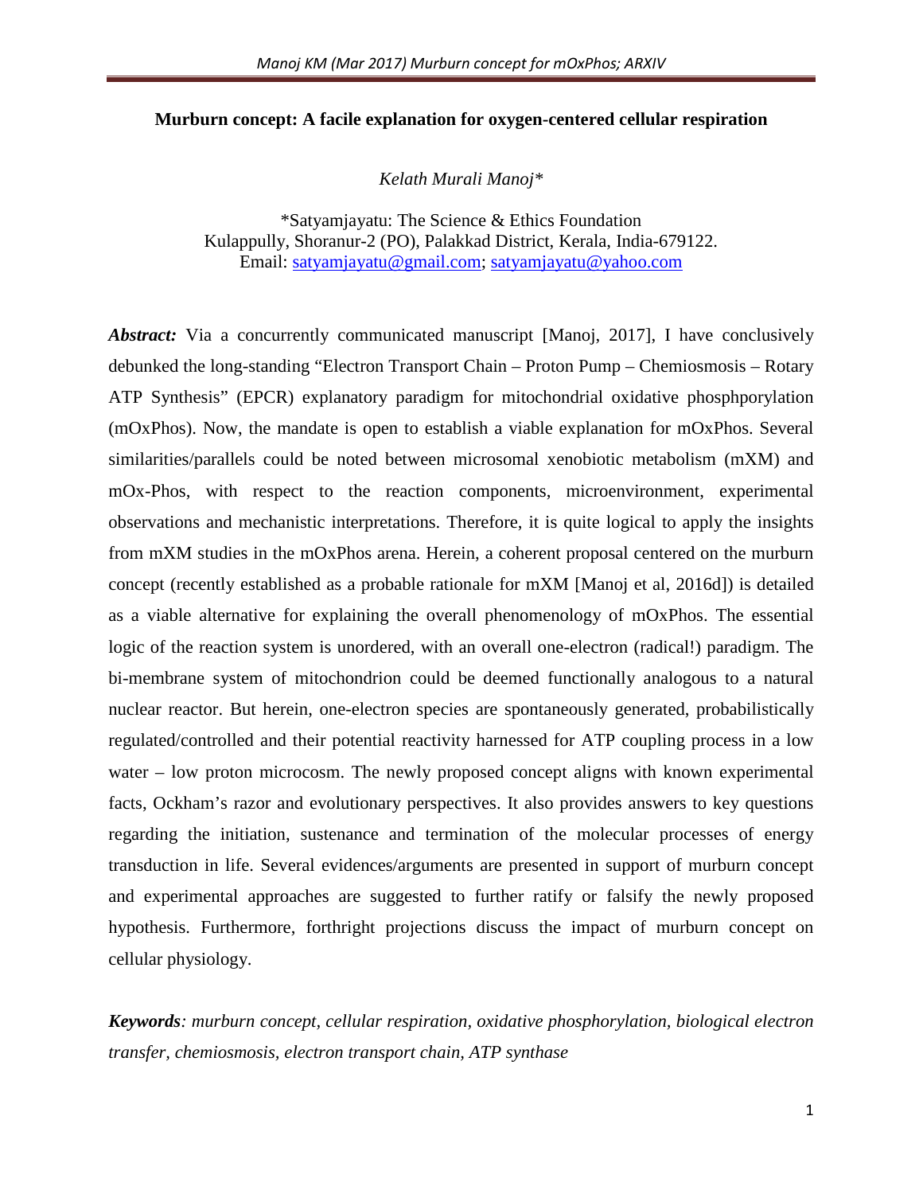**Murburn concept: A facile explanation for oxygen-centered cellular respiration**

*Kelath Murali Manoj\**

\*Satyamjayatu: The Science & Ethics Foundation
Kulappully, Shoranur-2 (PO), Palakkad District, Kerala, India-679122.
Email: satyamjayatu@gmail.com; satyamjayatu@yahoo.com

***Abstract:*** Via a concurrently communicated manuscript [Manoj, 2017], I have conclusively debunked the long-standing "Electron Transport Chain – Proton Pump – Chemiosmosis – Rotary ATP Synthesis" (EPCR) explanatory paradigm for mitochondrial oxidative phosphporylation (mOxPhos). Now, the mandate is open to establish a viable explanation for mOxPhos. Several similarities/parallels could be noted between microsomal xenobiotic metabolism (mXM) and mOx-Phos, with respect to the reaction components, microenvironment, experimental observations and mechanistic interpretations. Therefore, it is quite logical to apply the insights from mXM studies in the mOxPhos arena. Herein, a coherent proposal centered on the murburn concept (recently established as a probable rationale for mXM [Manoj et al, 2016d]) is detailed as a viable alternative for explaining the overall phenomenology of mOxPhos. The essential logic of the reaction system is unordered, with an overall one-electron (radical!) paradigm. The bi-membrane system of mitochondrion could be deemed functionally analogous to a natural nuclear reactor. But herein, one-electron species are spontaneously generated, probabilistically regulated/controlled and their potential reactivity harnessed for ATP coupling process in a low water – low proton microcosm. The newly proposed concept aligns with known experimental facts, Ockham's razor and evolutionary perspectives. It also provides answers to key questions regarding the initiation, sustenance and termination of the molecular processes of energy transduction in life. Several evidences/arguments are presented in support of murburn concept and experimental approaches are suggested to further ratify or falsify the newly proposed hypothesis. Furthermore, forthright projections discuss the impact of murburn concept on cellular physiology.

***Keywords****: murburn concept, cellular respiration, oxidative phosphorylation, biological electron transfer, chemiosmosis, electron transport chain, ATP synthase*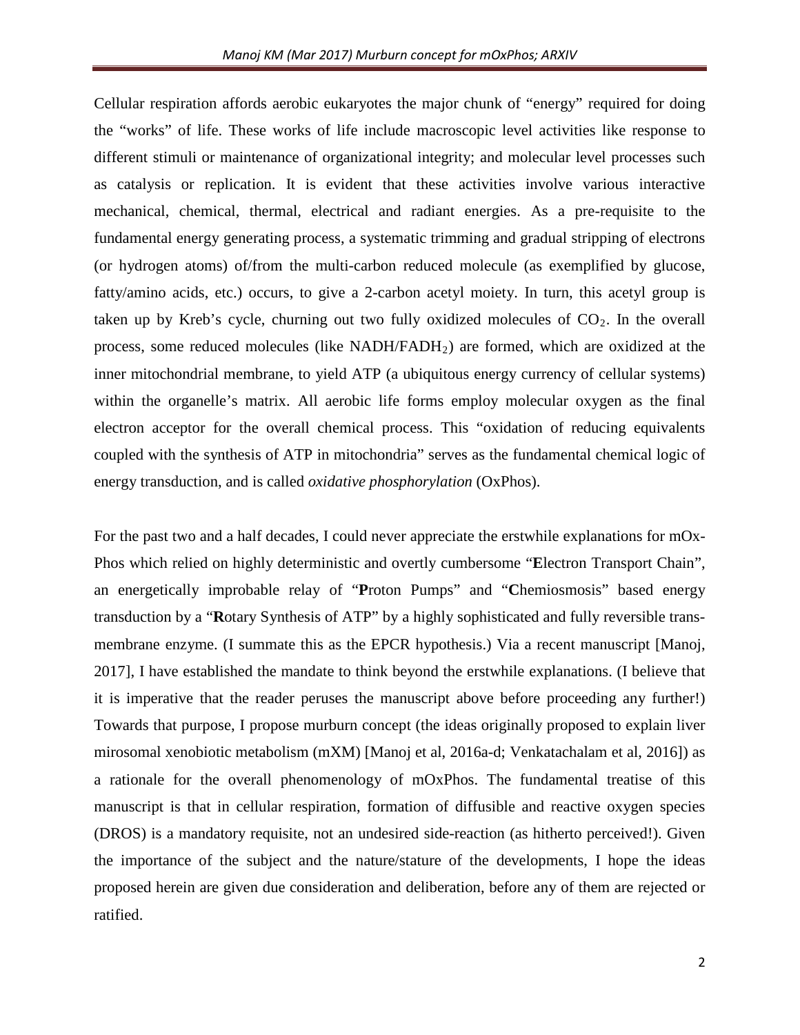Cellular respiration affords aerobic eukaryotes the major chunk of "energy" required for doing the "works" of life. These works of life include macroscopic level activities like response to different stimuli or maintenance of organizational integrity; and molecular level processes such as catalysis or replication. It is evident that these activities involve various interactive mechanical, chemical, thermal, electrical and radiant energies. As a pre-requisite to the fundamental energy generating process, a systematic trimming and gradual stripping of electrons (or hydrogen atoms) of/from the multi-carbon reduced molecule (as exemplified by glucose, fatty/amino acids, etc.) occurs, to give a 2-carbon acetyl moiety. In turn, this acetyl group is taken up by Kreb's cycle, churning out two fully oxidized molecules of $CO_2$. In the overall process, some reduced molecules (like $NADH/FADH_2$) are formed, which are oxidized at the inner mitochondrial membrane, to yield ATP (a ubiquitous energy currency of cellular systems) within the organelle's matrix. All aerobic life forms employ molecular oxygen as the final electron acceptor for the overall chemical process. This "oxidation of reducing equivalents coupled with the synthesis of ATP in mitochondria" serves as the fundamental chemical logic of energy transduction, and is called *oxidative phosphorylation* (OxPhos).

For the past two and a half decades, I could never appreciate the erstwhile explanations for mOx-Phos which relied on highly deterministic and overtly cumbersome "**E**lectron Transport Chain", an energetically improbable relay of "**P**roton Pumps" and "**C**hemiosmosis" based energy transduction by a "**R**otary Synthesis of ATP" by a highly sophisticated and fully reversible trans-membrane enzyme. (I summate this as the EPCR hypothesis.) Via a recent manuscript [Manoj, 2017], I have established the mandate to think beyond the erstwhile explanations. (I believe that it is imperative that the reader peruses the manuscript above before proceeding any further!) Towards that purpose, I propose murburn concept (the ideas originally proposed to explain liver mirosomal xenobiotic metabolism (mXM) [Manoj et al, 2016a-d; Venkatachalam et al, 2016]) as a rationale for the overall phenomenology of mOxPhos. The fundamental treatise of this manuscript is that in cellular respiration, formation of diffusible and reactive oxygen species (DROS) is a mandatory requisite, not an undesired side-reaction (as hitherto perceived!). Given the importance of the subject and the nature/stature of the developments, I hope the ideas proposed herein are given due consideration and deliberation, before any of them are rejected or ratified.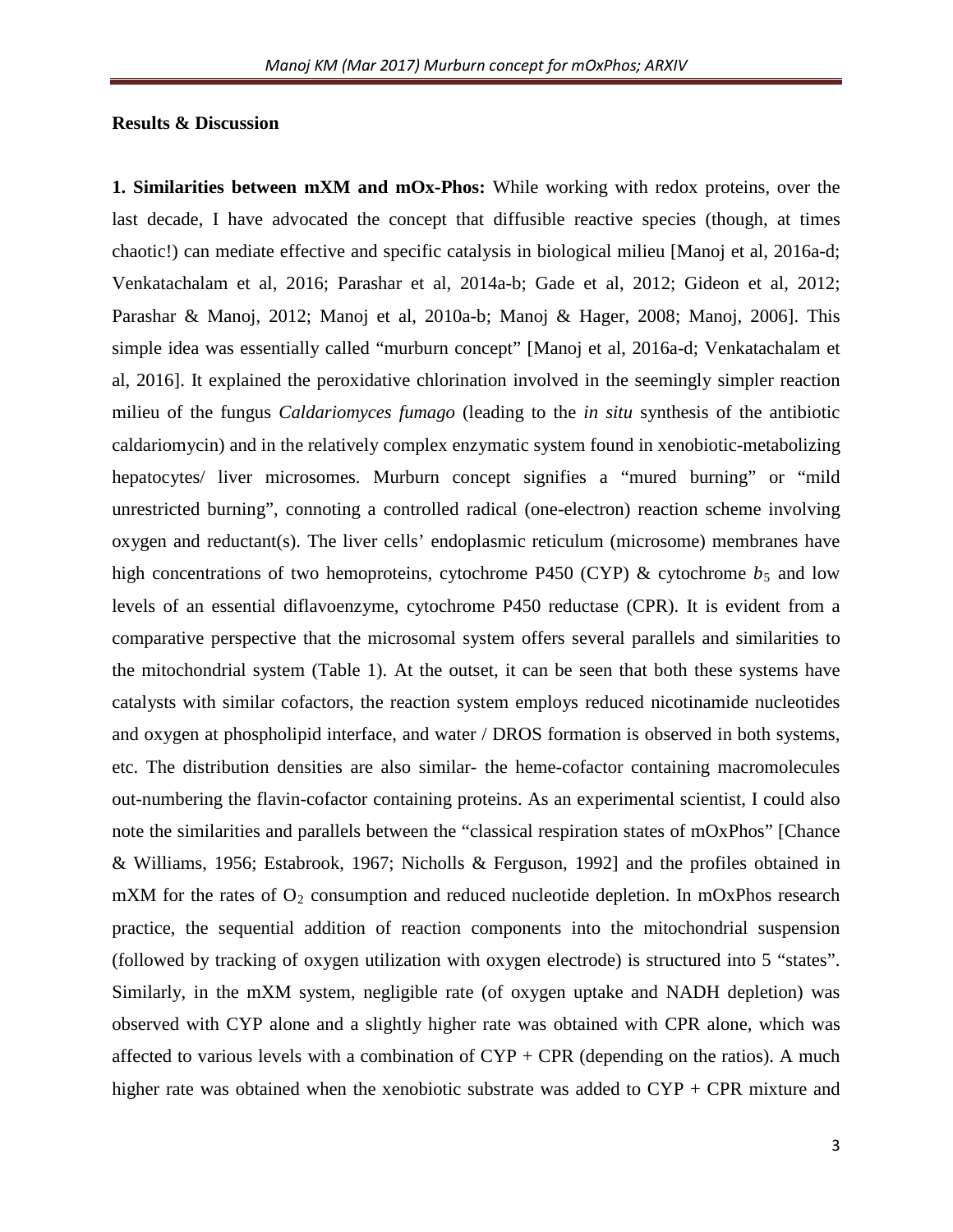## Results & Discussion

**1. Similarities between mXM and mOx-Phos:** While working with redox proteins, over the last decade, I have advocated the concept that diffusible reactive species (though, at times chaotic!) can mediate effective and specific catalysis in biological milieu [Manoj et al, 2016a-d; Venkatachalam et al, 2016; Parashar et al, 2014a-b; Gade et al, 2012; Gideon et al, 2012; Parashar & Manoj, 2012; Manoj et al, 2010a-b; Manoj & Hager, 2008; Manoj, 2006]. This simple idea was essentially called "murburn concept" [Manoj et al, 2016a-d; Venkatachalam et al, 2016]. It explained the peroxidative chlorination involved in the seemingly simpler reaction milieu of the fungus *Caldariomyces fumago* (leading to the *in situ* synthesis of the antibiotic caldariomycin) and in the relatively complex enzymatic system found in xenobiotic-metabolizing hepatocytes/ liver microsomes. Murburn concept signifies a "mured burning" or "mild unrestricted burning", connoting a controlled radical (one-electron) reaction scheme involving oxygen and reductant(s). The liver cells' endoplasmic reticulum (microsome) membranes have high concentrations of two hemoproteins, cytochrome P450 (CYP) & cytochrome $b_5$ and low levels of an essential diflavoenzyme, cytochrome P450 reductase (CPR). It is evident from a comparative perspective that the microsomal system offers several parallels and similarities to the mitochondrial system (Table 1). At the outset, it can be seen that both these systems have catalysts with similar cofactors, the reaction system employs reduced nicotinamide nucleotides and oxygen at phospholipid interface, and water / DROS formation is observed in both systems, etc. The distribution densities are also similar- the heme-cofactor containing macromolecules out-numbering the flavin-cofactor containing proteins. As an experimental scientist, I could also note the similarities and parallels between the "classical respiration states of mOxPhos" [Chance & Williams, 1956; Estabrook, 1967; Nicholls & Ferguson, 1992] and the profiles obtained in mXM for the rates of $O_2$ consumption and reduced nucleotide depletion. In mOxPhos research practice, the sequential addition of reaction components into the mitochondrial suspension (followed by tracking of oxygen utilization with oxygen electrode) is structured into 5 "states". Similarly, in the mXM system, negligible rate (of oxygen uptake and NADH depletion) was observed with CYP alone and a slightly higher rate was obtained with CPR alone, which was affected to various levels with a combination of CYP + CPR (depending on the ratios). A much higher rate was obtained when the xenobiotic substrate was added to CYP + CPR mixture and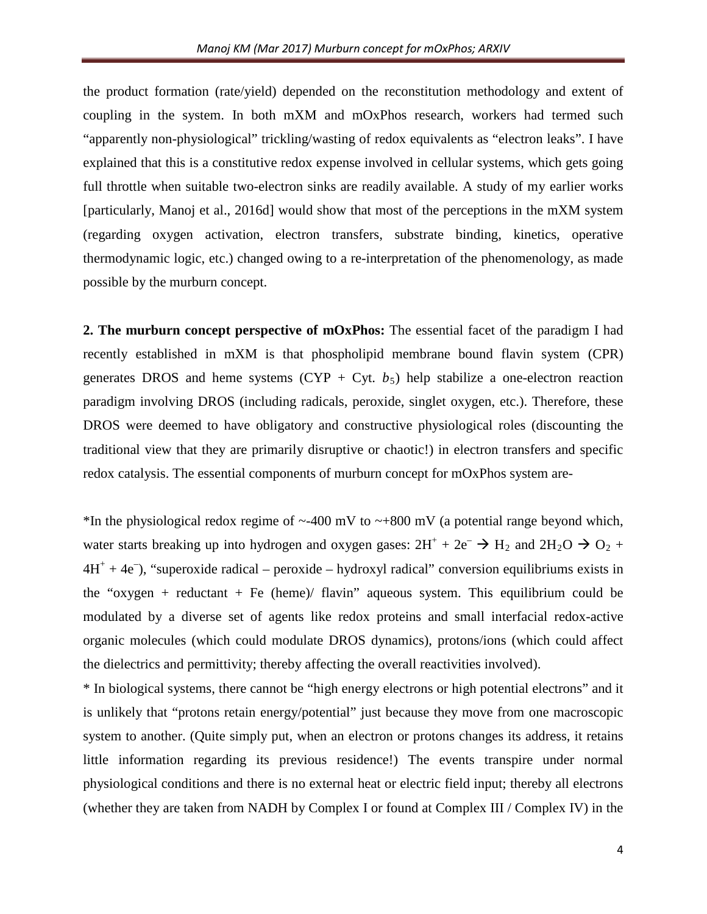the product formation (rate/yield) depended on the reconstitution methodology and extent of coupling in the system. In both mXM and mOxPhos research, workers had termed such "apparently non-physiological" trickling/wasting of redox equivalents as "electron leaks". I have explained that this is a constitutive redox expense involved in cellular systems, which gets going full throttle when suitable two-electron sinks are readily available. A study of my earlier works [particularly, Manoj et al., 2016d] would show that most of the perceptions in the mXM system (regarding oxygen activation, electron transfers, substrate binding, kinetics, operative thermodynamic logic, etc.) changed owing to a re-interpretation of the phenomenology, as made possible by the murburn concept.

**2. The murburn concept perspective of mOxPhos:** The essential facet of the paradigm I had recently established in mXM is that phospholipid membrane bound flavin system (CPR) generates DROS and heme systems (CYP + Cyt. $b_5$) help stabilize a one-electron reaction paradigm involving DROS (including radicals, peroxide, singlet oxygen, etc.). Therefore, these DROS were deemed to have obligatory and constructive physiological roles (discounting the traditional view that they are primarily disruptive or chaotic!) in electron transfers and specific redox catalysis. The essential components of murburn concept for mOxPhos system are-

*In the physiological redox regime of ~-400 mV to ~+800 mV (a potential range beyond which, water starts breaking up into hydrogen and oxygen gases: $2H^+ + 2e^- \rightarrow H_2$ and $2H_2O \rightarrow O_2 + 4H^+ + 4e^-$), "superoxide radical – peroxide – hydroxyl radical" conversion equilibriums exists in the "oxygen + reductant + Fe (heme)/ flavin" aqueous system. This equilibrium could be modulated by a diverse set of agents like redox proteins and small interfacial redox-active organic molecules (which could modulate DROS dynamics), protons/ions (which could affect the dielectrics and permittivity; thereby affecting the overall reactivities involved).

* In biological systems, there cannot be "high energy electrons or high potential electrons" and it is unlikely that "protons retain energy/potential" just because they move from one macroscopic system to another. (Quite simply put, when an electron or protons changes its address, it retains little information regarding its previous residence!) The events transpire under normal physiological conditions and there is no external heat or electric field input; thereby all electrons (whether they are taken from NADH by Complex I or found at Complex III / Complex IV) in the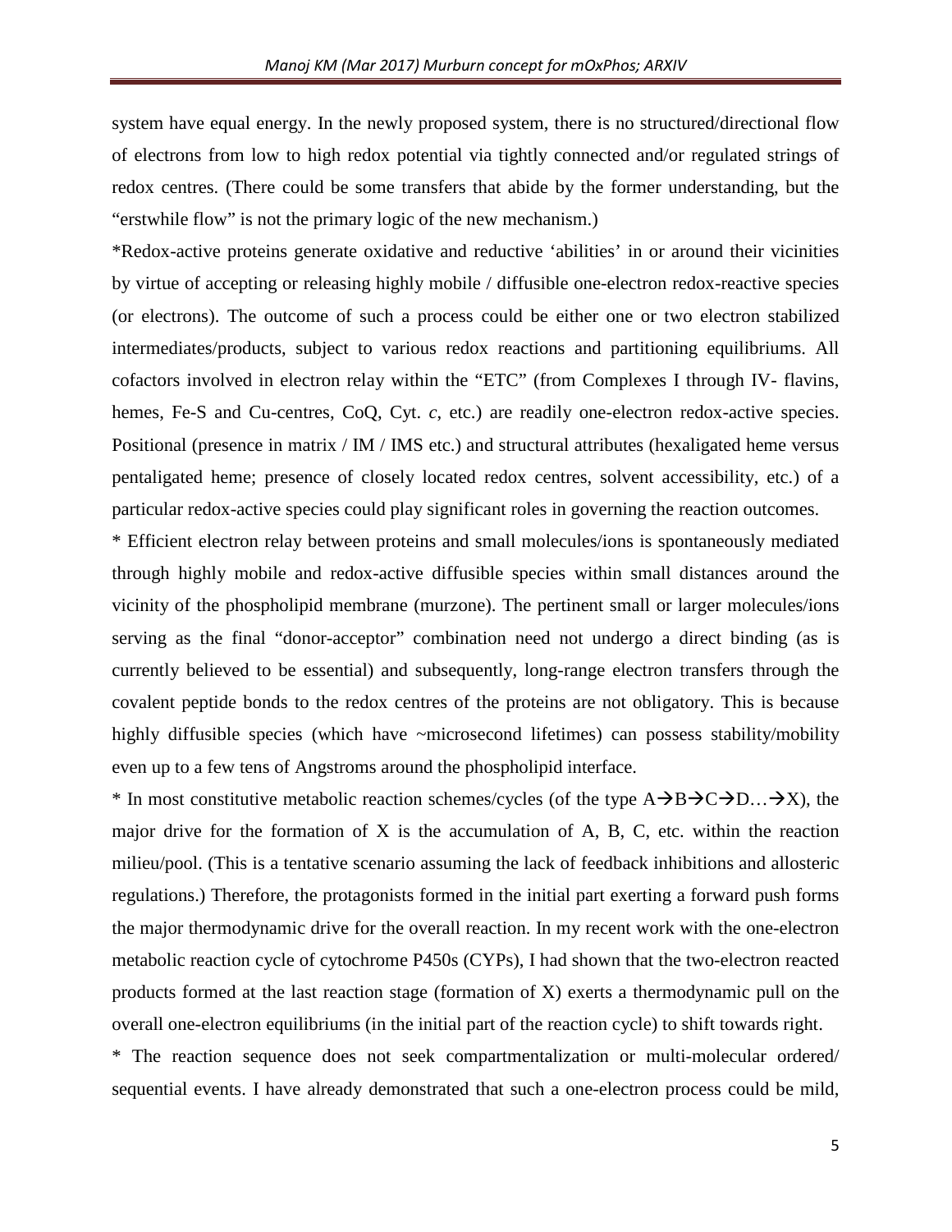system have equal energy. In the newly proposed system, there is no structured/directional flow of electrons from low to high redox potential via tightly connected and/or regulated strings of redox centres. (There could be some transfers that abide by the former understanding, but the "erstwhile flow" is not the primary logic of the new mechanism.)

*Redox-active proteins generate oxidative and reductive 'abilities' in or around their vicinities by virtue of accepting or releasing highly mobile / diffusible one-electron redox-reactive species (or electrons). The outcome of such a process could be either one or two electron stabilized intermediates/products, subject to various redox reactions and partitioning equilibriums. All cofactors involved in electron relay within the "ETC" (from Complexes I through IV- flavins, hemes, Fe-S and Cu-centres, CoQ, Cyt. *c*, etc.) are readily one-electron redox-active species. Positional (presence in matrix / IM / IMS etc.) and structural attributes (hexaligated heme versus pentaligated heme; presence of closely located redox centres, solvent accessibility, etc.) of a particular redox-active species could play significant roles in governing the reaction outcomes.

* Efficient electron relay between proteins and small molecules/ions is spontaneously mediated through highly mobile and redox-active diffusible species within small distances around the vicinity of the phospholipid membrane (murzone). The pertinent small or larger molecules/ions serving as the final "donor-acceptor" combination need not undergo a direct binding (as is currently believed to be essential) and subsequently, long-range electron transfers through the covalent peptide bonds to the redox centres of the proteins are not obligatory. This is because highly diffusible species (which have ~microsecond lifetimes) can possess stability/mobility even up to a few tens of Angstroms around the phospholipid interface.

* In most constitutive metabolic reaction schemes/cycles (of the type A→B→C→D…→X), the major drive for the formation of X is the accumulation of A, B, C, etc. within the reaction milieu/pool. (This is a tentative scenario assuming the lack of feedback inhibitions and allosteric regulations.) Therefore, the protagonists formed in the initial part exerting a forward push forms the major thermodynamic drive for the overall reaction. In my recent work with the one-electron metabolic reaction cycle of cytochrome P450s (CYPs), I had shown that the two-electron reacted products formed at the last reaction stage (formation of X) exerts a thermodynamic pull on the overall one-electron equilibriums (in the initial part of the reaction cycle) to shift towards right.

* The reaction sequence does not seek compartmentalization or multi-molecular ordered/ sequential events. I have already demonstrated that such a one-electron process could be mild,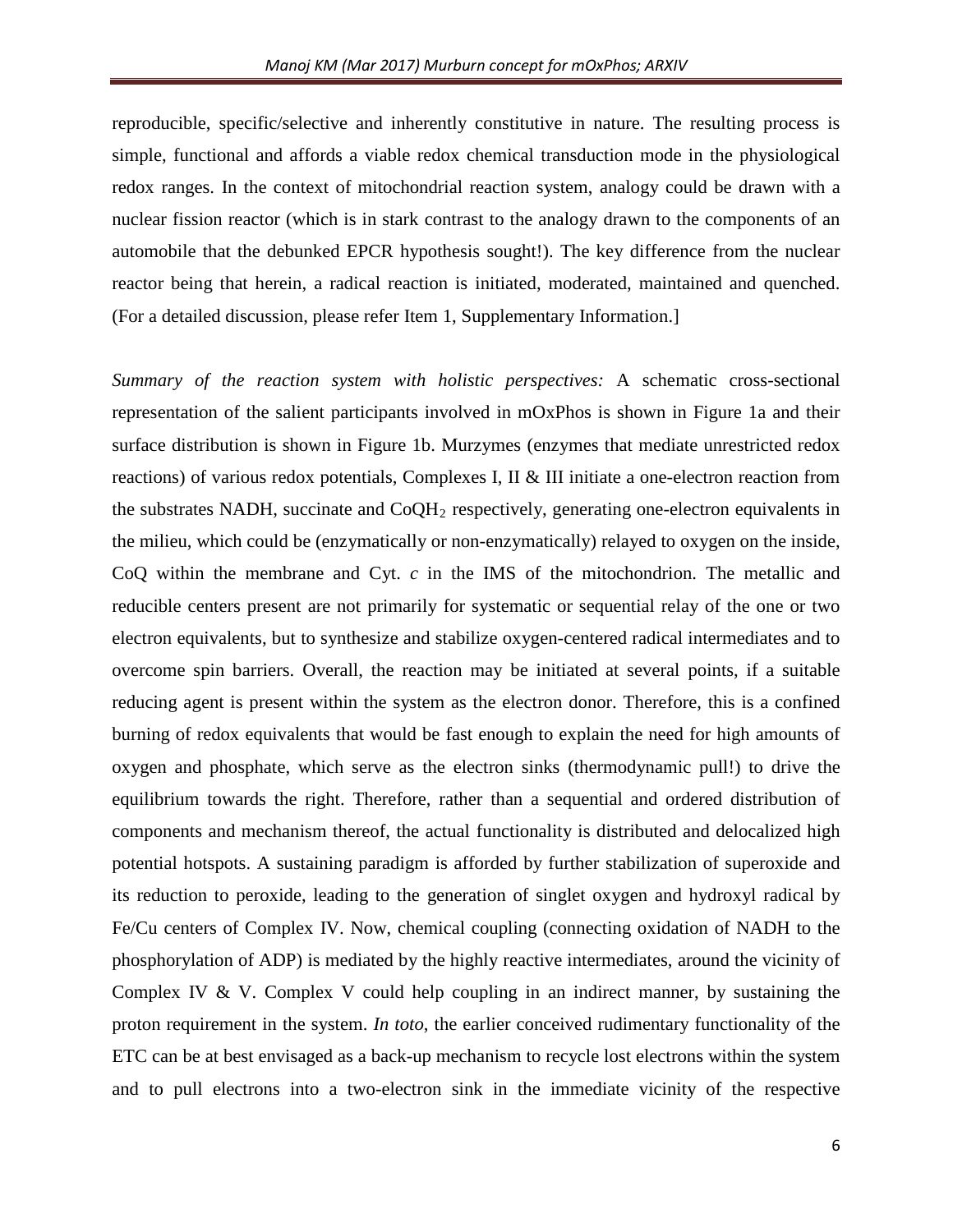reproducible, specific/selective and inherently constitutive in nature. The resulting process is simple, functional and affords a viable redox chemical transduction mode in the physiological redox ranges. In the context of mitochondrial reaction system, analogy could be drawn with a nuclear fission reactor (which is in stark contrast to the analogy drawn to the components of an automobile that the debunked EPCR hypothesis sought!). The key difference from the nuclear reactor being that herein, a radical reaction is initiated, moderated, maintained and quenched. (For a detailed discussion, please refer Item 1, Supplementary Information.]

*Summary of the reaction system with holistic perspectives:* A schematic cross-sectional representation of the salient participants involved in mOxPhos is shown in Figure 1a and their surface distribution is shown in Figure 1b. Murzymes (enzymes that mediate unrestricted redox reactions) of various redox potentials, Complexes I, II & III initiate a one-electron reaction from the substrates NADH, succinate and $CoQH_2$ respectively, generating one-electron equivalents in the milieu, which could be (enzymatically or non-enzymatically) relayed to oxygen on the inside, CoQ within the membrane and Cyt. *c* in the IMS of the mitochondrion. The metallic and reducible centers present are not primarily for systematic or sequential relay of the one or two electron equivalents, but to synthesize and stabilize oxygen-centered radical intermediates and to overcome spin barriers. Overall, the reaction may be initiated at several points, if a suitable reducing agent is present within the system as the electron donor. Therefore, this is a confined burning of redox equivalents that would be fast enough to explain the need for high amounts of oxygen and phosphate, which serve as the electron sinks (thermodynamic pull!) to drive the equilibrium towards the right. Therefore, rather than a sequential and ordered distribution of components and mechanism thereof, the actual functionality is distributed and delocalized high potential hotspots. A sustaining paradigm is afforded by further stabilization of superoxide and its reduction to peroxide, leading to the generation of singlet oxygen and hydroxyl radical by Fe/Cu centers of Complex IV. Now, chemical coupling (connecting oxidation of NADH to the phosphorylation of ADP) is mediated by the highly reactive intermediates, around the vicinity of Complex IV & V. Complex V could help coupling in an indirect manner, by sustaining the proton requirement in the system. *In toto*, the earlier conceived rudimentary functionality of the ETC can be at best envisaged as a back-up mechanism to recycle lost electrons within the system and to pull electrons into a two-electron sink in the immediate vicinity of the respective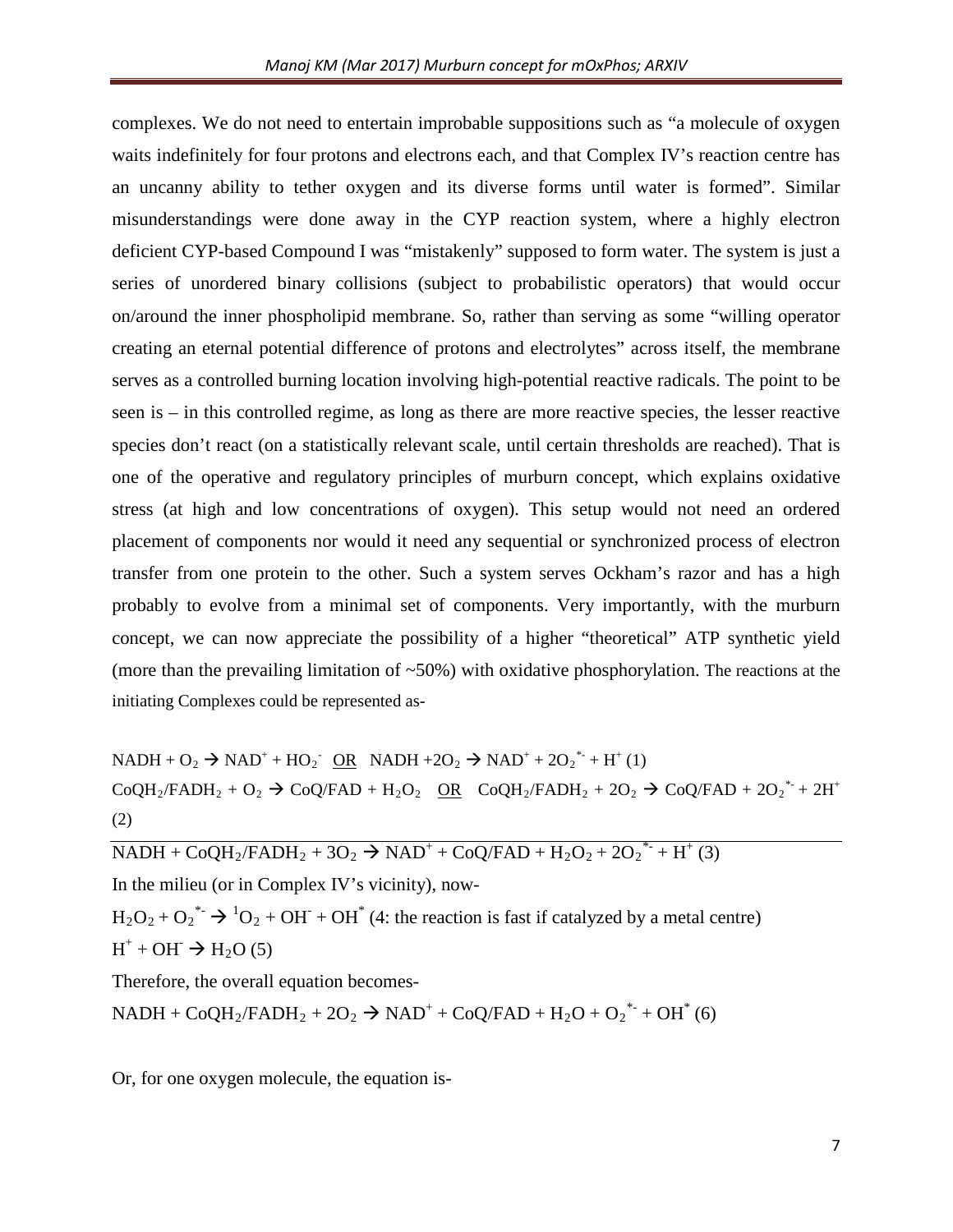complexes. We do not need to entertain improbable suppositions such as "a molecule of oxygen waits indefinitely for four protons and electrons each, and that Complex IV's reaction centre has an uncanny ability to tether oxygen and its diverse forms until water is formed". Similar misunderstandings were done away in the CYP reaction system, where a highly electron deficient CYP-based Compound I was "mistakenly" supposed to form water. The system is just a series of unordered binary collisions (subject to probabilistic operators) that would occur on/around the inner phospholipid membrane. So, rather than serving as some "willing operator creating an eternal potential difference of protons and electrolytes" across itself, the membrane serves as a controlled burning location involving high-potential reactive radicals. The point to be seen is – in this controlled regime, as long as there are more reactive species, the lesser reactive species don't react (on a statistically relevant scale, until certain thresholds are reached). That is one of the operative and regulatory principles of murburn concept, which explains oxidative stress (at high and low concentrations of oxygen). This setup would not need an ordered placement of components nor would it need any sequential or synchronized process of electron transfer from one protein to the other. Such a system serves Ockham's razor and has a high probably to evolve from a minimal set of components. Very importantly, with the murburn concept, we can now appreciate the possibility of a higher "theoretical" ATP synthetic yield (more than the prevailing limitation of ~50%) with oxidative phosphorylation. The reactions at the initiating Complexes could be represented as-

$NADH + O_2 \rightarrow NAD^+ + HO_2^-$ <u>OR</u> $NADH + 2O_2 \rightarrow NAD^+ + 2O_2^{*-} + H^+$ (1)

$CoQH_2/FADH_2 + O_2 \rightarrow CoQ/FAD + H_2O_2$ <u>OR</u> $CoQH_2/FADH_2 + 2O_2 \rightarrow CoQ/FAD + 2O_2^{*-} + 2H^+$ (2)

---

$NADH + CoQH_2/FADH_2 + 3O_2 \rightarrow NAD^+ + CoQ/FAD + H_2O_2 + 2O_2^{*-} + H^+$ (3)

In the milieu (or in Complex IV's vicinity), now-

$H_2O_2 + O_2^{*-} \rightarrow {}^1O_2 + OH^- + OH^*$ (4: the reaction is fast if catalyzed by a metal centre)

$H^+ + OH^- \rightarrow H_2O$ (5)

Therefore, the overall equation becomes-

$NADH + CoQH_2/FADH_2 + 2O_2 \rightarrow NAD^+ + CoQ/FAD + H_2O + O_2^{*-} + OH^*$ (6)

Or, for one oxygen molecule, the equation is-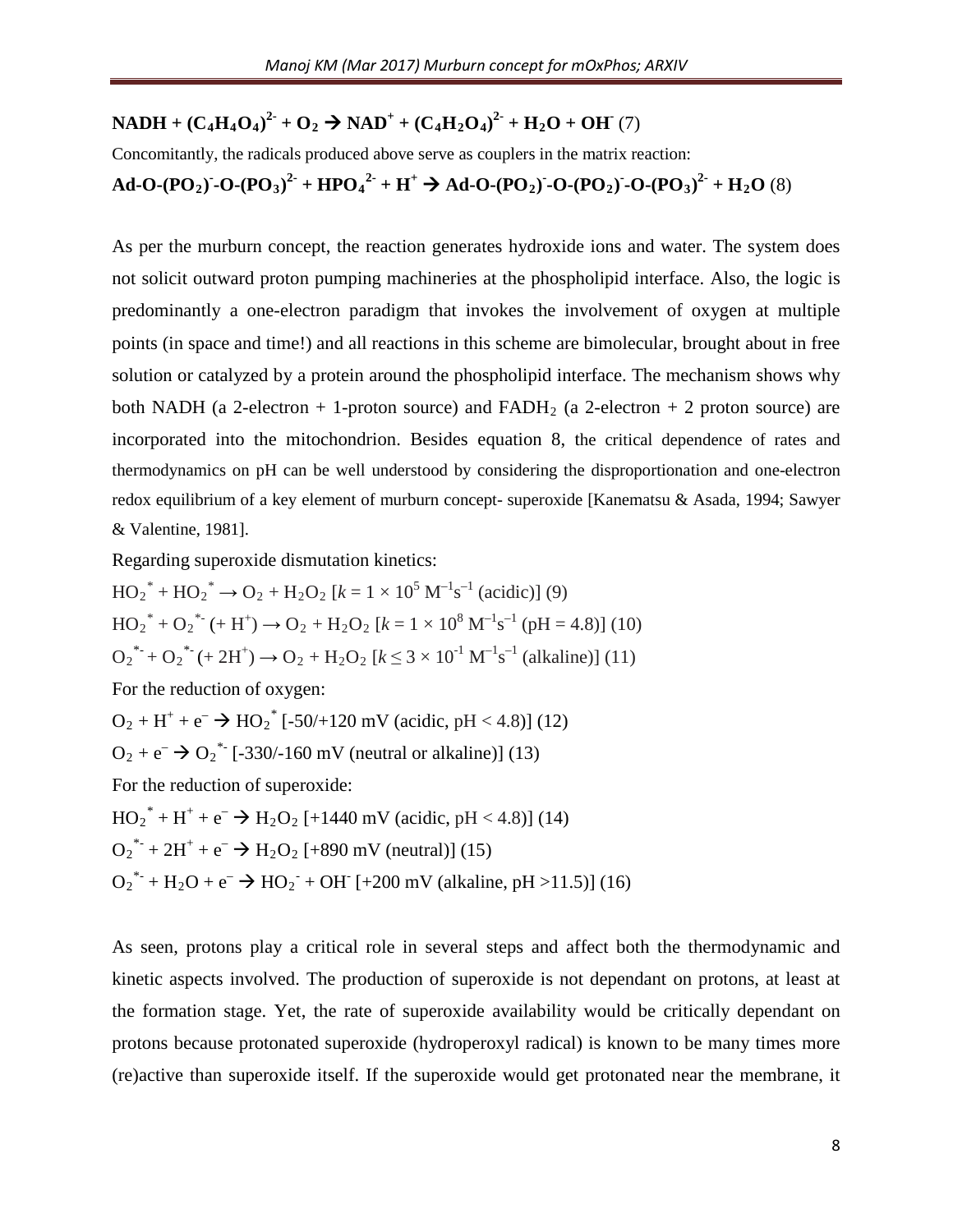**$NADH + (C_4H_4O_4)^{2-} + O_2 \rightarrow NAD^+ + (C_4H_2O_4)^{2-} + H_2O + OH^-$** (7)

Concomitantly, the radicals produced above serve as couplers in the matrix reaction:

**$Ad\text{-}O\text{-}(PO_2)^-\text{-}O\text{-}(PO_3)^{2-} + HPO_4^{2-} + H^+ \rightarrow Ad\text{-}O\text{-}(PO_2)^-\text{-}O\text{-}(PO_2)^-\text{-}O\text{-}(PO_3)^{2-} + H_2O$** (8)

As per the murburn concept, the reaction generates hydroxide ions and water. The system does not solicit outward proton pumping machineries at the phospholipid interface. Also, the logic is predominantly a one-electron paradigm that invokes the involvement of oxygen at multiple points (in space and time!) and all reactions in this scheme are bimolecular, brought about in free solution or catalyzed by a protein around the phospholipid interface. The mechanism shows why both NADH (a 2-electron + 1-proton source) and $FADH_2$ (a 2-electron + 2 proton source) are incorporated into the mitochondrion. Besides equation 8, the critical dependence of rates and thermodynamics on pH can be well understood by considering the disproportionation and one-electron redox equilibrium of a key element of murburn concept- superoxide [Kanematsu & Asada, 1994; Sawyer & Valentine, 1981].

Regarding superoxide dismutation kinetics:

$HO_2^* + HO_2^* \rightarrow O_2 + H_2O_2$ [$k = 1 \times 10^5$ $M^{-1}s^{-1}$ (acidic)] (9)

$HO_2^* + O_2^{*-} (+ H^+) \rightarrow O_2 + H_2O_2$ [$k = 1 \times 10^8$ $M^{-1}s^{-1}$ (pH = 4.8)] (10)

$O_2^{*-} + O_2^{*-} (+ 2H^+) \rightarrow O_2 + H_2O_2$ [$k \leq 3 \times 10^{-1}$ $M^{-1}s^{-1}$ (alkaline)] (11)

For the reduction of oxygen:

$O_2 + H^+ + e^- \rightarrow HO_2^*$ [-50/+120 mV (acidic, pH < 4.8)] (12)

$O_2 + e^- \rightarrow O_2^{*-}$ [-330/-160 mV (neutral or alkaline)] (13)

For the reduction of superoxide:

$HO_2^* + H^+ + e^- \rightarrow H_2O_2$ [+1440 mV (acidic, pH < 4.8)] (14)

$O_2^{*-} + 2H^+ + e^- \rightarrow H_2O_2$ [+890 mV (neutral)] (15)

$O_2^{*-} + H_2O + e^- \rightarrow HO_2^- + OH^-$ [+200 mV (alkaline, pH >11.5)] (16)

As seen, protons play a critical role in several steps and affect both the thermodynamic and kinetic aspects involved. The production of superoxide is not dependant on protons, at least at the formation stage. Yet, the rate of superoxide availability would be critically dependant on protons because protonated superoxide (hydroperoxyl radical) is known to be many times more (re)active than superoxide itself. If the superoxide would get protonated near the membrane, it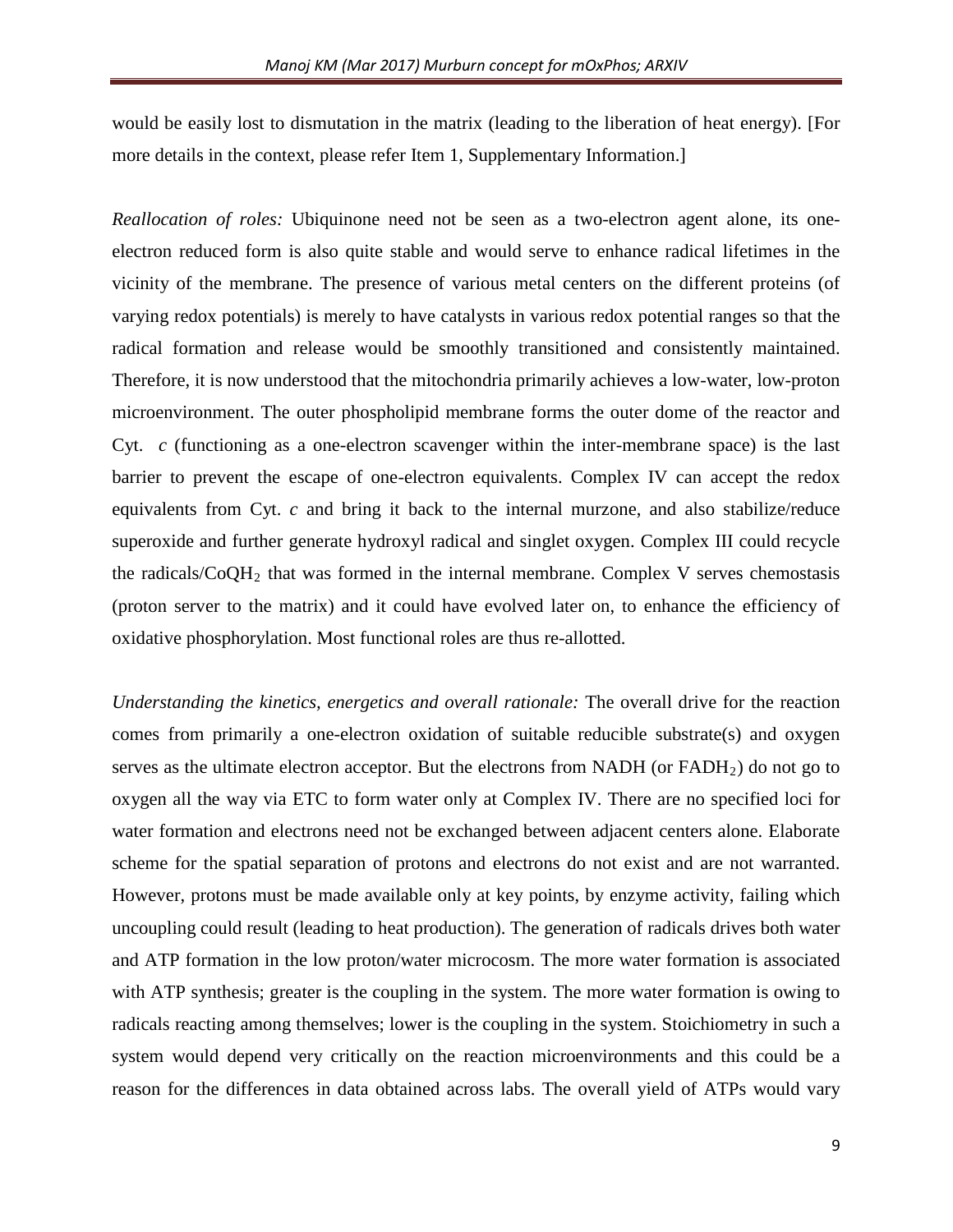would be easily lost to dismutation in the matrix (leading to the liberation of heat energy). [For more details in the context, please refer Item 1, Supplementary Information.]

*Reallocation of roles:* Ubiquinone need not be seen as a two-electron agent alone, its one-electron reduced form is also quite stable and would serve to enhance radical lifetimes in the vicinity of the membrane. The presence of various metal centers on the different proteins (of varying redox potentials) is merely to have catalysts in various redox potential ranges so that the radical formation and release would be smoothly transitioned and consistently maintained. Therefore, it is now understood that the mitochondria primarily achieves a low-water, low-proton microenvironment. The outer phospholipid membrane forms the outer dome of the reactor and Cyt. *c* (functioning as a one-electron scavenger within the inter-membrane space) is the last barrier to prevent the escape of one-electron equivalents. Complex IV can accept the redox equivalents from Cyt. *c* and bring it back to the internal murzone, and also stabilize/reduce superoxide and further generate hydroxyl radical and singlet oxygen. Complex III could recycle the radicals/$CoQH_2$ that was formed in the internal membrane. Complex V serves chemostasis (proton server to the matrix) and it could have evolved later on, to enhance the efficiency of oxidative phosphorylation. Most functional roles are thus re-allotted.

*Understanding the kinetics, energetics and overall rationale:* The overall drive for the reaction comes from primarily a one-electron oxidation of suitable reducible substrate(s) and oxygen serves as the ultimate electron acceptor. But the electrons from NADH (or $FADH_2$) do not go to oxygen all the way via ETC to form water only at Complex IV. There are no specified loci for water formation and electrons need not be exchanged between adjacent centers alone. Elaborate scheme for the spatial separation of protons and electrons do not exist and are not warranted. However, protons must be made available only at key points, by enzyme activity, failing which uncoupling could result (leading to heat production). The generation of radicals drives both water and ATP formation in the low proton/water microcosm. The more water formation is associated with ATP synthesis; greater is the coupling in the system. The more water formation is owing to radicals reacting among themselves; lower is the coupling in the system. Stoichiometry in such a system would depend very critically on the reaction microenvironments and this could be a reason for the differences in data obtained across labs. The overall yield of ATPs would vary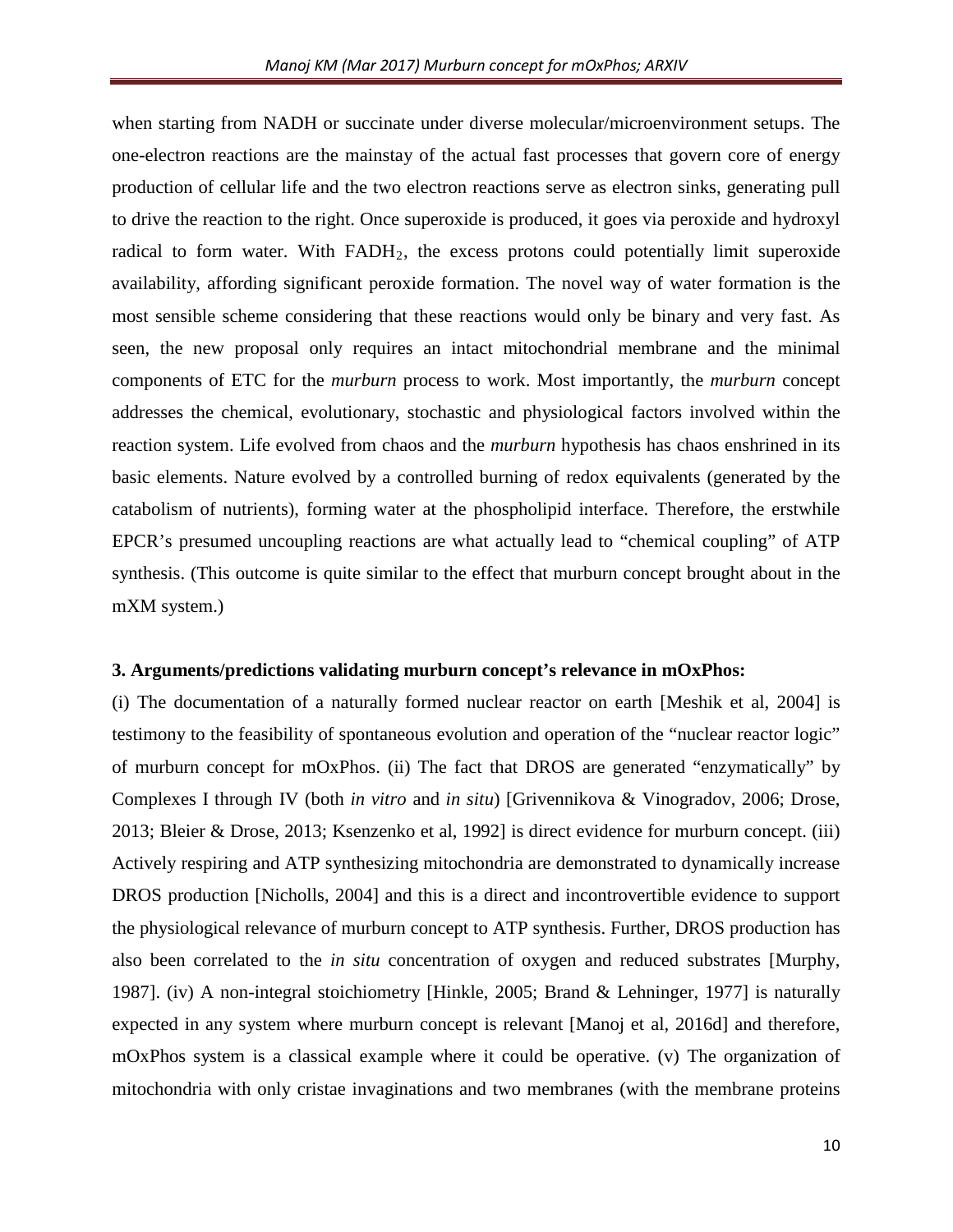when starting from NADH or succinate under diverse molecular/microenvironment setups. The one-electron reactions are the mainstay of the actual fast processes that govern core of energy production of cellular life and the two electron reactions serve as electron sinks, generating pull to drive the reaction to the right. Once superoxide is produced, it goes via peroxide and hydroxyl radical to form water. With $FADH_2$, the excess protons could potentially limit superoxide availability, affording significant peroxide formation. The novel way of water formation is the most sensible scheme considering that these reactions would only be binary and very fast. As seen, the new proposal only requires an intact mitochondrial membrane and the minimal components of ETC for the *murburn* process to work. Most importantly, the *murburn* concept addresses the chemical, evolutionary, stochastic and physiological factors involved within the reaction system. Life evolved from chaos and the *murburn* hypothesis has chaos enshrined in its basic elements. Nature evolved by a controlled burning of redox equivalents (generated by the catabolism of nutrients), forming water at the phospholipid interface. Therefore, the erstwhile EPCR's presumed uncoupling reactions are what actually lead to "chemical coupling" of ATP synthesis. (This outcome is quite similar to the effect that murburn concept brought about in the mXM system.)

**3. Arguments/predictions validating murburn concept's relevance in mOxPhos:**

(i) The documentation of a naturally formed nuclear reactor on earth [Meshik et al, 2004] is testimony to the feasibility of spontaneous evolution and operation of the "nuclear reactor logic" of murburn concept for mOxPhos. (ii) The fact that DROS are generated "enzymatically" by Complexes I through IV (both *in vitro* and *in situ*) [Grivennikova & Vinogradov, 2006; Drose, 2013; Bleier & Drose, 2013; Ksenzenko et al, 1992] is direct evidence for murburn concept. (iii) Actively respiring and ATP synthesizing mitochondria are demonstrated to dynamically increase DROS production [Nicholls, 2004] and this is a direct and incontrovertible evidence to support the physiological relevance of murburn concept to ATP synthesis. Further, DROS production has also been correlated to the *in situ* concentration of oxygen and reduced substrates [Murphy, 1987]. (iv) A non-integral stoichiometry [Hinkle, 2005; Brand & Lehninger, 1977] is naturally expected in any system where murburn concept is relevant [Manoj et al, 2016d] and therefore, mOxPhos system is a classical example where it could be operative. (v) The organization of mitochondria with only cristae invaginations and two membranes (with the membrane proteins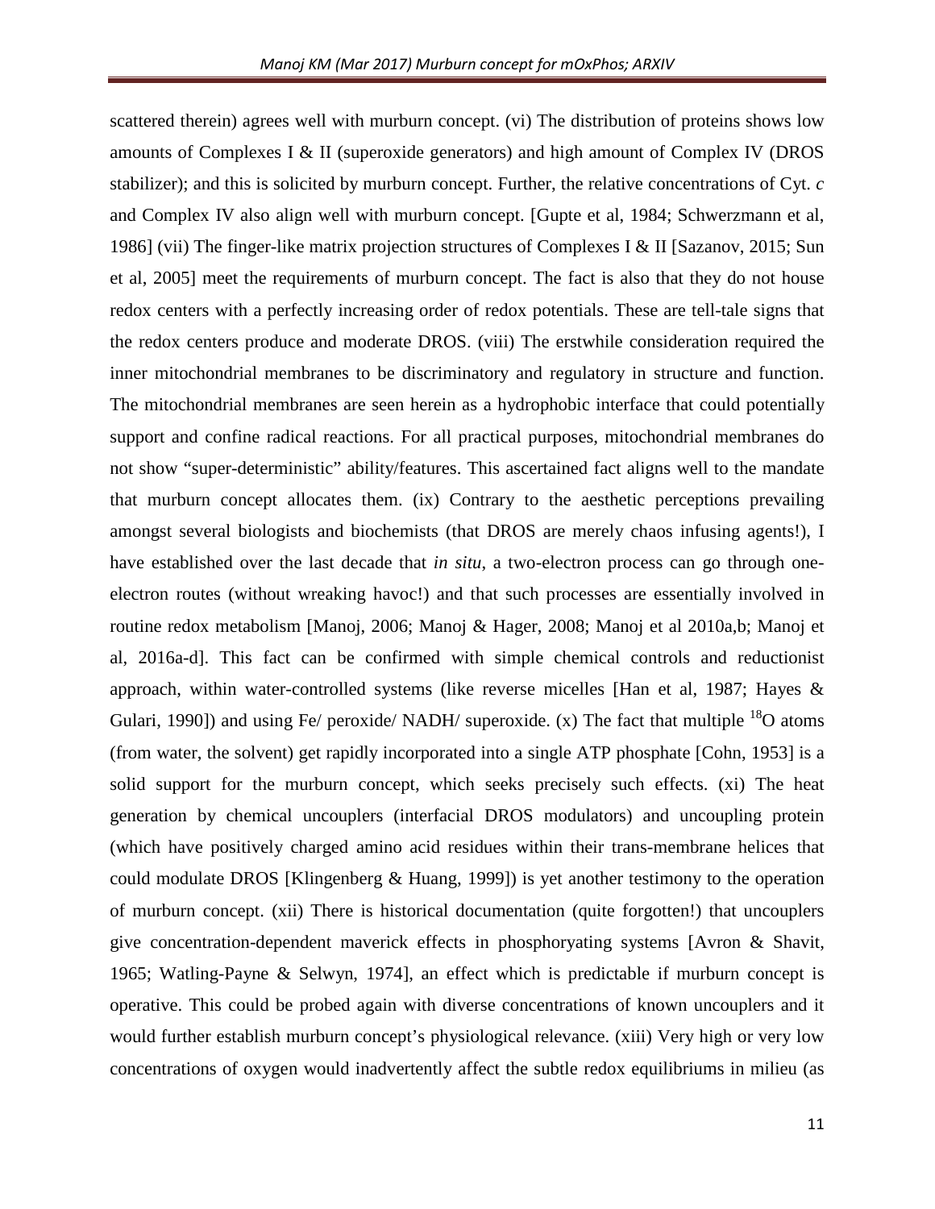scattered therein) agrees well with murburn concept. (vi) The distribution of proteins shows low amounts of Complexes I & II (superoxide generators) and high amount of Complex IV (DROS stabilizer); and this is solicited by murburn concept. Further, the relative concentrations of Cyt. *c* and Complex IV also align well with murburn concept. [Gupte et al, 1984; Schwerzmann et al, 1986] (vii) The finger-like matrix projection structures of Complexes I & II [Sazanov, 2015; Sun et al, 2005] meet the requirements of murburn concept. The fact is also that they do not house redox centers with a perfectly increasing order of redox potentials. These are tell-tale signs that the redox centers produce and moderate DROS. (viii) The erstwhile consideration required the inner mitochondrial membranes to be discriminatory and regulatory in structure and function. The mitochondrial membranes are seen herein as a hydrophobic interface that could potentially support and confine radical reactions. For all practical purposes, mitochondrial membranes do not show "super-deterministic" ability/features. This ascertained fact aligns well to the mandate that murburn concept allocates them. (ix) Contrary to the aesthetic perceptions prevailing amongst several biologists and biochemists (that DROS are merely chaos infusing agents!), I have established over the last decade that *in situ*, a two-electron process can go through one-electron routes (without wreaking havoc!) and that such processes are essentially involved in routine redox metabolism [Manoj, 2006; Manoj & Hager, 2008; Manoj et al 2010a,b; Manoj et al, 2016a-d]. This fact can be confirmed with simple chemical controls and reductionist approach, within water-controlled systems (like reverse micelles [Han et al, 1987; Hayes & Gulari, 1990]) and using Fe/ peroxide/ NADH/ superoxide. (x) The fact that multiple $^{18}O$ atoms (from water, the solvent) get rapidly incorporated into a single ATP phosphate [Cohn, 1953] is a solid support for the murburn concept, which seeks precisely such effects. (xi) The heat generation by chemical uncouplers (interfacial DROS modulators) and uncoupling protein (which have positively charged amino acid residues within their trans-membrane helices that could modulate DROS [Klingenberg & Huang, 1999]) is yet another testimony to the operation of murburn concept. (xii) There is historical documentation (quite forgotten!) that uncouplers give concentration-dependent maverick effects in phosphoryating systems [Avron & Shavit, 1965; Watling-Payne & Selwyn, 1974], an effect which is predictable if murburn concept is operative. This could be probed again with diverse concentrations of known uncouplers and it would further establish murburn concept's physiological relevance. (xiii) Very high or very low concentrations of oxygen would inadvertently affect the subtle redox equilibriums in milieu (as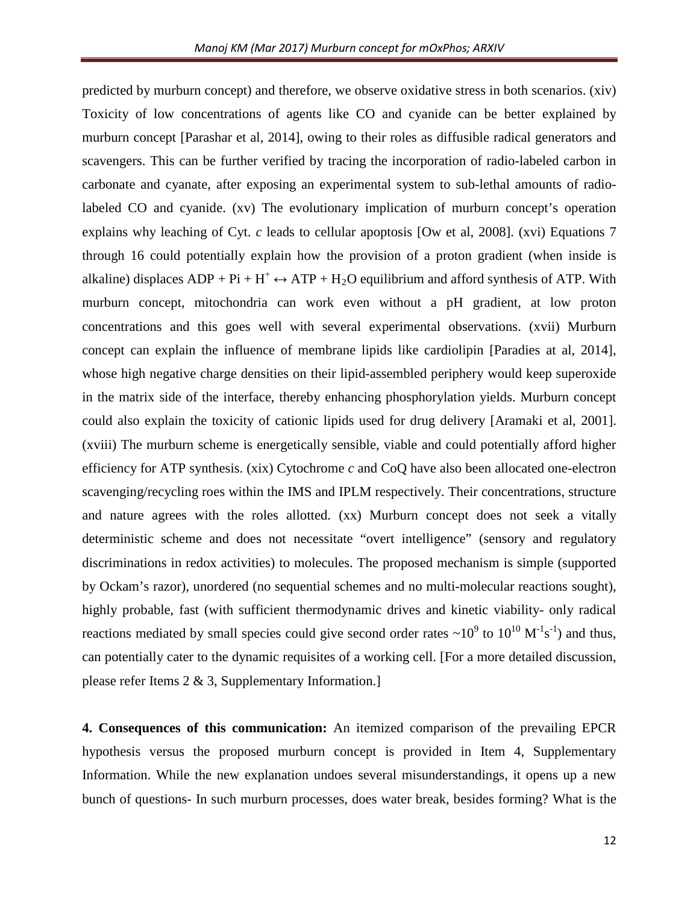predicted by murburn concept) and therefore, we observe oxidative stress in both scenarios. (xiv) Toxicity of low concentrations of agents like CO and cyanide can be better explained by murburn concept [Parashar et al, 2014], owing to their roles as diffusible radical generators and scavengers. This can be further verified by tracing the incorporation of radio-labeled carbon in carbonate and cyanate, after exposing an experimental system to sub-lethal amounts of radio-labeled CO and cyanide. (xv) The evolutionary implication of murburn concept's operation explains why leaching of Cyt. *c* leads to cellular apoptosis [Ow et al, 2008]. (xvi) Equations 7 through 16 could potentially explain how the provision of a proton gradient (when inside is alkaline) displaces $ADP + Pi + H^+ \leftrightarrow ATP + H_2O$ equilibrium and afford synthesis of ATP. With murburn concept, mitochondria can work even without a pH gradient, at low proton concentrations and this goes well with several experimental observations. (xvii) Murburn concept can explain the influence of membrane lipids like cardiolipin [Paradies at al, 2014], whose high negative charge densities on their lipid-assembled periphery would keep superoxide in the matrix side of the interface, thereby enhancing phosphorylation yields. Murburn concept could also explain the toxicity of cationic lipids used for drug delivery [Aramaki et al, 2001]. (xviii) The murburn scheme is energetically sensible, viable and could potentially afford higher efficiency for ATP synthesis. (xix) Cytochrome *c* and CoQ have also been allocated one-electron scavenging/recycling roes within the IMS and IPLM respectively. Their concentrations, structure and nature agrees with the roles allotted. (xx) Murburn concept does not seek a vitally deterministic scheme and does not necessitate "overt intelligence" (sensory and regulatory discriminations in redox activities) to molecules. The proposed mechanism is simple (supported by Ockam's razor), unordered (no sequential schemes and no multi-molecular reactions sought), highly probable, fast (with sufficient thermodynamic drives and kinetic viability- only radical reactions mediated by small species could give second order rates ~$10^9$ to $10^{10}$ $M^{-1}s^{-1}$) and thus, can potentially cater to the dynamic requisites of a working cell. [For a more detailed discussion, please refer Items 2 & 3, Supplementary Information.]

**4. Consequences of this communication:** An itemized comparison of the prevailing EPCR hypothesis versus the proposed murburn concept is provided in Item 4, Supplementary Information. While the new explanation undoes several misunderstandings, it opens up a new bunch of questions- In such murburn processes, does water break, besides forming? What is the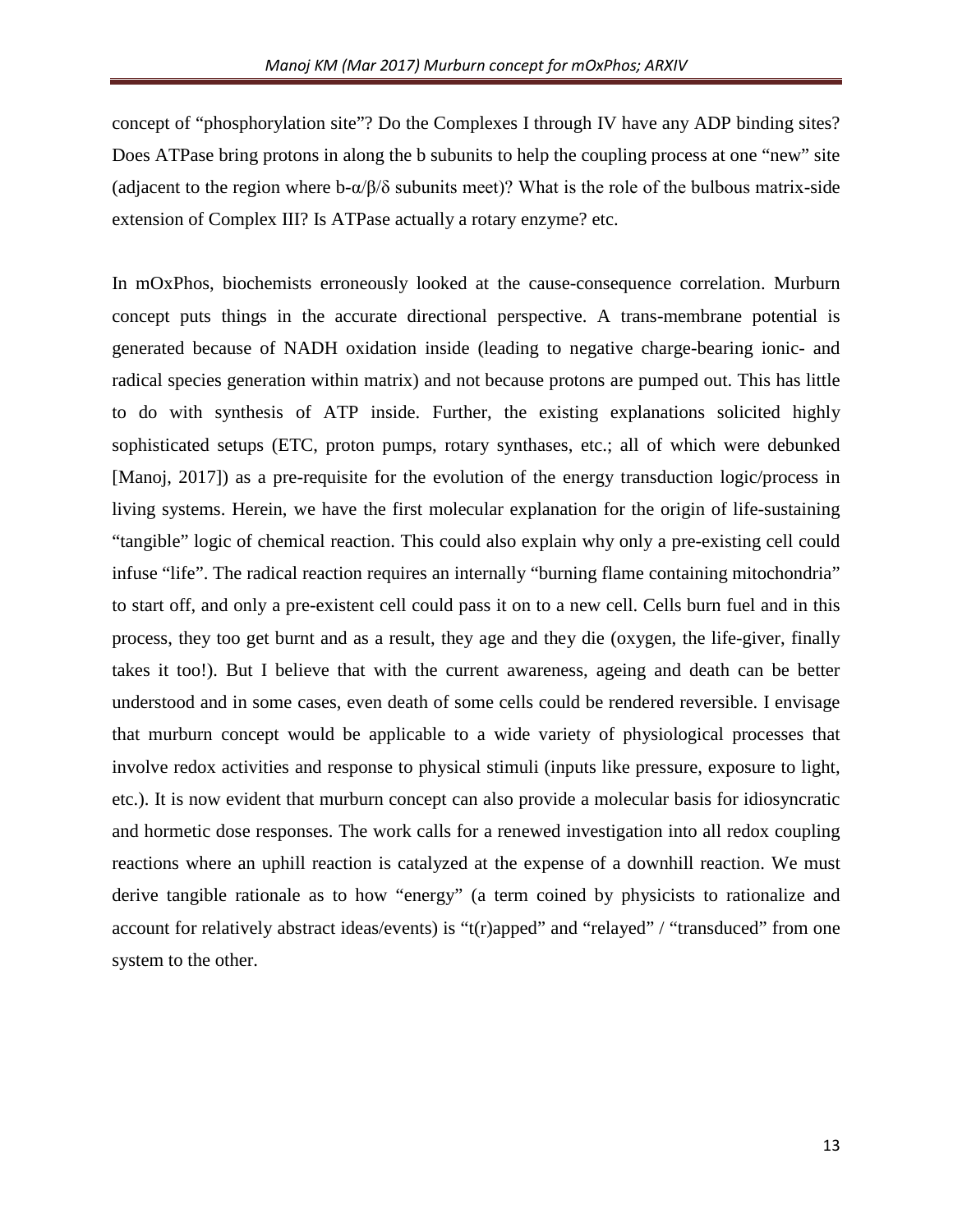concept of "phosphorylation site"? Do the Complexes I through IV have any ADP binding sites? Does ATPase bring protons in along the b subunits to help the coupling process at one "new" site (adjacent to the region where b-$\alpha$/$\beta$/$\delta$ subunits meet)? What is the role of the bulbous matrix-side extension of Complex III? Is ATPase actually a rotary enzyme? etc.

In mOxPhos, biochemists erroneously looked at the cause-consequence correlation. Murburn concept puts things in the accurate directional perspective. A trans-membrane potential is generated because of NADH oxidation inside (leading to negative charge-bearing ionic- and radical species generation within matrix) and not because protons are pumped out. This has little to do with synthesis of ATP inside. Further, the existing explanations solicited highly sophisticated setups (ETC, proton pumps, rotary synthases, etc.; all of which were debunked [Manoj, 2017]) as a pre-requisite for the evolution of the energy transduction logic/process in living systems. Herein, we have the first molecular explanation for the origin of life-sustaining "tangible" logic of chemical reaction. This could also explain why only a pre-existing cell could infuse "life". The radical reaction requires an internally "burning flame containing mitochondria" to start off, and only a pre-existent cell could pass it on to a new cell. Cells burn fuel and in this process, they too get burnt and as a result, they age and they die (oxygen, the life-giver, finally takes it too!). But I believe that with the current awareness, ageing and death can be better understood and in some cases, even death of some cells could be rendered reversible. I envisage that murburn concept would be applicable to a wide variety of physiological processes that involve redox activities and response to physical stimuli (inputs like pressure, exposure to light, etc.). It is now evident that murburn concept can also provide a molecular basis for idiosyncratic and hormetic dose responses. The work calls for a renewed investigation into all redox coupling reactions where an uphill reaction is catalyzed at the expense of a downhill reaction. We must derive tangible rationale as to how "energy" (a term coined by physicists to rationalize and account for relatively abstract ideas/events) is "t(r)apped" and "relayed" / "transduced" from one system to the other.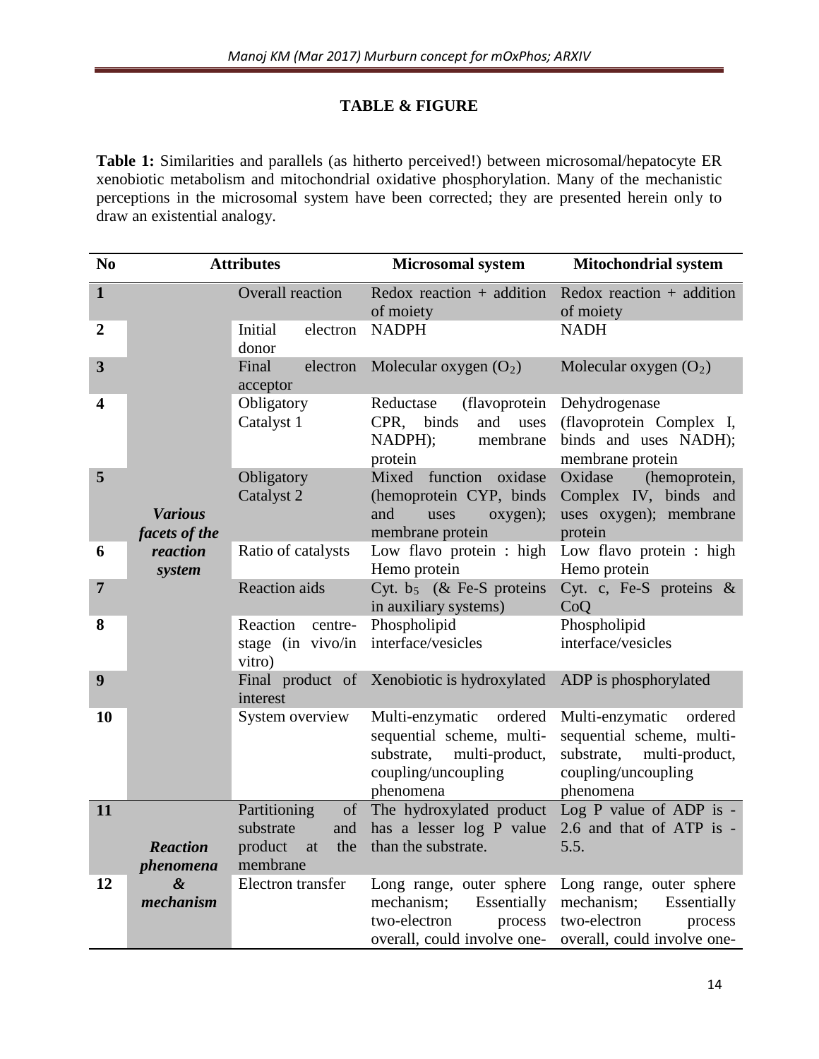## TABLE & FIGURE

**Table 1:** Similarities and parallels (as hitherto perceived!) between microsomal/hepatocyte ER xenobiotic metabolism and mitochondrial oxidative phosphorylation. Many of the mechanistic perceptions in the microsomal system have been corrected; they are presented herein only to draw an existential analogy.

| No | Attributes | | Microsomal system | Mitochondrial system |
|---|---|---|---|---|
| 1 | ***Various facets of the reaction system*** | Overall reaction | Redox reaction + addition of moiety | Redox reaction + addition of moiety |
| 2 | | Initial electron donor | NADPH | NADH |
| 3 | | Final electron acceptor | Molecular oxygen ($O_2$) | Molecular oxygen ($O_2$) |
| 4 | | Obligatory Catalyst 1 | Reductase (flavoprotein CPR, binds and uses NADPH); membrane protein | Dehydrogenase (flavoprotein Complex I, binds and uses NADH); membrane protein |
| 5 | | Obligatory Catalyst 2 | Mixed function oxidase (hemoprotein CYP, binds and uses oxygen); membrane protein | Oxidase (hemoprotein, Complex IV, binds and uses oxygen); membrane protein |
| 6 | | Ratio of catalysts | Low flavo protein : high Hemo protein | Low flavo protein : high Hemo protein |
| 7 | | Reaction aids | Cyt. $b_5$ (& Fe-S proteins in auxiliary systems) | Cyt. c, Fe-S proteins & CoQ |
| 8 | | Reaction centre-stage (in vivo/in vitro) | Phospholipid interface/vesicles | Phospholipid interface/vesicles |
| 9 | | Final product of interest | Xenobiotic is hydroxylated | ADP is phosphorylated |
| 10 | | System overview | Multi-enzymatic ordered sequential scheme, multi-substrate, multi-product, coupling/uncoupling phenomena | Multi-enzymatic ordered sequential scheme, multi-substrate, multi-product, coupling/uncoupling phenomena |
| 11 | ***Reaction phenomena & mechanism*** | Partitioning of substrate and product at the membrane | The hydroxylated product has a lesser log P value than the substrate. | Log P value of ADP is -2.6 and that of ATP is -5.5. |
| 12 | | Electron transfer | Long range, outer sphere mechanism; Essentially two-electron process overall, could involve one- | Long range, outer sphere mechanism; Essentially two-electron process overall, could involve one- |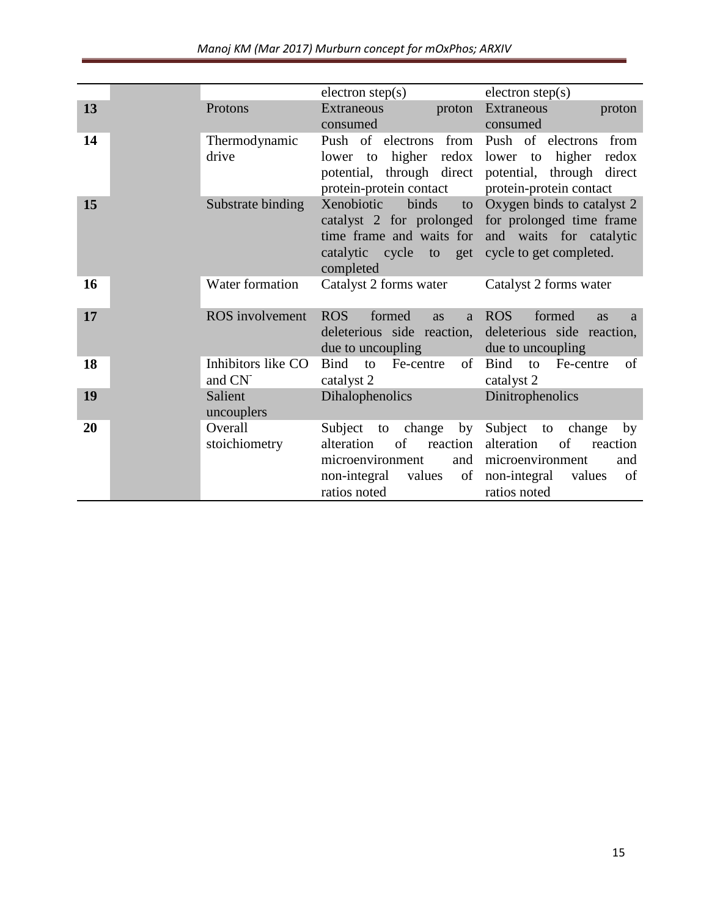|  |  |  | electron step(s) | electron step(s) |
|---|---|---|---|---|
| **13** |  | Protons | Extraneous proton consumed | Extraneous proton consumed |
| **14** |  | Thermodynamic drive | Push of electrons from lower to higher redox potential, through direct protein-protein contact | Push of electrons from lower to higher redox potential, through direct protein-protein contact |
| **15** |  | Substrate binding | Xenobiotic binds to catalyst 2 for prolonged time frame and waits for catalytic cycle to get completed | Oxygen binds to catalyst 2 for prolonged time frame and waits for catalytic cycle to get completed. |
| **16** |  | Water formation | Catalyst 2 forms water | Catalyst 2 forms water |
| **17** |  | ROS involvement | ROS formed as a deleterious side reaction, due to uncoupling | ROS formed as a deleterious side reaction, due to uncoupling |
| **18** |  | Inhibitors like CO and $CN^-$ | Bind to Fe-centre of catalyst 2 | Bind to Fe-centre of catalyst 2 |
| **19** |  | Salient uncouplers | Dihalophenolics | Dinitrophenolics |
| **20** |  | Overall stoichiometry | Subject to change by alteration of reaction microenvironment and non-integral values of ratios noted | Subject to change by alteration of reaction microenvironment and non-integral values of ratios noted |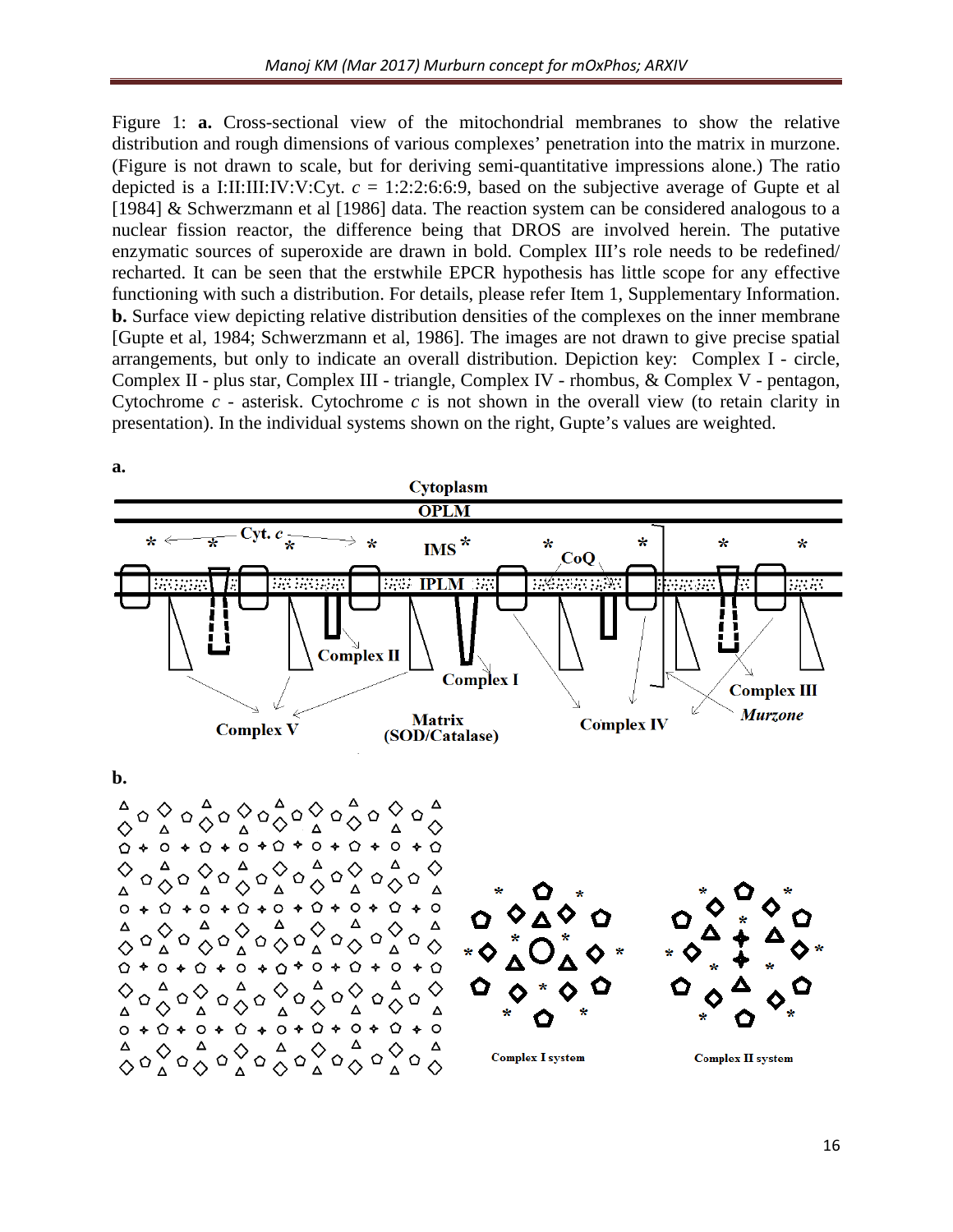Figure 1: **a.** Cross-sectional view of the mitochondrial membranes to show the relative distribution and rough dimensions of various complexes' penetration into the matrix in murzone. (Figure is not drawn to scale, but for deriving semi-quantitative impressions alone.) The ratio depicted is a I:II:III:IV:V:Cyt. *c* = 1:2:2:6:6:9, based on the subjective average of Gupte et al [1984] & Schwerzmann et al [1986] data. The reaction system can be considered analogous to a nuclear fission reactor, the difference being that DROS are involved herein. The putative enzymatic sources of superoxide are drawn in bold. Complex III's role needs to be redefined/ recharted. It can be seen that the erstwhile EPCR hypothesis has little scope for any effective functioning with such a distribution. For details, please refer Item 1, Supplementary Information. **b.** Surface view depicting relative distribution densities of the complexes on the inner membrane [Gupte et al, 1984; Schwerzmann et al, 1986]. The images are not drawn to give precise spatial arrangements, but only to indicate an overall distribution. Depiction key: Complex I - circle, Complex II - plus star, Complex III - triangle, Complex IV - rhombus, & Complex V - pentagon, Cytochrome *c* - asterisk. Cytochrome *c* is not shown in the overall view (to retain clarity in presentation). In the individual systems shown on the right, Gupte's values are weighted.

**a.**

**b.**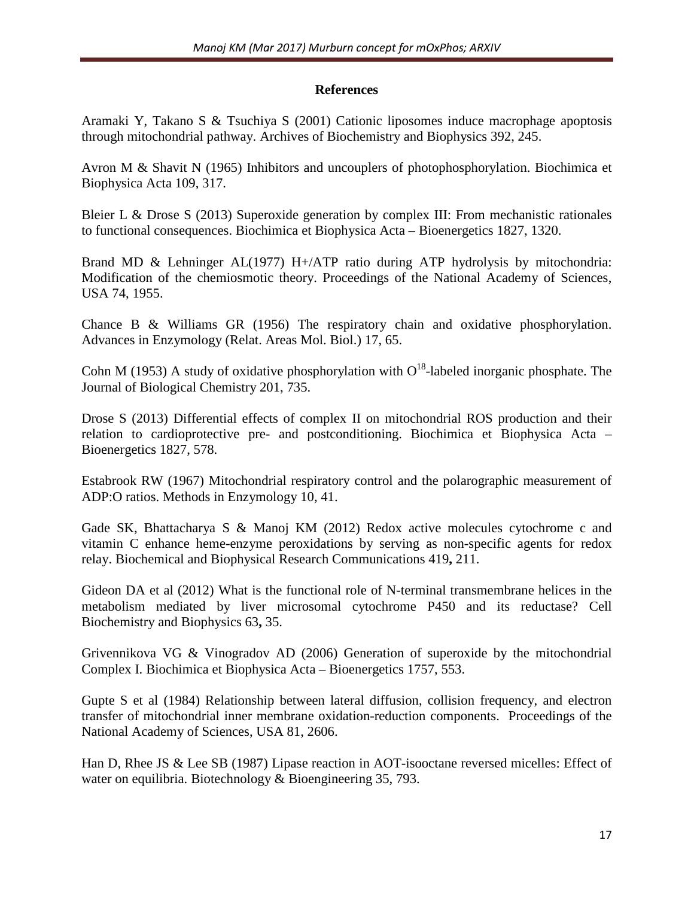**References**

Aramaki Y, Takano S & Tsuchiya S (2001) Cationic liposomes induce macrophage apoptosis through mitochondrial pathway. Archives of Biochemistry and Biophysics 392, 245.

Avron M & Shavit N (1965) Inhibitors and uncouplers of photophosphorylation. Biochimica et Biophysica Acta 109, 317.

Bleier L & Drose S (2013) Superoxide generation by complex III: From mechanistic rationales to functional consequences. Biochimica et Biophysica Acta – Bioenergetics 1827, 1320.

Brand MD & Lehninger AL(1977) H+/ATP ratio during ATP hydrolysis by mitochondria: Modification of the chemiosmotic theory. Proceedings of the National Academy of Sciences, USA 74, 1955.

Chance B & Williams GR (1956) The respiratory chain and oxidative phosphorylation. Advances in Enzymology (Relat. Areas Mol. Biol.) 17, 65.

Cohn M (1953) A study of oxidative phosphorylation with $O^{18}$-labeled inorganic phosphate. The Journal of Biological Chemistry 201, 735.

Drose S (2013) Differential effects of complex II on mitochondrial ROS production and their relation to cardioprotective pre- and postconditioning. Biochimica et Biophysica Acta – Bioenergetics 1827, 578.

Estabrook RW (1967) Mitochondrial respiratory control and the polarographic measurement of ADP:O ratios. Methods in Enzymology 10, 41.

Gade SK, Bhattacharya S & Manoj KM (2012) Redox active molecules cytochrome c and vitamin C enhance heme-enzyme peroxidations by serving as non-specific agents for redox relay. Biochemical and Biophysical Research Communications 419**,** 211.

Gideon DA et al (2012) What is the functional role of N-terminal transmembrane helices in the metabolism mediated by liver microsomal cytochrome P450 and its reductase? Cell Biochemistry and Biophysics 63**,** 35.

Grivennikova VG & Vinogradov AD (2006) Generation of superoxide by the mitochondrial Complex I. Biochimica et Biophysica Acta – Bioenergetics 1757, 553.

Gupte S et al (1984) Relationship between lateral diffusion, collision frequency, and electron transfer of mitochondrial inner membrane oxidation-reduction components. Proceedings of the National Academy of Sciences, USA 81, 2606.

Han D, Rhee JS & Lee SB (1987) Lipase reaction in AOT-isooctane reversed micelles: Effect of water on equilibria. Biotechnology & Bioengineering 35, 793.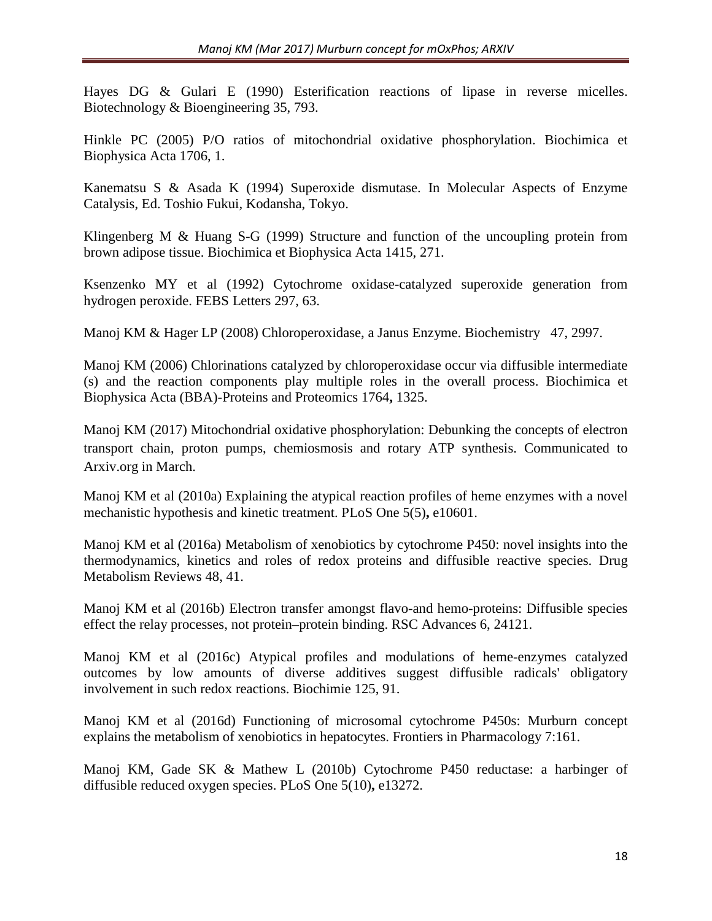Hayes DG & Gulari E (1990) Esterification reactions of lipase in reverse micelles. Biotechnology & Bioengineering 35, 793.

Hinkle PC (2005) P/O ratios of mitochondrial oxidative phosphorylation. Biochimica et Biophysica Acta 1706, 1.

Kanematsu S & Asada K (1994) Superoxide dismutase. In Molecular Aspects of Enzyme Catalysis, Ed. Toshio Fukui, Kodansha, Tokyo.

Klingenberg M & Huang S-G (1999) Structure and function of the uncoupling protein from brown adipose tissue. Biochimica et Biophysica Acta 1415, 271.

Ksenzenko MY et al (1992) Cytochrome oxidase-catalyzed superoxide generation from hydrogen peroxide. FEBS Letters 297, 63.

Manoj KM & Hager LP (2008) Chloroperoxidase, a Janus Enzyme. Biochemistry 47, 2997.

Manoj KM (2006) Chlorinations catalyzed by chloroperoxidase occur via diffusible intermediate (s) and the reaction components play multiple roles in the overall process. Biochimica et Biophysica Acta (BBA)-Proteins and Proteomics 1764**,** 1325.

Manoj KM (2017) Mitochondrial oxidative phosphorylation: Debunking the concepts of electron transport chain, proton pumps, chemiosmosis and rotary ATP synthesis. Communicated to Arxiv.org in March.

Manoj KM et al (2010a) Explaining the atypical reaction profiles of heme enzymes with a novel mechanistic hypothesis and kinetic treatment. PLoS One 5(5)**,** e10601.

Manoj KM et al (2016a) Metabolism of xenobiotics by cytochrome P450: novel insights into the thermodynamics, kinetics and roles of redox proteins and diffusible reactive species. Drug Metabolism Reviews 48, 41.

Manoj KM et al (2016b) Electron transfer amongst flavo-and hemo-proteins: Diffusible species effect the relay processes, not protein–protein binding. RSC Advances 6, 24121.

Manoj KM et al (2016c) Atypical profiles and modulations of heme-enzymes catalyzed outcomes by low amounts of diverse additives suggest diffusible radicals' obligatory involvement in such redox reactions. Biochimie 125, 91.

Manoj KM et al (2016d) Functioning of microsomal cytochrome P450s: Murburn concept explains the metabolism of xenobiotics in hepatocytes. Frontiers in Pharmacology 7:161.

Manoj KM, Gade SK & Mathew L (2010b) Cytochrome P450 reductase: a harbinger of diffusible reduced oxygen species. PLoS One 5(10)**,** e13272.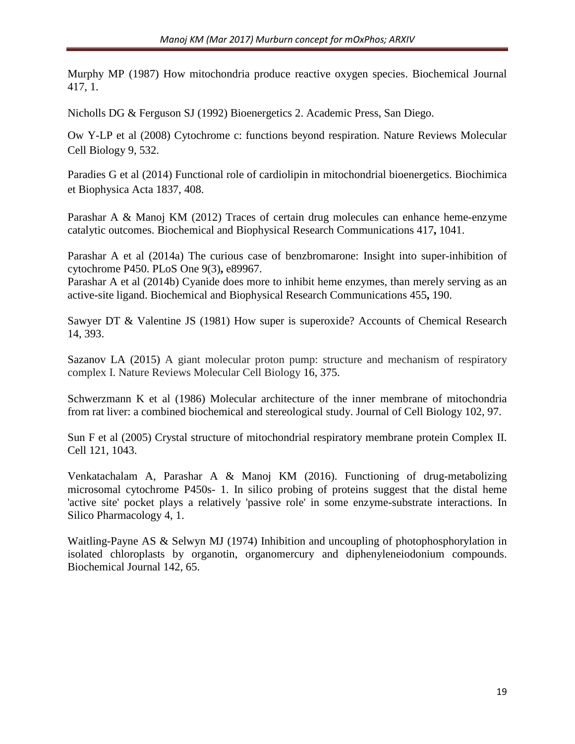Murphy MP (1987) How mitochondria produce reactive oxygen species. Biochemical Journal 417, 1.

Nicholls DG & Ferguson SJ (1992) Bioenergetics 2. Academic Press, San Diego.

Ow Y-LP et al (2008) Cytochrome c: functions beyond respiration. Nature Reviews Molecular Cell Biology 9, 532.

Paradies G et al (2014) Functional role of cardiolipin in mitochondrial bioenergetics. Biochimica et Biophysica Acta 1837, 408.

Parashar A & Manoj KM (2012) Traces of certain drug molecules can enhance heme-enzyme catalytic outcomes. Biochemical and Biophysical Research Communications 417**,** 1041.

Parashar A et al (2014a) The curious case of benzbromarone: Insight into super-inhibition of cytochrome P450. PLoS One 9(3)**,** e89967.

Parashar A et al (2014b) Cyanide does more to inhibit heme enzymes, than merely serving as an active-site ligand. Biochemical and Biophysical Research Communications 455**,** 190.

Sawyer DT & Valentine JS (1981) How super is superoxide? Accounts of Chemical Research 14, 393.

Sazanov LA (2015) A giant molecular proton pump: structure and mechanism of respiratory complex I. Nature Reviews Molecular Cell Biology 16, 375.

Schwerzmann K et al (1986) Molecular architecture of the inner membrane of mitochondria from rat liver: a combined biochemical and stereological study. Journal of Cell Biology 102, 97.

Sun F et al (2005) Crystal structure of mitochondrial respiratory membrane protein Complex II. Cell 121, 1043.

Venkatachalam A, Parashar A & Manoj KM (2016). Functioning of drug-metabolizing microsomal cytochrome P450s- 1. In silico probing of proteins suggest that the distal heme 'active site' pocket plays a relatively 'passive role' in some enzyme-substrate interactions. In Silico Pharmacology 4, 1.

Waitling-Payne AS & Selwyn MJ (1974) Inhibition and uncoupling of photophosphorylation in isolated chloroplasts by organotin, organomercury and diphenyleneiodonium compounds. Biochemical Journal 142, 65.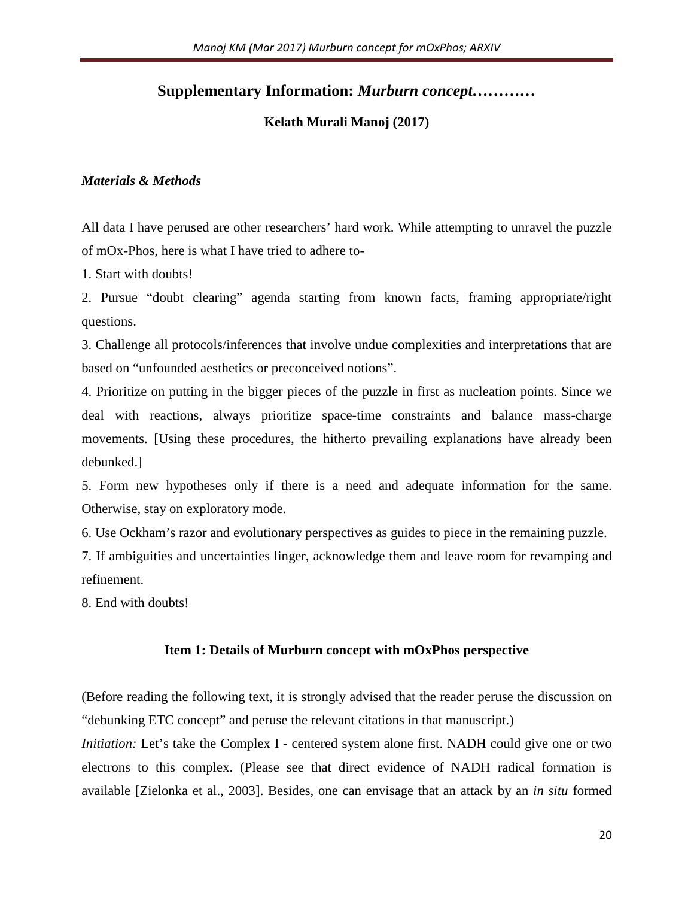## Supplementary Information: *Murburn concept…………*

**Kelath Murali Manoj (2017)**

***Materials & Methods***

All data I have perused are other researchers' hard work. While attempting to unravel the puzzle of mOx-Phos, here is what I have tried to adhere to-

1. Start with doubts!
2. Pursue "doubt clearing" agenda starting from known facts, framing appropriate/right questions.
3. Challenge all protocols/inferences that involve undue complexities and interpretations that are based on "unfounded aesthetics or preconceived notions".
4. Prioritize on putting in the bigger pieces of the puzzle in first as nucleation points. Since we deal with reactions, always prioritize space-time constraints and balance mass-charge movements. [Using these procedures, the hitherto prevailing explanations have already been debunked.]
5. Form new hypotheses only if there is a need and adequate information for the same. Otherwise, stay on exploratory mode.
6. Use Ockham's razor and evolutionary perspectives as guides to piece in the remaining puzzle.
7. If ambiguities and uncertainties linger, acknowledge them and leave room for revamping and refinement.
8. End with doubts!

### Item 1: Details of Murburn concept with mOxPhos perspective

(Before reading the following text, it is strongly advised that the reader peruse the discussion on "debunking ETC concept" and peruse the relevant citations in that manuscript.)

*Initiation:* Let's take the Complex I - centered system alone first. NADH could give one or two electrons to this complex. (Please see that direct evidence of NADH radical formation is available [Zielonka et al., 2003]. Besides, one can envisage that an attack by an *in situ* formed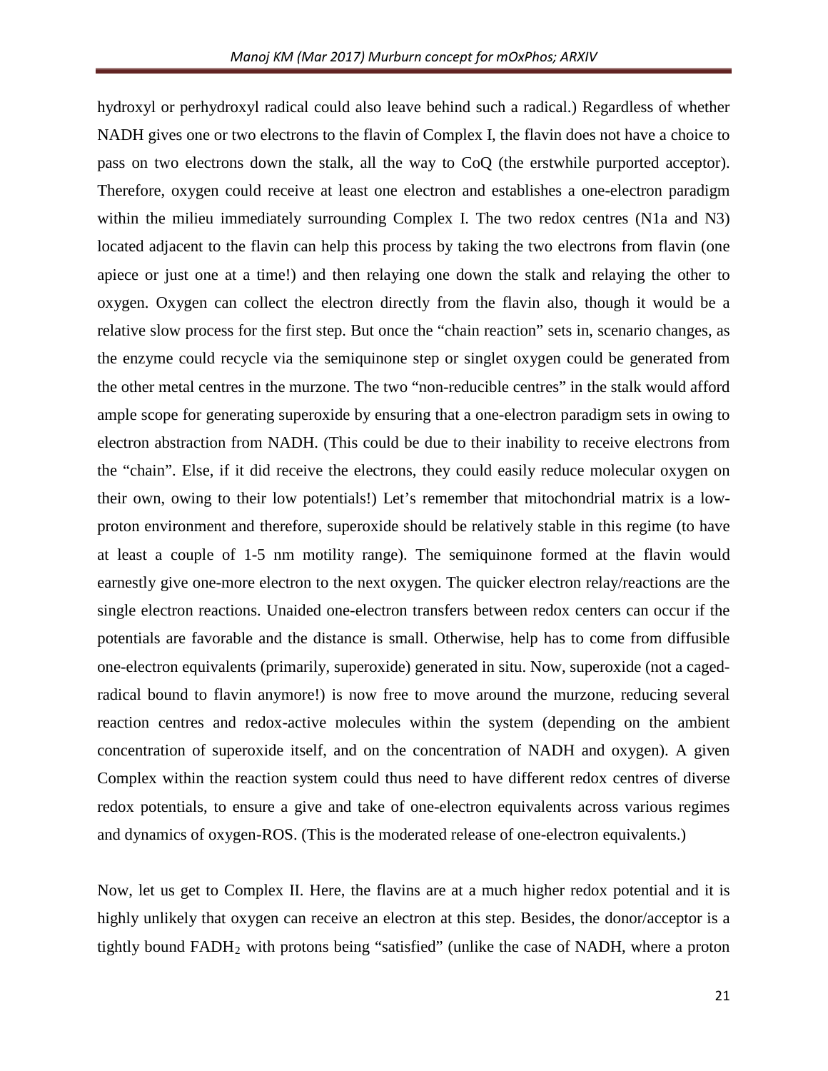hydroxyl or perhydroxyl radical could also leave behind such a radical.) Regardless of whether NADH gives one or two electrons to the flavin of Complex I, the flavin does not have a choice to pass on two electrons down the stalk, all the way to CoQ (the erstwhile purported acceptor). Therefore, oxygen could receive at least one electron and establishes a one-electron paradigm within the milieu immediately surrounding Complex I. The two redox centres (N1a and N3) located adjacent to the flavin can help this process by taking the two electrons from flavin (one apiece or just one at a time!) and then relaying one down the stalk and relaying the other to oxygen. Oxygen can collect the electron directly from the flavin also, though it would be a relative slow process for the first step. But once the "chain reaction" sets in, scenario changes, as the enzyme could recycle via the semiquinone step or singlet oxygen could be generated from the other metal centres in the murzone. The two "non-reducible centres" in the stalk would afford ample scope for generating superoxide by ensuring that a one-electron paradigm sets in owing to electron abstraction from NADH. (This could be due to their inability to receive electrons from the "chain". Else, if it did receive the electrons, they could easily reduce molecular oxygen on their own, owing to their low potentials!) Let's remember that mitochondrial matrix is a low-proton environment and therefore, superoxide should be relatively stable in this regime (to have at least a couple of 1-5 nm motility range). The semiquinone formed at the flavin would earnestly give one-more electron to the next oxygen. The quicker electron relay/reactions are the single electron reactions. Unaided one-electron transfers between redox centers can occur if the potentials are favorable and the distance is small. Otherwise, help has to come from diffusible one-electron equivalents (primarily, superoxide) generated in situ. Now, superoxide (not a caged-radical bound to flavin anymore!) is now free to move around the murzone, reducing several reaction centres and redox-active molecules within the system (depending on the ambient concentration of superoxide itself, and on the concentration of NADH and oxygen). A given Complex within the reaction system could thus need to have different redox centres of diverse redox potentials, to ensure a give and take of one-electron equivalents across various regimes and dynamics of oxygen-ROS. (This is the moderated release of one-electron equivalents.)

Now, let us get to Complex II. Here, the flavins are at a much higher redox potential and it is highly unlikely that oxygen can receive an electron at this step. Besides, the donor/acceptor is a tightly bound $FADH_2$ with protons being "satisfied" (unlike the case of NADH, where a proton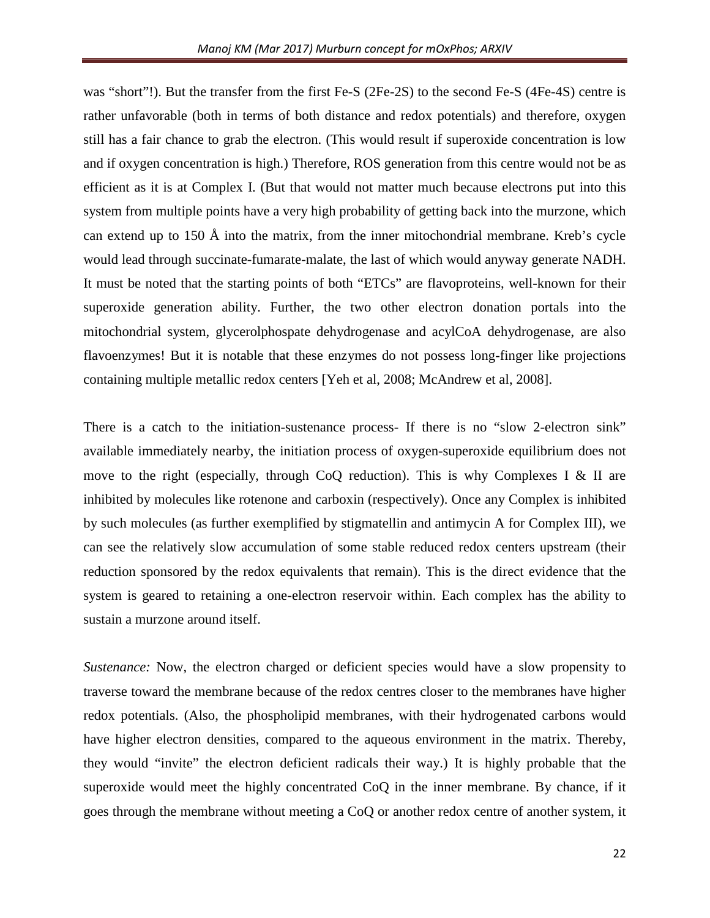was “short”!). But the transfer from the first Fe-S (2Fe-2S) to the second Fe-S (4Fe-4S) centre is rather unfavorable (both in terms of both distance and redox potentials) and therefore, oxygen still has a fair chance to grab the electron. (This would result if superoxide concentration is low and if oxygen concentration is high.) Therefore, ROS generation from this centre would not be as efficient as it is at Complex I. (But that would not matter much because electrons put into this system from multiple points have a very high probability of getting back into the murzone, which can extend up to 150 Å into the matrix, from the inner mitochondrial membrane. Kreb’s cycle would lead through succinate-fumarate-malate, the last of which would anyway generate NADH. It must be noted that the starting points of both “ETCs” are flavoproteins, well-known for their superoxide generation ability. Further, the two other electron donation portals into the mitochondrial system, glycerolphospate dehydrogenase and acylCoA dehydrogenase, are also flavoenzymes! But it is notable that these enzymes do not possess long-finger like projections containing multiple metallic redox centers [Yeh et al, 2008; McAndrew et al, 2008].

There is a catch to the initiation-sustenance process- If there is no “slow 2-electron sink” available immediately nearby, the initiation process of oxygen-superoxide equilibrium does not move to the right (especially, through CoQ reduction). This is why Complexes I & II are inhibited by molecules like rotenone and carboxin (respectively). Once any Complex is inhibited by such molecules (as further exemplified by stigmatellin and antimycin A for Complex III), we can see the relatively slow accumulation of some stable reduced redox centers upstream (their reduction sponsored by the redox equivalents that remain). This is the direct evidence that the system is geared to retaining a one-electron reservoir within. Each complex has the ability to sustain a murzone around itself.

*Sustenance:* Now, the electron charged or deficient species would have a slow propensity to traverse toward the membrane because of the redox centres closer to the membranes have higher redox potentials. (Also, the phospholipid membranes, with their hydrogenated carbons would have higher electron densities, compared to the aqueous environment in the matrix. Thereby, they would “invite” the electron deficient radicals their way.) It is highly probable that the superoxide would meet the highly concentrated CoQ in the inner membrane. By chance, if it goes through the membrane without meeting a CoQ or another redox centre of another system, it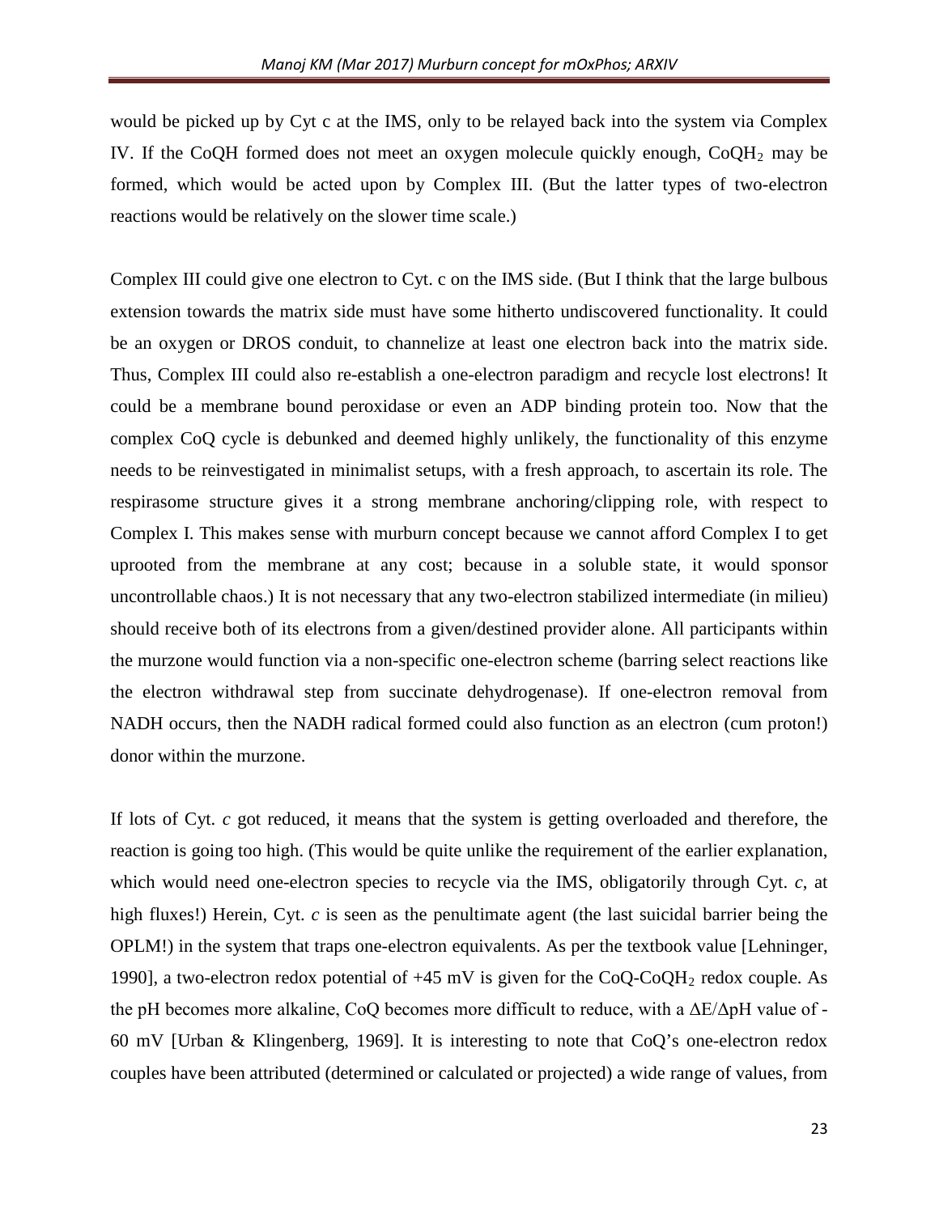would be picked up by Cyt c at the IMS, only to be relayed back into the system via Complex IV. If the CoQH formed does not meet an oxygen molecule quickly enough, $CoQH_2$ may be formed, which would be acted upon by Complex III. (But the latter types of two-electron reactions would be relatively on the slower time scale.)

Complex III could give one electron to Cyt. c on the IMS side. (But I think that the large bulbous extension towards the matrix side must have some hitherto undiscovered functionality. It could be an oxygen or DROS conduit, to channelize at least one electron back into the matrix side. Thus, Complex III could also re-establish a one-electron paradigm and recycle lost electrons! It could be a membrane bound peroxidase or even an ADP binding protein too. Now that the complex CoQ cycle is debunked and deemed highly unlikely, the functionality of this enzyme needs to be reinvestigated in minimalist setups, with a fresh approach, to ascertain its role. The respirasome structure gives it a strong membrane anchoring/clipping role, with respect to Complex I. This makes sense with murburn concept because we cannot afford Complex I to get uprooted from the membrane at any cost; because in a soluble state, it would sponsor uncontrollable chaos.) It is not necessary that any two-electron stabilized intermediate (in milieu) should receive both of its electrons from a given/destined provider alone. All participants within the murzone would function via a non-specific one-electron scheme (barring select reactions like the electron withdrawal step from succinate dehydrogenase). If one-electron removal from NADH occurs, then the NADH radical formed could also function as an electron (cum proton!) donor within the murzone.

If lots of Cyt. *c* got reduced, it means that the system is getting overloaded and therefore, the reaction is going too high. (This would be quite unlike the requirement of the earlier explanation, which would need one-electron species to recycle via the IMS, obligatorily through Cyt. *c*, at high fluxes!) Herein, Cyt. *c* is seen as the penultimate agent (the last suicidal barrier being the OPLM!) in the system that traps one-electron equivalents. As per the textbook value [Lehninger, 1990], a two-electron redox potential of +45 mV is given for the $CoQ$-$CoQH_2$ redox couple. As the pH becomes more alkaline, CoQ becomes more difficult to reduce, with a $\Delta E/\Delta pH$ value of -60 mV [Urban & Klingenberg, 1969]. It is interesting to note that CoQ's one-electron redox couples have been attributed (determined or calculated or projected) a wide range of values, from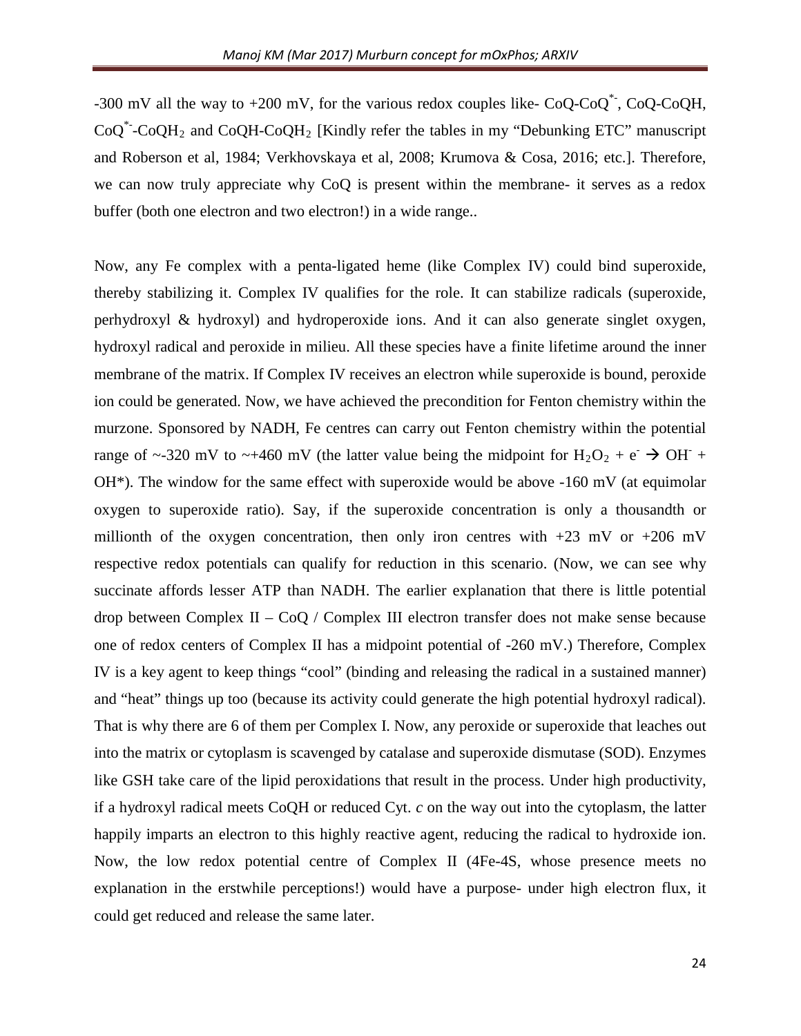-300 mV all the way to +200 mV, for the various redox couples like- CoQ-$CoQ^{*-}$, CoQ-CoQH, $CoQ^{*-}$-$CoQH_2$ and CoQH-$CoQH_2$ [Kindly refer the tables in my "Debunking ETC" manuscript and Roberson et al, 1984; Verkhovskaya et al, 2008; Krumova & Cosa, 2016; etc.]. Therefore, we can now truly appreciate why CoQ is present within the membrane- it serves as a redox buffer (both one electron and two electron!) in a wide range..

Now, any Fe complex with a penta-ligated heme (like Complex IV) could bind superoxide, thereby stabilizing it. Complex IV qualifies for the role. It can stabilize radicals (superoxide, perhydroxyl & hydroxyl) and hydroperoxide ions. And it can also generate singlet oxygen, hydroxyl radical and peroxide in milieu. All these species have a finite lifetime around the inner membrane of the matrix. If Complex IV receives an electron while superoxide is bound, peroxide ion could be generated. Now, we have achieved the precondition for Fenton chemistry within the murzone. Sponsored by NADH, Fe centres can carry out Fenton chemistry within the potential range of ~-320 mV to ~+460 mV (the latter value being the midpoint for $H_2O_2 + e^- \rightarrow OH^- + OH^*$). The window for the same effect with superoxide would be above -160 mV (at equimolar oxygen to superoxide ratio). Say, if the superoxide concentration is only a thousandth or millionth of the oxygen concentration, then only iron centres with +23 mV or +206 mV respective redox potentials can qualify for reduction in this scenario. (Now, we can see why succinate affords lesser ATP than NADH. The earlier explanation that there is little potential drop between Complex II – CoQ / Complex III electron transfer does not make sense because one of redox centers of Complex II has a midpoint potential of -260 mV.) Therefore, Complex IV is a key agent to keep things "cool" (binding and releasing the radical in a sustained manner) and "heat" things up too (because its activity could generate the high potential hydroxyl radical). That is why there are 6 of them per Complex I. Now, any peroxide or superoxide that leaches out into the matrix or cytoplasm is scavenged by catalase and superoxide dismutase (SOD). Enzymes like GSH take care of the lipid peroxidations that result in the process. Under high productivity, if a hydroxyl radical meets CoQH or reduced Cyt. *c* on the way out into the cytoplasm, the latter happily imparts an electron to this highly reactive agent, reducing the radical to hydroxide ion. Now, the low redox potential centre of Complex II (4Fe-4S, whose presence meets no explanation in the erstwhile perceptions!) would have a purpose- under high electron flux, it could get reduced and release the same later.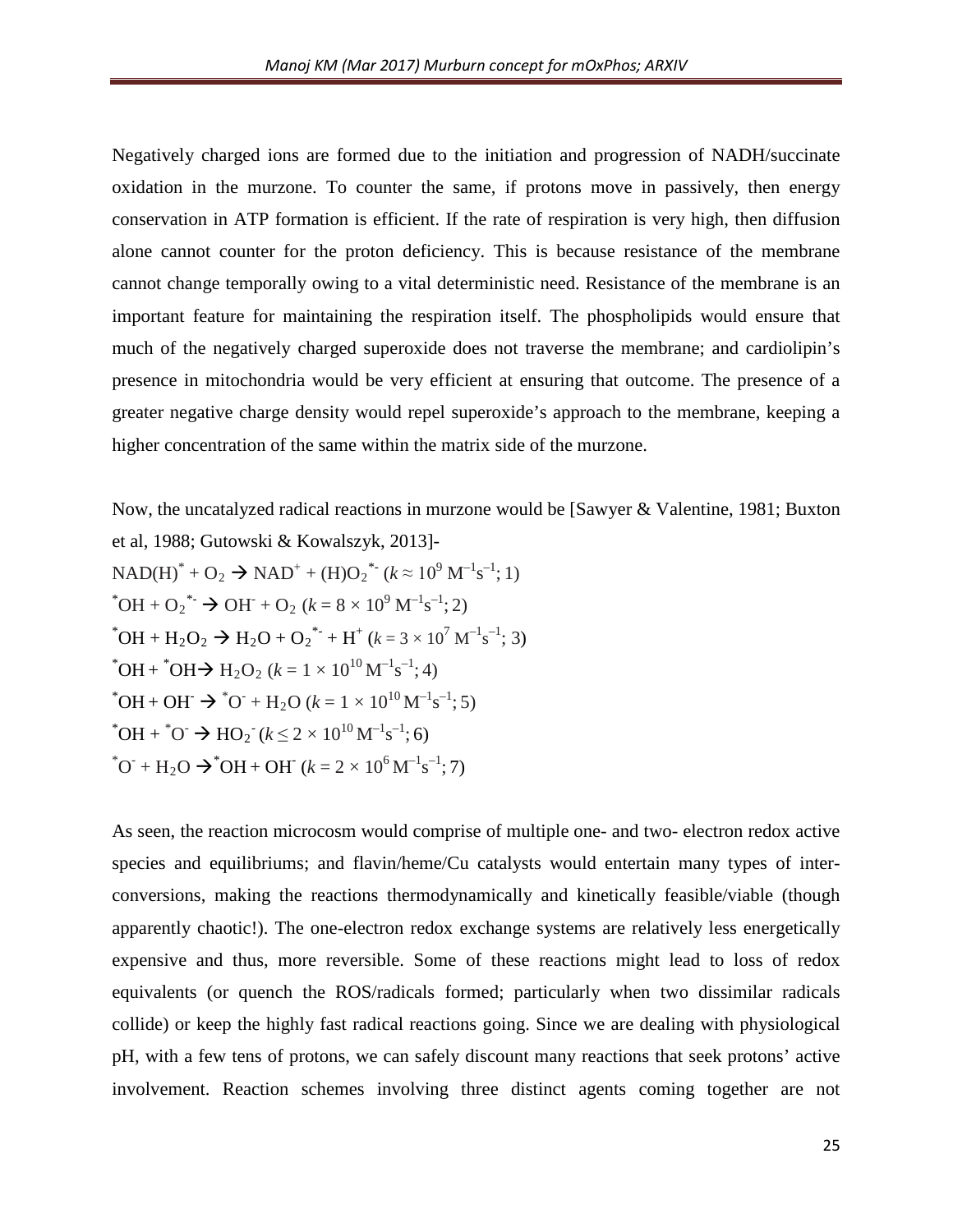Negatively charged ions are formed due to the initiation and progression of NADH/succinate oxidation in the murzone. To counter the same, if protons move in passively, then energy conservation in ATP formation is efficient. If the rate of respiration is very high, then diffusion alone cannot counter for the proton deficiency. This is because resistance of the membrane cannot change temporally owing to a vital deterministic need. Resistance of the membrane is an important feature for maintaining the respiration itself. The phospholipids would ensure that much of the negatively charged superoxide does not traverse the membrane; and cardiolipin's presence in mitochondria would be very efficient at ensuring that outcome. The presence of a greater negative charge density would repel superoxide's approach to the membrane, keeping a higher concentration of the same within the matrix side of the murzone.

Now, the uncatalyzed radical reactions in murzone would be [Sawyer & Valentine, 1981; Buxton et al, 1988; Gutowski & Kowalszyk, 2013]-

$NAD(H)^{*} + O_2 \rightarrow NAD^{+} + (H)O_2^{*-}$ ($k \approx 10^{9}$ $M^{-1}s^{-1}$; 1)

$^{*}OH + O_2^{*-} \rightarrow OH^{-} + O_2$ ($k = 8 \times 10^{9}$ $M^{-1}s^{-1}$; 2)

$^{*}OH + H_2O_2 \rightarrow H_2O + O_2^{*-} + H^{+}$ ($k = 3 \times 10^{7}$ $M^{-1}s^{-1}$; 3)

$^{*}OH + {}^{*}OH \rightarrow H_2O_2$ ($k = 1 \times 10^{10}$ $M^{-1}s^{-1}$; 4)

$^{*}OH + OH^{-} \rightarrow {}^{*}O^{-} + H_2O$ ($k = 1 \times 10^{10}$ $M^{-1}s^{-1}$; 5)

$^{*}OH + {}^{*}O^{-} \rightarrow HO_2^{-}$ ($k \leq 2 \times 10^{10}$ $M^{-1}s^{-1}$; 6)

$^{*}O^{-} + H_2O \rightarrow {}^{*}OH + OH^{-}$ ($k = 2 \times 10^{6}$ $M^{-1}s^{-1}$; 7)

As seen, the reaction microcosm would comprise of multiple one- and two- electron redox active species and equilibriums; and flavin/heme/Cu catalysts would entertain many types of inter-conversions, making the reactions thermodynamically and kinetically feasible/viable (though apparently chaotic!). The one-electron redox exchange systems are relatively less energetically expensive and thus, more reversible. Some of these reactions might lead to loss of redox equivalents (or quench the ROS/radicals formed; particularly when two dissimilar radicals collide) or keep the highly fast radical reactions going. Since we are dealing with physiological pH, with a few tens of protons, we can safely discount many reactions that seek protons' active involvement. Reaction schemes involving three distinct agents coming together are not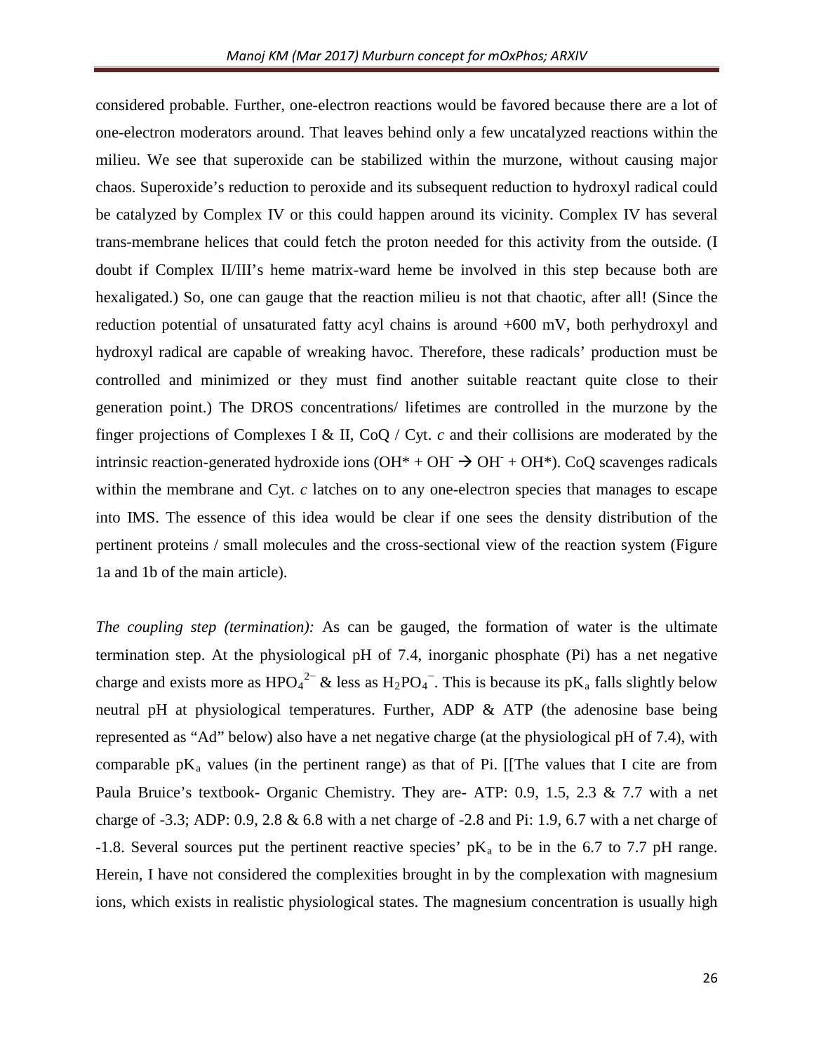considered probable. Further, one-electron reactions would be favored because there are a lot of one-electron moderators around. That leaves behind only a few uncatalyzed reactions within the milieu. We see that superoxide can be stabilized within the murzone, without causing major chaos. Superoxide's reduction to peroxide and its subsequent reduction to hydroxyl radical could be catalyzed by Complex IV or this could happen around its vicinity. Complex IV has several trans-membrane helices that could fetch the proton needed for this activity from the outside. (I doubt if Complex II/III's heme matrix-ward heme be involved in this step because both are hexaligated.) So, one can gauge that the reaction milieu is not that chaotic, after all! (Since the reduction potential of unsaturated fatty acyl chains is around +600 mV, both perhydroxyl and hydroxyl radical are capable of wreaking havoc. Therefore, these radicals' production must be controlled and minimized or they must find another suitable reactant quite close to their generation point.) The DROS concentrations/ lifetimes are controlled in the murzone by the finger projections of Complexes I & II, CoQ / Cyt. *c* and their collisions are moderated by the intrinsic reaction-generated hydroxide ions ($OH^* + OH^- \rightarrow OH^- + OH^*$). CoQ scavenges radicals within the membrane and Cyt. *c* latches on to any one-electron species that manages to escape into IMS. The essence of this idea would be clear if one sees the density distribution of the pertinent proteins / small molecules and the cross-sectional view of the reaction system (Figure 1a and 1b of the main article).

*The coupling step (termination):* As can be gauged, the formation of water is the ultimate termination step. At the physiological pH of 7.4, inorganic phosphate (Pi) has a net negative charge and exists more as $HPO_4^{2-}$ & less as $H_2PO_4^{-}$. This is because its $pK_a$ falls slightly below neutral pH at physiological temperatures. Further, ADP & ATP (the adenosine base being represented as "Ad" below) also have a net negative charge (at the physiological pH of 7.4), with comparable $pK_a$ values (in the pertinent range) as that of Pi. [[The values that I cite are from Paula Bruice's textbook- Organic Chemistry. They are- ATP: 0.9, 1.5, 2.3 & 7.7 with a net charge of -3.3; ADP: 0.9, 2.8 & 6.8 with a net charge of -2.8 and Pi: 1.9, 6.7 with a net charge of -1.8. Several sources put the pertinent reactive species' $pK_a$ to be in the 6.7 to 7.7 pH range. Herein, I have not considered the complexities brought in by the complexation with magnesium ions, which exists in realistic physiological states. The magnesium concentration is usually high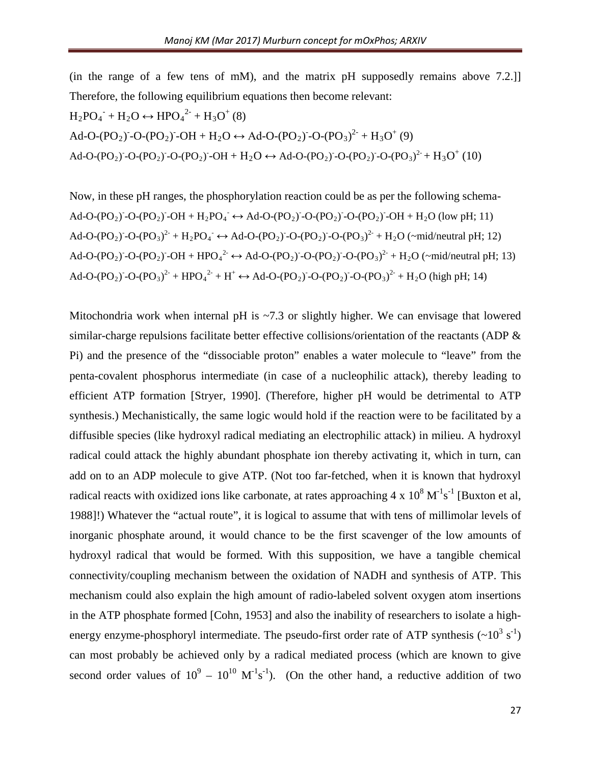(in the range of a few tens of mM), and the matrix pH supposedly remains above 7.2.]] Therefore, the following equilibrium equations then become relevant:

$H_2PO_4^- + H_2O \leftrightarrow HPO_4^{2-} + H_3O^+$ (8)

Ad-O-$(PO_2)^-$-O-$(PO_2)^-$-OH + $H_2O \leftrightarrow$ Ad-O-$(PO_2)^-$-O-$(PO_3)^{2-}$ + $H_3O^+$ (9)

Ad-O-$(PO_2)^-$-O-$(PO_2)^-$-O-$(PO_2)^-$-OH + $H_2O \leftrightarrow$ Ad-O-$(PO_2)^-$-O-$(PO_2)^-$-O-$(PO_3)^{2-}$ + $H_3O^+$ (10)

Now, in these pH ranges, the phosphorylation reaction could be as per the following schema-

Ad-O-$(PO_2)^-$-O-$(PO_2)^-$-OH + $H_2PO_4^- \leftrightarrow$ Ad-O-$(PO_2)^-$-O-$(PO_2)^-$-O-$(PO_2)^-$-OH + $H_2O$ (low pH; 11)

Ad-O-$(PO_2)^-$-O-$(PO_3)^{2-}$ + $H_2PO_4^- \leftrightarrow$ Ad-O-$(PO_2)^-$-O-$(PO_2)^-$-O-$(PO_3)^{2-}$ + $H_2O$ (~mid/neutral pH; 12)

Ad-O-$(PO_2)^-$-O-$(PO_2)^-$-OH + $HPO_4^{2-} \leftrightarrow$ Ad-O-$(PO_2)^-$-O-$(PO_2)^-$-O-$(PO_3)^{2-}$ + $H_2O$ (~mid/neutral pH; 13)

Ad-O-$(PO_2)^-$-O-$(PO_3)^{2-}$ + $HPO_4^{2-}$ + $H^+ \leftrightarrow$ Ad-O-$(PO_2)^-$-O-$(PO_2)^-$-O-$(PO_3)^{2-}$ + $H_2O$ (high pH; 14)

Mitochondria work when internal pH is ~7.3 or slightly higher. We can envisage that lowered similar-charge repulsions facilitate better effective collisions/orientation of the reactants (ADP & Pi) and the presence of the "dissociable proton" enables a water molecule to "leave" from the penta-covalent phosphorus intermediate (in case of a nucleophilic attack), thereby leading to efficient ATP formation [Stryer, 1990]. (Therefore, higher pH would be detrimental to ATP synthesis.) Mechanistically, the same logic would hold if the reaction were to be facilitated by a diffusible species (like hydroxyl radical mediating an electrophilic attack) in milieu. A hydroxyl radical could attack the highly abundant phosphate ion thereby activating it, which in turn, can add on to an ADP molecule to give ATP. (Not too far-fetched, when it is known that hydroxyl radical reacts with oxidized ions like carbonate, at rates approaching 4 x $10^8$ $M^{-1}s^{-1}$ [Buxton et al, 1988]!) Whatever the "actual route", it is logical to assume that with tens of millimolar levels of inorganic phosphate around, it would chance to be the first scavenger of the low amounts of hydroxyl radical that would be formed. With this supposition, we have a tangible chemical connectivity/coupling mechanism between the oxidation of NADH and synthesis of ATP. This mechanism could also explain the high amount of radio-labeled solvent oxygen atom insertions in the ATP phosphate formed [Cohn, 1953] and also the inability of researchers to isolate a high-energy enzyme-phosphoryl intermediate. The pseudo-first order rate of ATP synthesis (~$10^3$ $s^{-1}$) can most probably be achieved only by a radical mediated process (which are known to give second order values of $10^9$ – $10^{10}$ $M^{-1}s^{-1}$). (On the other hand, a reductive addition of two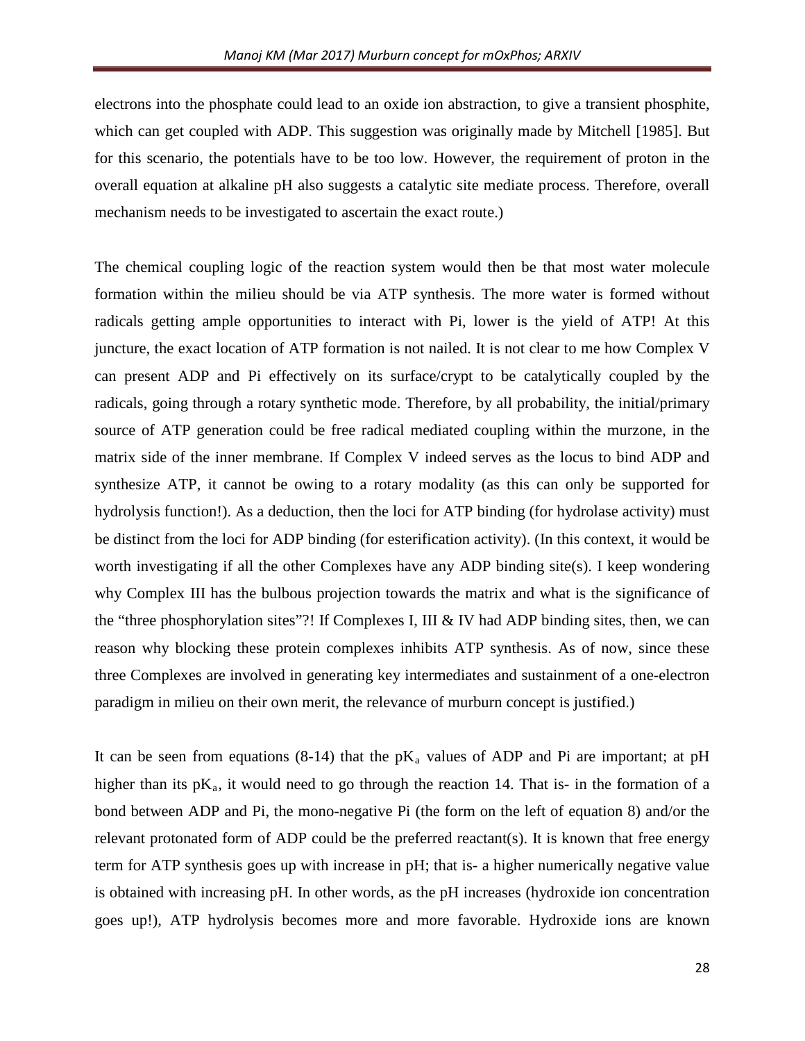electrons into the phosphate could lead to an oxide ion abstraction, to give a transient phosphite, which can get coupled with ADP. This suggestion was originally made by Mitchell [1985]. But for this scenario, the potentials have to be too low. However, the requirement of proton in the overall equation at alkaline pH also suggests a catalytic site mediate process. Therefore, overall mechanism needs to be investigated to ascertain the exact route.)

The chemical coupling logic of the reaction system would then be that most water molecule formation within the milieu should be via ATP synthesis. The more water is formed without radicals getting ample opportunities to interact with Pi, lower is the yield of ATP! At this juncture, the exact location of ATP formation is not nailed. It is not clear to me how Complex V can present ADP and Pi effectively on its surface/crypt to be catalytically coupled by the radicals, going through a rotary synthetic mode. Therefore, by all probability, the initial/primary source of ATP generation could be free radical mediated coupling within the murzone, in the matrix side of the inner membrane. If Complex V indeed serves as the locus to bind ADP and synthesize ATP, it cannot be owing to a rotary modality (as this can only be supported for hydrolysis function!). As a deduction, then the loci for ATP binding (for hydrolase activity) must be distinct from the loci for ADP binding (for esterification activity). (In this context, it would be worth investigating if all the other Complexes have any ADP binding site(s). I keep wondering why Complex III has the bulbous projection towards the matrix and what is the significance of the "three phosphorylation sites"?! If Complexes I, III & IV had ADP binding sites, then, we can reason why blocking these protein complexes inhibits ATP synthesis. As of now, since these three Complexes are involved in generating key intermediates and sustainment of a one-electron paradigm in milieu on their own merit, the relevance of murburn concept is justified.)

It can be seen from equations (8-14) that the $pK_a$ values of ADP and Pi are important; at pH higher than its $pK_a$, it would need to go through the reaction 14. That is- in the formation of a bond between ADP and Pi, the mono-negative Pi (the form on the left of equation 8) and/or the relevant protonated form of ADP could be the preferred reactant(s). It is known that free energy term for ATP synthesis goes up with increase in pH; that is- a higher numerically negative value is obtained with increasing pH. In other words, as the pH increases (hydroxide ion concentration goes up!), ATP hydrolysis becomes more and more favorable. Hydroxide ions are known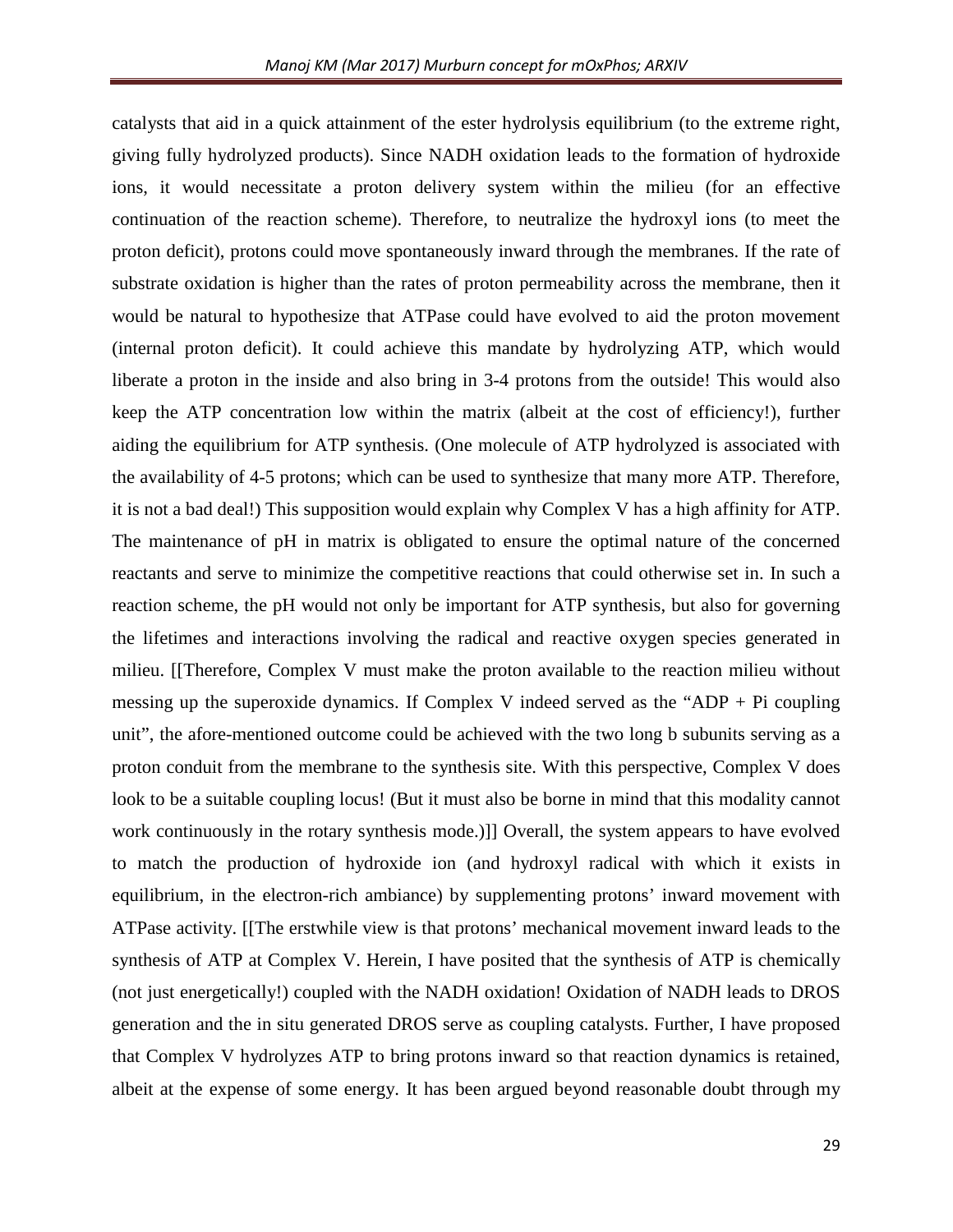catalysts that aid in a quick attainment of the ester hydrolysis equilibrium (to the extreme right, giving fully hydrolyzed products). Since NADH oxidation leads to the formation of hydroxide ions, it would necessitate a proton delivery system within the milieu (for an effective continuation of the reaction scheme). Therefore, to neutralize the hydroxyl ions (to meet the proton deficit), protons could move spontaneously inward through the membranes. If the rate of substrate oxidation is higher than the rates of proton permeability across the membrane, then it would be natural to hypothesize that ATPase could have evolved to aid the proton movement (internal proton deficit). It could achieve this mandate by hydrolyzing ATP, which would liberate a proton in the inside and also bring in 3-4 protons from the outside! This would also keep the ATP concentration low within the matrix (albeit at the cost of efficiency!), further aiding the equilibrium for ATP synthesis. (One molecule of ATP hydrolyzed is associated with the availability of 4-5 protons; which can be used to synthesize that many more ATP. Therefore, it is not a bad deal!) This supposition would explain why Complex V has a high affinity for ATP. The maintenance of pH in matrix is obligated to ensure the optimal nature of the concerned reactants and serve to minimize the competitive reactions that could otherwise set in. In such a reaction scheme, the pH would not only be important for ATP synthesis, but also for governing the lifetimes and interactions involving the radical and reactive oxygen species generated in milieu. [[Therefore, Complex V must make the proton available to the reaction milieu without messing up the superoxide dynamics. If Complex V indeed served as the "ADP + Pi coupling unit", the afore-mentioned outcome could be achieved with the two long b subunits serving as a proton conduit from the membrane to the synthesis site. With this perspective, Complex V does look to be a suitable coupling locus! (But it must also be borne in mind that this modality cannot work continuously in the rotary synthesis mode.)]] Overall, the system appears to have evolved to match the production of hydroxide ion (and hydroxyl radical with which it exists in equilibrium, in the electron-rich ambiance) by supplementing protons' inward movement with ATPase activity. [[The erstwhile view is that protons' mechanical movement inward leads to the synthesis of ATP at Complex V. Herein, I have posited that the synthesis of ATP is chemically (not just energetically!) coupled with the NADH oxidation! Oxidation of NADH leads to DROS generation and the in situ generated DROS serve as coupling catalysts. Further, I have proposed that Complex V hydrolyzes ATP to bring protons inward so that reaction dynamics is retained, albeit at the expense of some energy. It has been argued beyond reasonable doubt through my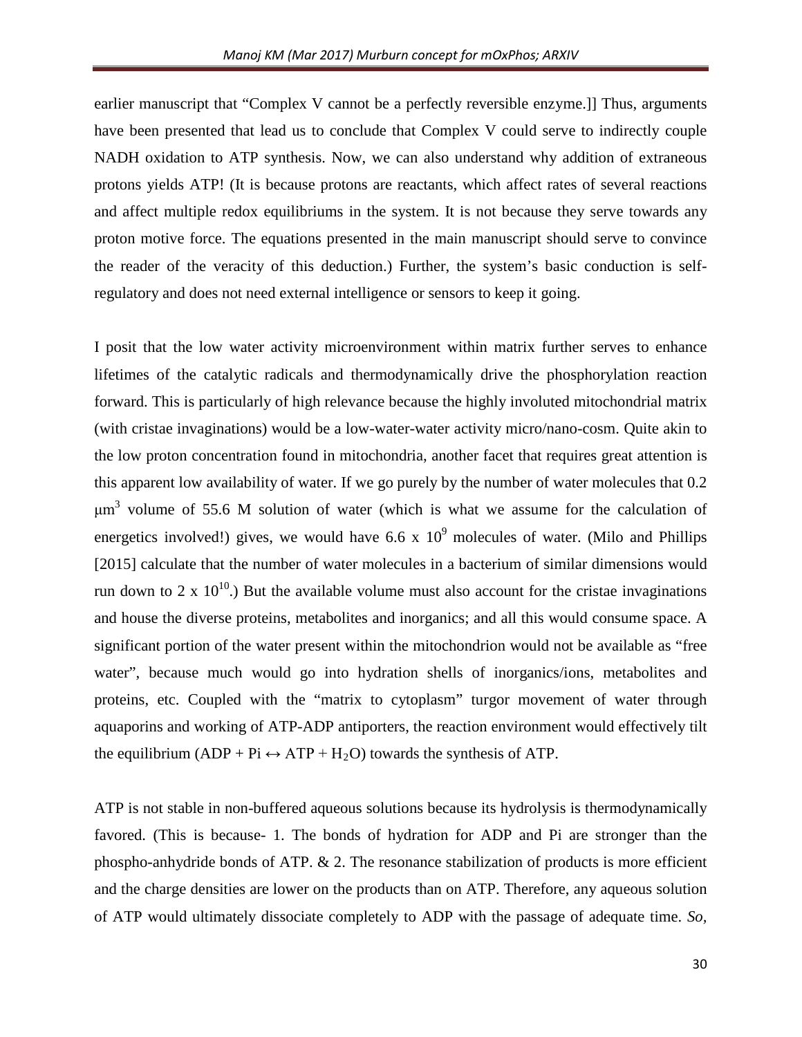earlier manuscript that “Complex V cannot be a perfectly reversible enzyme.]] Thus, arguments have been presented that lead us to conclude that Complex V could serve to indirectly couple NADH oxidation to ATP synthesis. Now, we can also understand why addition of extraneous protons yields ATP! (It is because protons are reactants, which affect rates of several reactions and affect multiple redox equilibriums in the system. It is not because they serve towards any proton motive force. The equations presented in the main manuscript should serve to convince the reader of the veracity of this deduction.) Further, the system’s basic conduction is self-regulatory and does not need external intelligence or sensors to keep it going.

I posit that the low water activity microenvironment within matrix further serves to enhance lifetimes of the catalytic radicals and thermodynamically drive the phosphorylation reaction forward. This is particularly of high relevance because the highly involuted mitochondrial matrix (with cristae invaginations) would be a low-water-water activity micro/nano-cosm. Quite akin to the low proton concentration found in mitochondria, another facet that requires great attention is this apparent low availability of water. If we go purely by the number of water molecules that 0.2 $\mu m^3$ volume of 55.6 M solution of water (which is what we assume for the calculation of energetics involved!) gives, we would have $6.6 \times 10^9$ molecules of water. (Milo and Phillips [2015] calculate that the number of water molecules in a bacterium of similar dimensions would run down to $2 \times 10^{10}$.) But the available volume must also account for the cristae invaginations and house the diverse proteins, metabolites and inorganics; and all this would consume space. A significant portion of the water present within the mitochondrion would not be available as “free water”, because much would go into hydration shells of inorganics/ions, metabolites and proteins, etc. Coupled with the “matrix to cytoplasm” turgor movement of water through aquaporins and working of ATP-ADP antiporters, the reaction environment would effectively tilt the equilibrium ($ADP + Pi \leftrightarrow ATP + H_2O$) towards the synthesis of ATP.

ATP is not stable in non-buffered aqueous solutions because its hydrolysis is thermodynamically favored. (This is because- 1. The bonds of hydration for ADP and Pi are stronger than the phospho-anhydride bonds of ATP. & 2. The resonance stabilization of products is more efficient and the charge densities are lower on the products than on ATP. Therefore, any aqueous solution of ATP would ultimately dissociate completely to ADP with the passage of adequate time. *So,*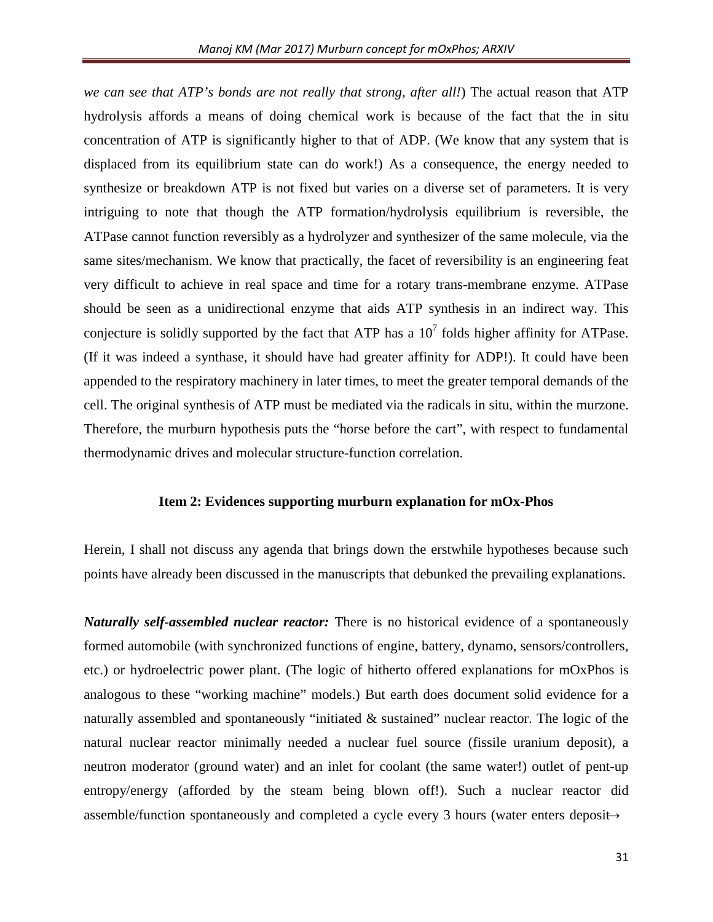*we can see that ATP's bonds are not really that strong, after all!*) The actual reason that ATP hydrolysis affords a means of doing chemical work is because of the fact that the in situ concentration of ATP is significantly higher to that of ADP. (We know that any system that is displaced from its equilibrium state can do work!) As a consequence, the energy needed to synthesize or breakdown ATP is not fixed but varies on a diverse set of parameters. It is very intriguing to note that though the ATP formation/hydrolysis equilibrium is reversible, the ATPase cannot function reversibly as a hydrolyzer and synthesizer of the same molecule, via the same sites/mechanism. We know that practically, the facet of reversibility is an engineering feat very difficult to achieve in real space and time for a rotary trans-membrane enzyme. ATPase should be seen as a unidirectional enzyme that aids ATP synthesis in an indirect way. This conjecture is solidly supported by the fact that ATP has a $10^7$ folds higher affinity for ATPase. (If it was indeed a synthase, it should have had greater affinity for ADP!). It could have been appended to the respiratory machinery in later times, to meet the greater temporal demands of the cell. The original synthesis of ATP must be mediated via the radicals in situ, within the murzone. Therefore, the murburn hypothesis puts the "horse before the cart", with respect to fundamental thermodynamic drives and molecular structure-function correlation.

**Item 2: Evidences supporting murburn explanation for mOx-Phos**

Herein, I shall not discuss any agenda that brings down the erstwhile hypotheses because such points have already been discussed in the manuscripts that debunked the prevailing explanations.

***Naturally self-assembled nuclear reactor:*** There is no historical evidence of a spontaneously formed automobile (with synchronized functions of engine, battery, dynamo, sensors/controllers, etc.) or hydroelectric power plant. (The logic of hitherto offered explanations for mOxPhos is analogous to these "working machine" models.) But earth does document solid evidence for a naturally assembled and spontaneously "initiated & sustained" nuclear reactor. The logic of the natural nuclear reactor minimally needed a nuclear fuel source (fissile uranium deposit), a neutron moderator (ground water) and an inlet for coolant (the same water!) outlet of pent-up entropy/energy (afforded by the steam being blown off!). Such a nuclear reactor did assemble/function spontaneously and completed a cycle every 3 hours (water enters deposit→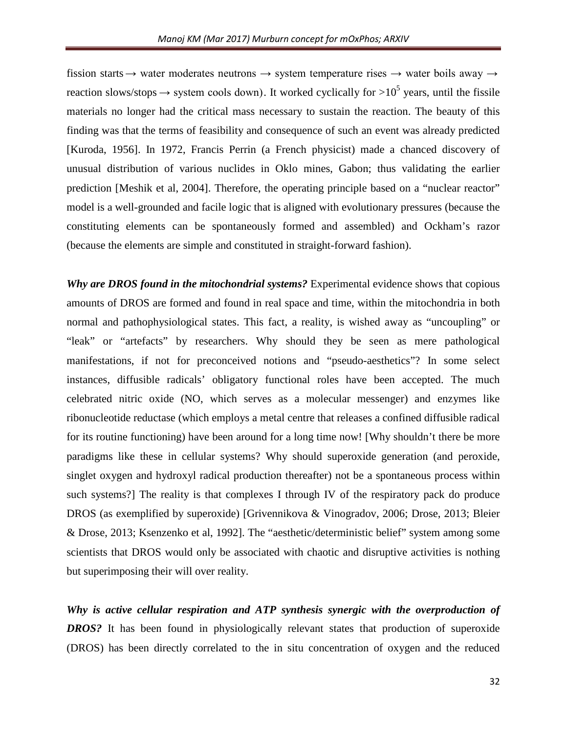fission starts → water moderates neutrons → system temperature rises → water boils away → reaction slows/stops → system cools down). It worked cyclically for $>10^5$ years, until the fissile materials no longer had the critical mass necessary to sustain the reaction. The beauty of this finding was that the terms of feasibility and consequence of such an event was already predicted [Kuroda, 1956]. In 1972, Francis Perrin (a French physicist) made a chanced discovery of unusual distribution of various nuclides in Oklo mines, Gabon; thus validating the earlier prediction [Meshik et al, 2004]. Therefore, the operating principle based on a "nuclear reactor" model is a well-grounded and facile logic that is aligned with evolutionary pressures (because the constituting elements can be spontaneously formed and assembled) and Ockham's razor (because the elements are simple and constituted in straight-forward fashion).

***Why are DROS found in the mitochondrial systems?*** Experimental evidence shows that copious amounts of DROS are formed and found in real space and time, within the mitochondria in both normal and pathophysiological states. This fact, a reality, is wished away as "uncoupling" or "leak" or "artefacts" by researchers. Why should they be seen as mere pathological manifestations, if not for preconceived notions and "pseudo-aesthetics"? In some select instances, diffusible radicals' obligatory functional roles have been accepted. The much celebrated nitric oxide (NO, which serves as a molecular messenger) and enzymes like ribonucleotide reductase (which employs a metal centre that releases a confined diffusible radical for its routine functioning) have been around for a long time now! [Why shouldn't there be more paradigms like these in cellular systems? Why should superoxide generation (and peroxide, singlet oxygen and hydroxyl radical production thereafter) not be a spontaneous process within such systems?] The reality is that complexes I through IV of the respiratory pack do produce DROS (as exemplified by superoxide) [Grivennikova & Vinogradov, 2006; Drose, 2013; Bleier & Drose, 2013; Ksenzenko et al, 1992]. The "aesthetic/deterministic belief" system among some scientists that DROS would only be associated with chaotic and disruptive activities is nothing but superimposing their will over reality.

***Why is active cellular respiration and ATP synthesis synergic with the overproduction of DROS?*** It has been found in physiologically relevant states that production of superoxide (DROS) has been directly correlated to the in situ concentration of oxygen and the reduced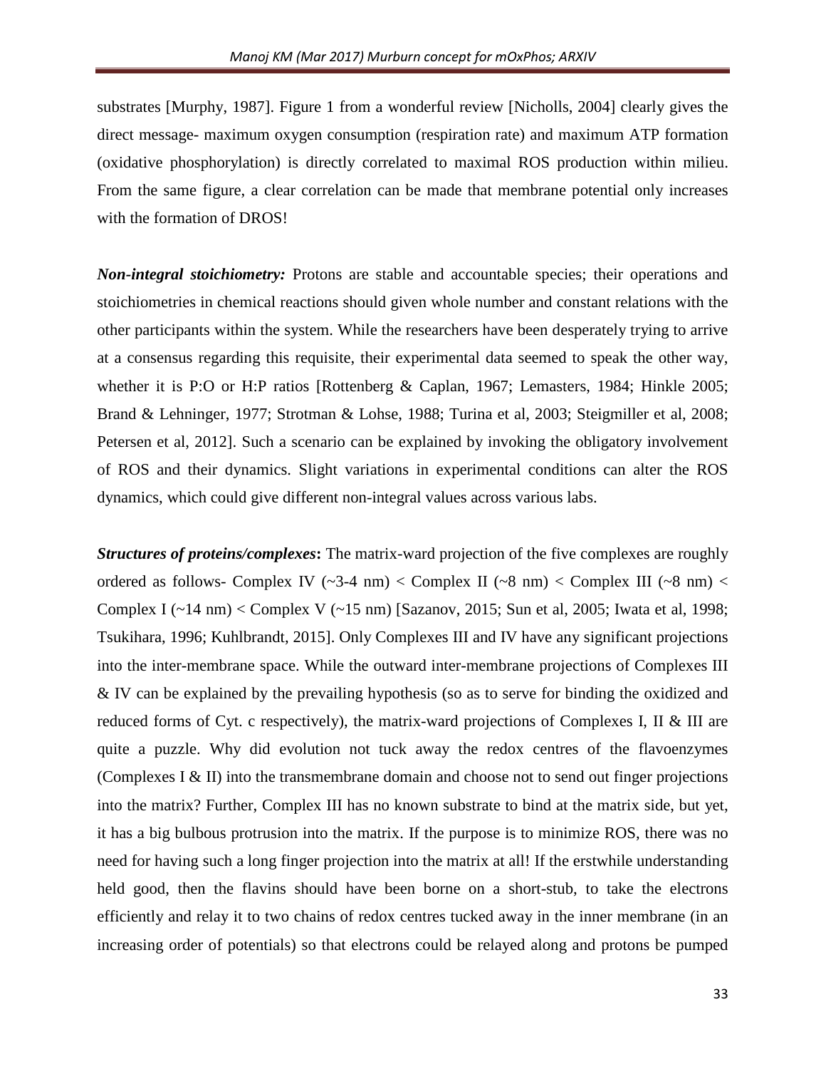substrates [Murphy, 1987]. Figure 1 from a wonderful review [Nicholls, 2004] clearly gives the direct message- maximum oxygen consumption (respiration rate) and maximum ATP formation (oxidative phosphorylation) is directly correlated to maximal ROS production within milieu. From the same figure, a clear correlation can be made that membrane potential only increases with the formation of DROS!

***Non-integral stoichiometry:*** Protons are stable and accountable species; their operations and stoichiometries in chemical reactions should given whole number and constant relations with the other participants within the system. While the researchers have been desperately trying to arrive at a consensus regarding this requisite, their experimental data seemed to speak the other way, whether it is P:O or H:P ratios [Rottenberg & Caplan, 1967; Lemasters, 1984; Hinkle 2005; Brand & Lehninger, 1977; Strotman & Lohse, 1988; Turina et al, 2003; Steigmiller et al, 2008; Petersen et al, 2012]. Such a scenario can be explained by invoking the obligatory involvement of ROS and their dynamics. Slight variations in experimental conditions can alter the ROS dynamics, which could give different non-integral values across various labs.

***Structures of proteins/complexes*:** The matrix-ward projection of the five complexes are roughly ordered as follows- Complex IV (~3-4 nm) < Complex II (~8 nm) < Complex III (~8 nm) < Complex I (~14 nm) < Complex V (~15 nm) [Sazanov, 2015; Sun et al, 2005; Iwata et al, 1998; Tsukihara, 1996; Kuhlbrandt, 2015]. Only Complexes III and IV have any significant projections into the inter-membrane space. While the outward inter-membrane projections of Complexes III & IV can be explained by the prevailing hypothesis (so as to serve for binding the oxidized and reduced forms of Cyt. c respectively), the matrix-ward projections of Complexes I, II & III are quite a puzzle. Why did evolution not tuck away the redox centres of the flavoenzymes (Complexes I & II) into the transmembrane domain and choose not to send out finger projections into the matrix? Further, Complex III has no known substrate to bind at the matrix side, but yet, it has a big bulbous protrusion into the matrix. If the purpose is to minimize ROS, there was no need for having such a long finger projection into the matrix at all! If the erstwhile understanding held good, then the flavins should have been borne on a short-stub, to take the electrons efficiently and relay it to two chains of redox centres tucked away in the inner membrane (in an increasing order of potentials) so that electrons could be relayed along and protons be pumped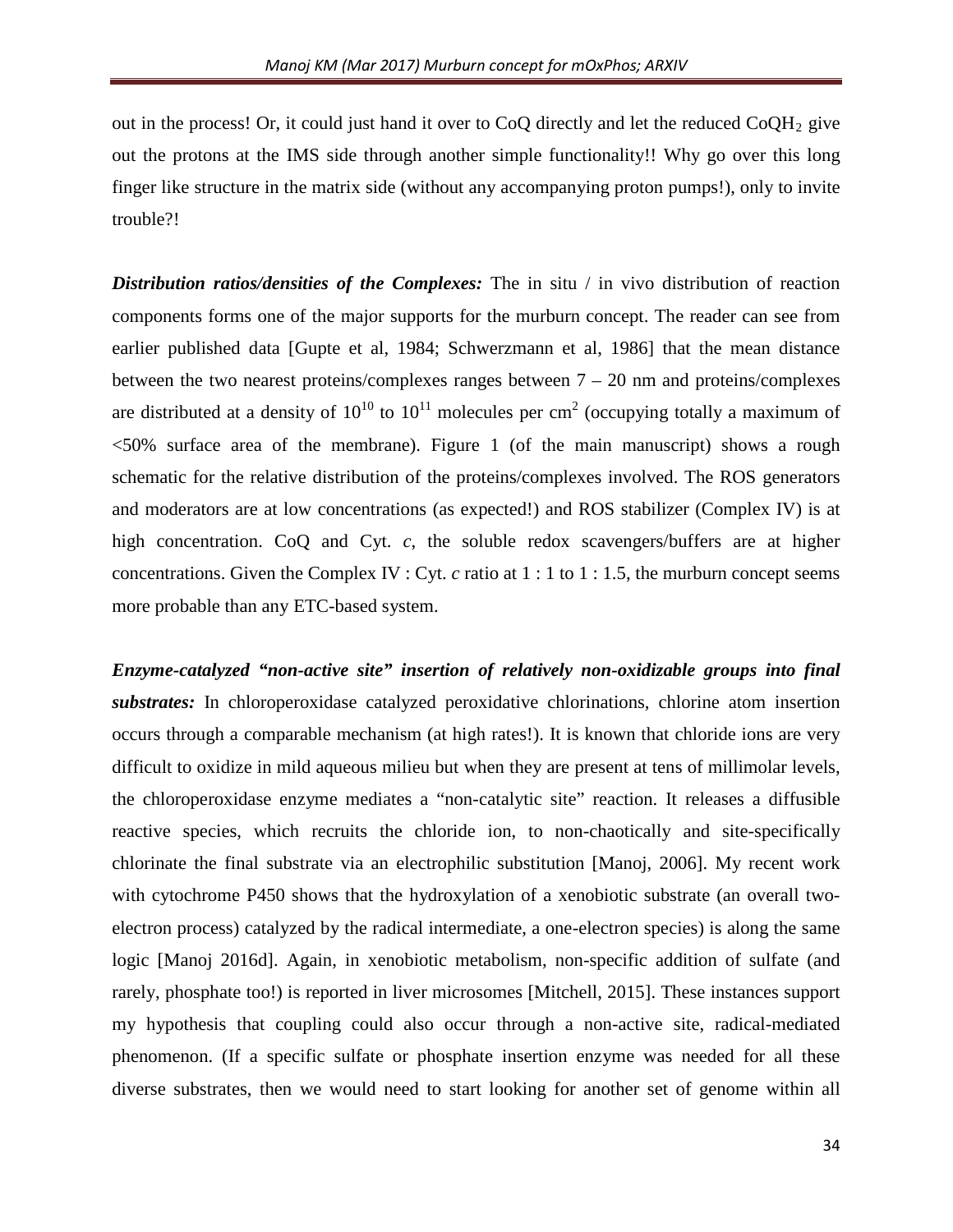out in the process! Or, it could just hand it over to CoQ directly and let the reduced $CoQH_2$ give out the protons at the IMS side through another simple functionality!! Why go over this long finger like structure in the matrix side (without any accompanying proton pumps!), only to invite trouble?!

***Distribution ratios/densities of the Complexes:*** The in situ / in vivo distribution of reaction components forms one of the major supports for the murburn concept. The reader can see from earlier published data [Gupte et al, 1984; Schwerzmann et al, 1986] that the mean distance between the two nearest proteins/complexes ranges between 7 – 20 nm and proteins/complexes are distributed at a density of $10^{10}$ to $10^{11}$ molecules per $cm^2$ (occupying totally a maximum of <50% surface area of the membrane). Figure 1 (of the main manuscript) shows a rough schematic for the relative distribution of the proteins/complexes involved. The ROS generators and moderators are at low concentrations (as expected!) and ROS stabilizer (Complex IV) is at high concentration. CoQ and Cyt. *c*, the soluble redox scavengers/buffers are at higher concentrations. Given the Complex IV : Cyt. *c* ratio at 1 : 1 to 1 : 1.5, the murburn concept seems more probable than any ETC-based system.

***Enzyme-catalyzed "non-active site" insertion of relatively non-oxidizable groups into final substrates:*** In chloroperoxidase catalyzed peroxidative chlorinations, chlorine atom insertion occurs through a comparable mechanism (at high rates!). It is known that chloride ions are very difficult to oxidize in mild aqueous milieu but when they are present at tens of millimolar levels, the chloroperoxidase enzyme mediates a "non-catalytic site" reaction. It releases a diffusible reactive species, which recruits the chloride ion, to non-chaotically and site-specifically chlorinate the final substrate via an electrophilic substitution [Manoj, 2006]. My recent work with cytochrome P450 shows that the hydroxylation of a xenobiotic substrate (an overall two-electron process) catalyzed by the radical intermediate, a one-electron species) is along the same logic [Manoj 2016d]. Again, in xenobiotic metabolism, non-specific addition of sulfate (and rarely, phosphate too!) is reported in liver microsomes [Mitchell, 2015]. These instances support my hypothesis that coupling could also occur through a non-active site, radical-mediated phenomenon. (If a specific sulfate or phosphate insertion enzyme was needed for all these diverse substrates, then we would need to start looking for another set of genome within all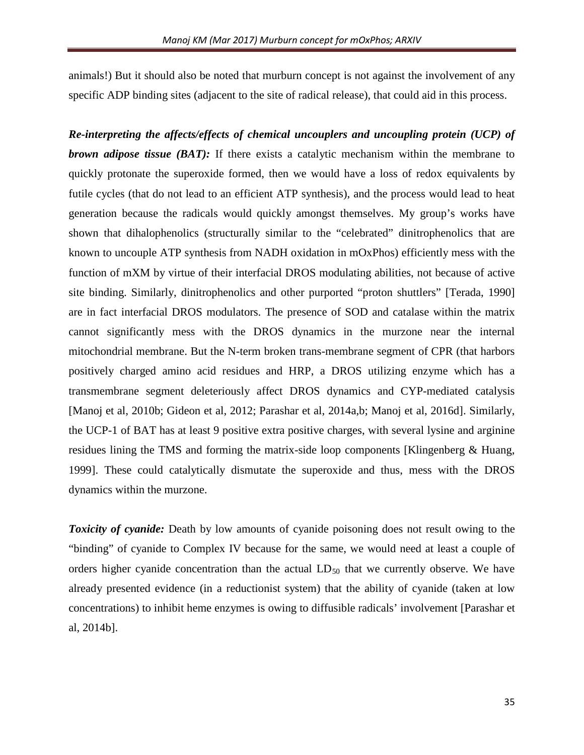animals!) But it should also be noted that murburn concept is not against the involvement of any specific ADP binding sites (adjacent to the site of radical release), that could aid in this process.

***Re-interpreting the affects/effects of chemical uncouplers and uncoupling protein (UCP) of brown adipose tissue (BAT):*** If there exists a catalytic mechanism within the membrane to quickly protonate the superoxide formed, then we would have a loss of redox equivalents by futile cycles (that do not lead to an efficient ATP synthesis), and the process would lead to heat generation because the radicals would quickly amongst themselves. My group's works have shown that dihalophenolics (structurally similar to the "celebrated" dinitrophenolics that are known to uncouple ATP synthesis from NADH oxidation in mOxPhos) efficiently mess with the function of mXM by virtue of their interfacial DROS modulating abilities, not because of active site binding. Similarly, dinitrophenolics and other purported "proton shuttlers" [Terada, 1990] are in fact interfacial DROS modulators. The presence of SOD and catalase within the matrix cannot significantly mess with the DROS dynamics in the murzone near the internal mitochondrial membrane. But the N-term broken trans-membrane segment of CPR (that harbors positively charged amino acid residues and HRP, a DROS utilizing enzyme which has a transmembrane segment deleteriously affect DROS dynamics and CYP-mediated catalysis [Manoj et al, 2010b; Gideon et al, 2012; Parashar et al, 2014a,b; Manoj et al, 2016d]. Similarly, the UCP-1 of BAT has at least 9 positive extra positive charges, with several lysine and arginine residues lining the TMS and forming the matrix-side loop components [Klingenberg & Huang, 1999]. These could catalytically dismutate the superoxide and thus, mess with the DROS dynamics within the murzone.

***Toxicity of cyanide:*** Death by low amounts of cyanide poisoning does not result owing to the "binding" of cyanide to Complex IV because for the same, we would need at least a couple of orders higher cyanide concentration than the actual $LD_{50}$ that we currently observe. We have already presented evidence (in a reductionist system) that the ability of cyanide (taken at low concentrations) to inhibit heme enzymes is owing to diffusible radicals' involvement [Parashar et al, 2014b].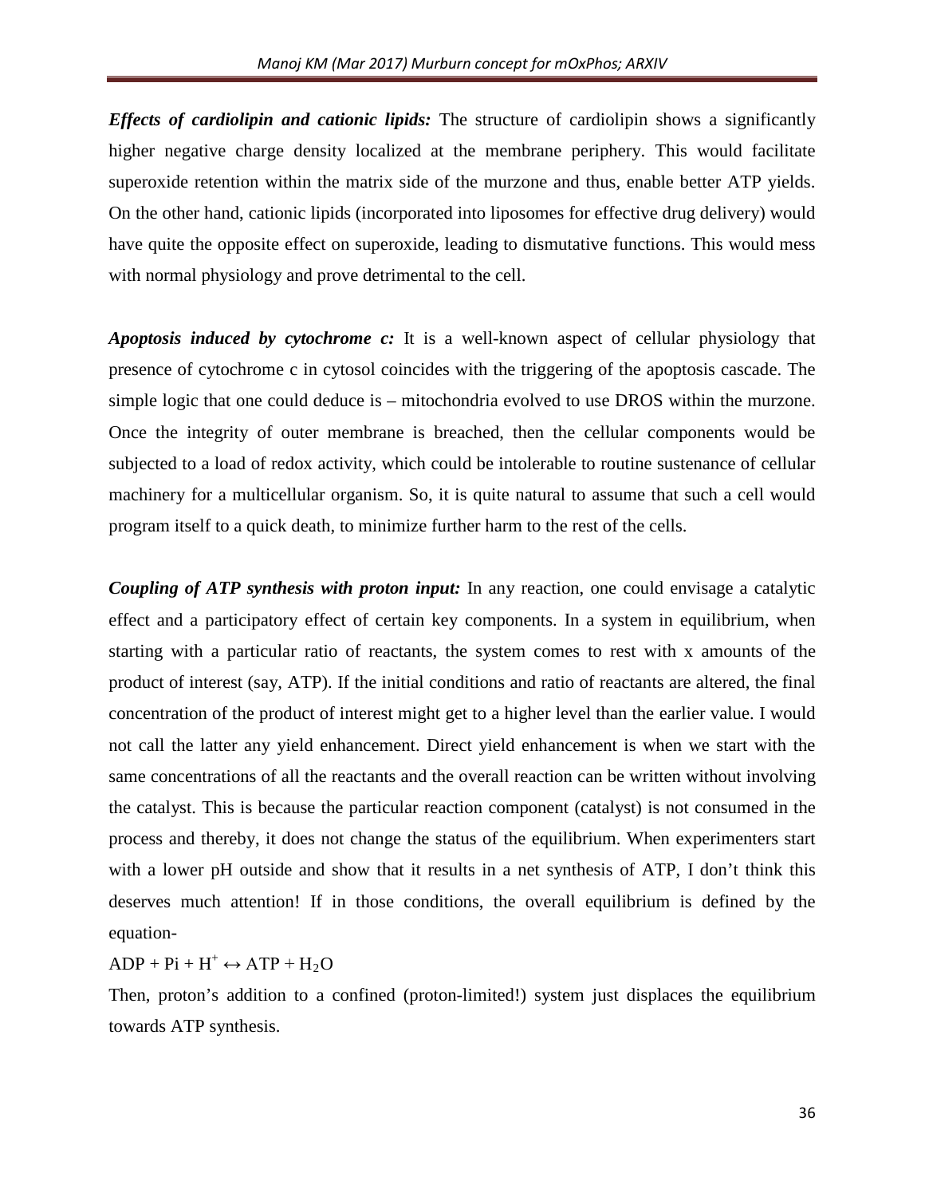***Effects of cardiolipin and cationic lipids:*** The structure of cardiolipin shows a significantly higher negative charge density localized at the membrane periphery. This would facilitate superoxide retention within the matrix side of the murzone and thus, enable better ATP yields. On the other hand, cationic lipids (incorporated into liposomes for effective drug delivery) would have quite the opposite effect on superoxide, leading to dismutative functions. This would mess with normal physiology and prove detrimental to the cell.

***Apoptosis induced by cytochrome c:*** It is a well-known aspect of cellular physiology that presence of cytochrome c in cytosol coincides with the triggering of the apoptosis cascade. The simple logic that one could deduce is – mitochondria evolved to use DROS within the murzone. Once the integrity of outer membrane is breached, then the cellular components would be subjected to a load of redox activity, which could be intolerable to routine sustenance of cellular machinery for a multicellular organism. So, it is quite natural to assume that such a cell would program itself to a quick death, to minimize further harm to the rest of the cells.

***Coupling of ATP synthesis with proton input:*** In any reaction, one could envisage a catalytic effect and a participatory effect of certain key components. In a system in equilibrium, when starting with a particular ratio of reactants, the system comes to rest with x amounts of the product of interest (say, ATP). If the initial conditions and ratio of reactants are altered, the final concentration of the product of interest might get to a higher level than the earlier value. I would not call the latter any yield enhancement. Direct yield enhancement is when we start with the same concentrations of all the reactants and the overall reaction can be written without involving the catalyst. This is because the particular reaction component (catalyst) is not consumed in the process and thereby, it does not change the status of the equilibrium. When experimenters start with a lower pH outside and show that it results in a net synthesis of ATP, I don't think this deserves much attention! If in those conditions, the overall equilibrium is defined by the equation-

$$ADP + Pi + H^+ \leftrightarrow ATP + H_2O$$

Then, proton's addition to a confined (proton-limited!) system just displaces the equilibrium towards ATP synthesis.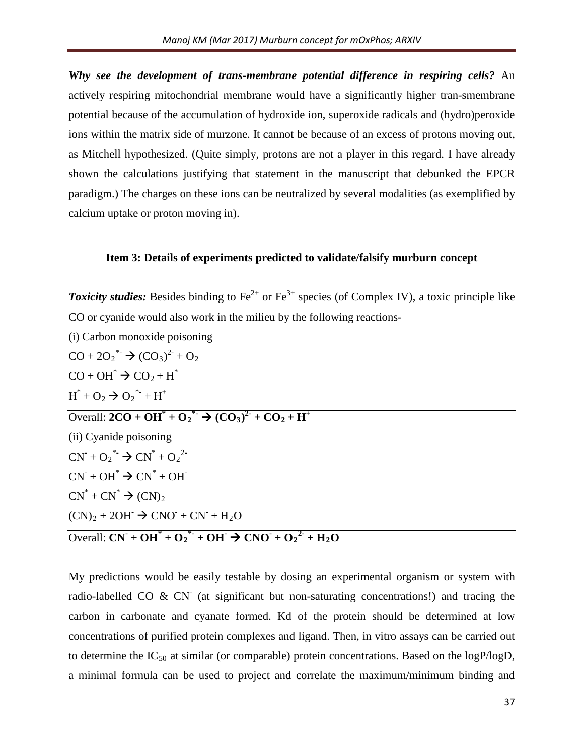***Why see the development of trans-membrane potential difference in respiring cells?*** An actively respiring mitochondrial membrane would have a significantly higher tran-smembrane potential because of the accumulation of hydroxide ion, superoxide radicals and (hydro)peroxide ions within the matrix side of murzone. It cannot be because of an excess of protons moving out, as Mitchell hypothesized. (Quite simply, protons are not a player in this regard. I have already shown the calculations justifying that statement in the manuscript that debunked the EPCR paradigm.) The charges on these ions can be neutralized by several modalities (as exemplified by calcium uptake or proton moving in).

**Item 3: Details of experiments predicted to validate/falsify murburn concept**

***Toxicity studies:*** Besides binding to $Fe^{2+}$ or $Fe^{3+}$ species (of Complex IV), a toxic principle like CO or cyanide would also work in the milieu by the following reactions-

(i) Carbon monoxide poisoning

$CO + 2O_2^{*-} \rightarrow (CO_3)^{2-} + O_2$

$CO + OH^{*} \rightarrow CO_2 + H^{*}$

$H^{*} + O_2 \rightarrow O_2^{*-} + H^{+}$

Overall: $\mathbf{2CO + OH^{*} + O_2^{*-} \rightarrow (CO_3)^{2-} + CO_2 + H^{+}}$

(ii) Cyanide poisoning

$CN^{-} + O_2^{*-} \rightarrow CN^{*} + O_2^{2-}$

$CN^{-} + OH^{*} \rightarrow CN^{*} + OH^{-}$

$CN^{*} + CN^{*} \rightarrow (CN)_2$

$(CN)_2 + 2OH^{-} \rightarrow CNO^{-} + CN^{-} + H_2O$

Overall: $\mathbf{CN^{-} + OH^{*} + O_2^{*-} + OH^{-} \rightarrow CNO^{-} + O_2^{2-} + H_2O}$

My predictions would be easily testable by dosing an experimental organism or system with radio-labelled CO & $CN^{-}$ (at significant but non-saturating concentrations!) and tracing the carbon in carbonate and cyanate formed. Kd of the protein should be determined at low concentrations of purified protein complexes and ligand. Then, in vitro assays can be carried out to determine the $IC_{50}$ at similar (or comparable) protein concentrations. Based on the logP/logD, a minimal formula can be used to project and correlate the maximum/minimum binding and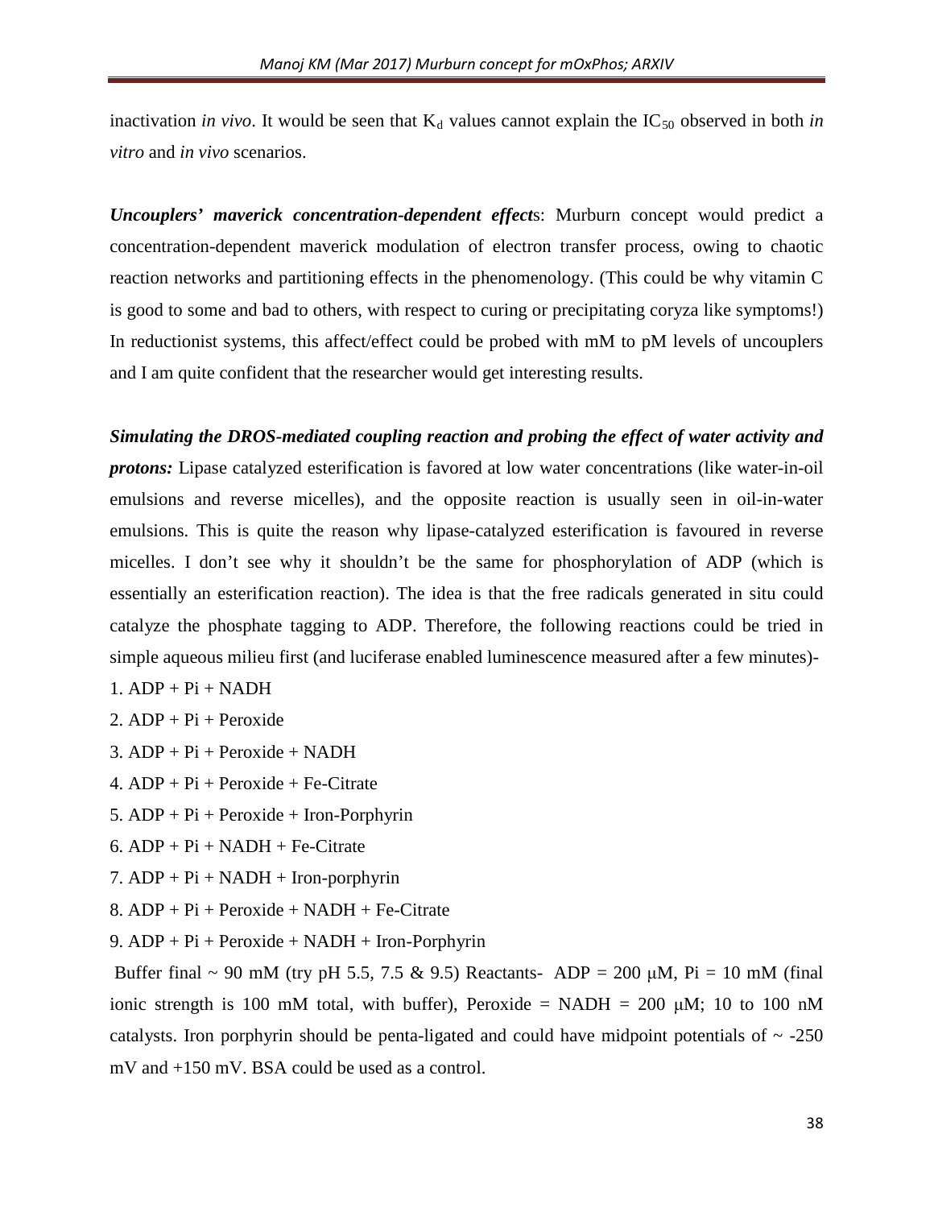inactivation *in vivo*. It would be seen that $K_d$ values cannot explain the $IC_{50}$ observed in both *in vitro* and *in vivo* scenarios.

***Uncouplers' maverick concentration-dependent effect*s**: Murburn concept would predict a concentration-dependent maverick modulation of electron transfer process, owing to chaotic reaction networks and partitioning effects in the phenomenology. (This could be why vitamin C is good to some and bad to others, with respect to curing or precipitating coryza like symptoms!) In reductionist systems, this affect/effect could be probed with mM to pM levels of uncouplers and I am quite confident that the researcher would get interesting results.

***Simulating the DROS-mediated coupling reaction and probing the effect of water activity and protons:*** Lipase catalyzed esterification is favored at low water concentrations (like water-in-oil emulsions and reverse micelles), and the opposite reaction is usually seen in oil-in-water emulsions. This is quite the reason why lipase-catalyzed esterification is favoured in reverse micelles. I don't see why it shouldn't be the same for phosphorylation of ADP (which is essentially an esterification reaction). The idea is that the free radicals generated in situ could catalyze the phosphate tagging to ADP. Therefore, the following reactions could be tried in simple aqueous milieu first (and luciferase enabled luminescence measured after a few minutes)-

1. ADP + Pi + NADH
2. ADP + Pi + Peroxide
3. ADP + Pi + Peroxide + NADH
4. ADP + Pi + Peroxide + Fe-Citrate
5. ADP + Pi + Peroxide + Iron-Porphyrin
6. ADP + Pi + NADH + Fe-Citrate
7. ADP + Pi + NADH + Iron-porphyrin
8. ADP + Pi + Peroxide + NADH + Fe-Citrate
9. ADP + Pi + Peroxide + NADH + Iron-Porphyrin

Buffer final ~ 90 mM (try pH 5.5, 7.5 & 9.5) Reactants- ADP = 200 μM, Pi = 10 mM (final ionic strength is 100 mM total, with buffer), Peroxide = NADH = 200 μM; 10 to 100 nM catalysts. Iron porphyrin should be penta-ligated and could have midpoint potentials of ~ -250 mV and +150 mV. BSA could be used as a control.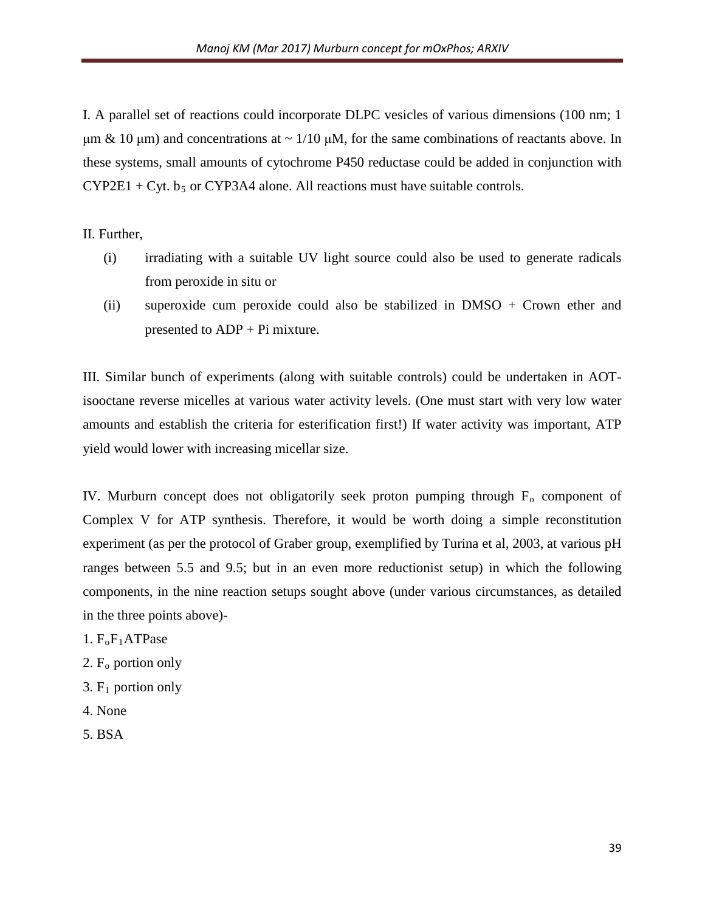I. A parallel set of reactions could incorporate DLPC vesicles of various dimensions (100 nm; 1 μm & 10 μm) and concentrations at ~ 1/10 μM, for the same combinations of reactants above. In these systems, small amounts of cytochrome P450 reductase could be added in conjunction with CYP2E1 + Cyt. $b_5$ or CYP3A4 alone. All reactions must have suitable controls.

II. Further,

(i) irradiating with a suitable UV light source could also be used to generate radicals from peroxide in situ or

(ii) superoxide cum peroxide could also be stabilized in DMSO + Crown ether and presented to ADP + Pi mixture.

III. Similar bunch of experiments (along with suitable controls) could be undertaken in AOT-isooctane reverse micelles at various water activity levels. (One must start with very low water amounts and establish the criteria for esterification first!) If water activity was important, ATP yield would lower with increasing micellar size.

IV. Murburn concept does not obligatorily seek proton pumping through $F_o$ component of Complex V for ATP synthesis. Therefore, it would be worth doing a simple reconstitution experiment (as per the protocol of Graber group, exemplified by Turina et al, 2003, at various pH ranges between 5.5 and 9.5; but in an even more reductionist setup) in which the following components, in the nine reaction setups sought above (under various circumstances, as detailed in the three points above)-

1. $F_oF_1$ATPase
2. $F_o$ portion only
3. $F_1$ portion only
4. None
5. BSA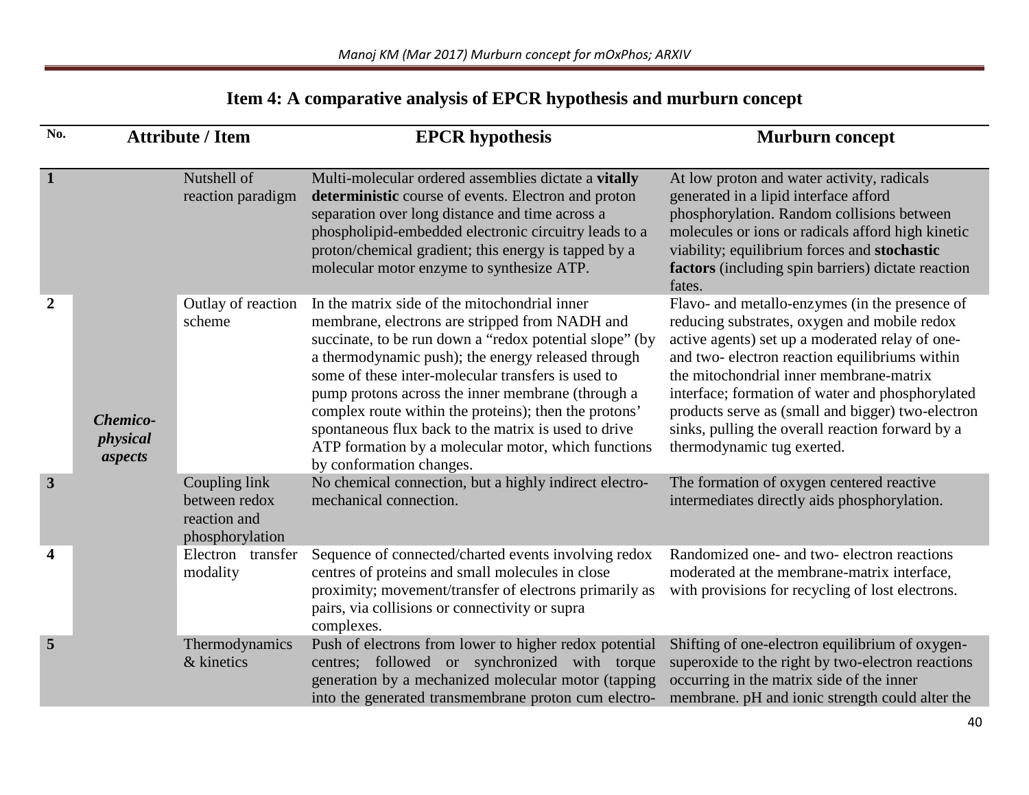## Item 4: A comparative analysis of EPCR hypothesis and murburn concept

| No. | Attribute / Item | | EPCR hypothesis | Murburn concept |
|---|---|---|---|---|
| **1** | | Nutshell of reaction paradigm | Multi-molecular ordered assemblies dictate a **vitally deterministic** course of events. Electron and proton separation over long distance and time across a phospholipid-embedded electronic circuitry leads to a proton/chemical gradient; this energy is tapped by a molecular motor enzyme to synthesize ATP. | At low proton and water activity, radicals generated in a lipid interface afford phosphorylation. Random collisions between molecules or ions or radicals afford high kinetic viability; equilibrium forces and **stochastic factors** (including spin barriers) dictate reaction fates. |
| **2** | ***Chemico-physical aspects*** | Outlay of reaction scheme | In the matrix side of the mitochondrial inner membrane, electrons are stripped from NADH and succinate, to be run down a "redox potential slope" (by a thermodynamic push); the energy released through some of these inter-molecular transfers is used to pump protons across the inner membrane (through a complex route within the proteins); then the protons' spontaneous flux back to the matrix is used to drive ATP formation by a molecular motor, which functions by conformation changes. | Flavo- and metallo-enzymes (in the presence of reducing substrates, oxygen and mobile redox active agents) set up a moderated relay of one- and two- electron reaction equilibriums within the mitochondrial inner membrane-matrix interface; formation of water and phosphorylated products serve as (small and bigger) two-electron sinks, pulling the overall reaction forward by a thermodynamic tug exerted. |
| **3** | | Coupling link between redox reaction and phosphorylation | No chemical connection, but a highly indirect electro-mechanical connection. | The formation of oxygen centered reactive intermediates directly aids phosphorylation. |
| **4** | | Electron transfer modality | Sequence of connected/charted events involving redox centres of proteins and small molecules in close proximity; movement/transfer of electrons primarily as pairs, via collisions or connectivity or supra complexes. | Randomized one- and two- electron reactions moderated at the membrane-matrix interface, with provisions for recycling of lost electrons. |
| **5** | | Thermodynamics & kinetics | Push of electrons from lower to higher redox potential centres; followed or synchronized with torque generation by a mechanized molecular motor (tapping into the generated transmembrane proton cum electro- | Shifting of one-electron equilibrium of oxygen-superoxide to the right by two-electron reactions occurring in the matrix side of the inner membrane. pH and ionic strength could alter the |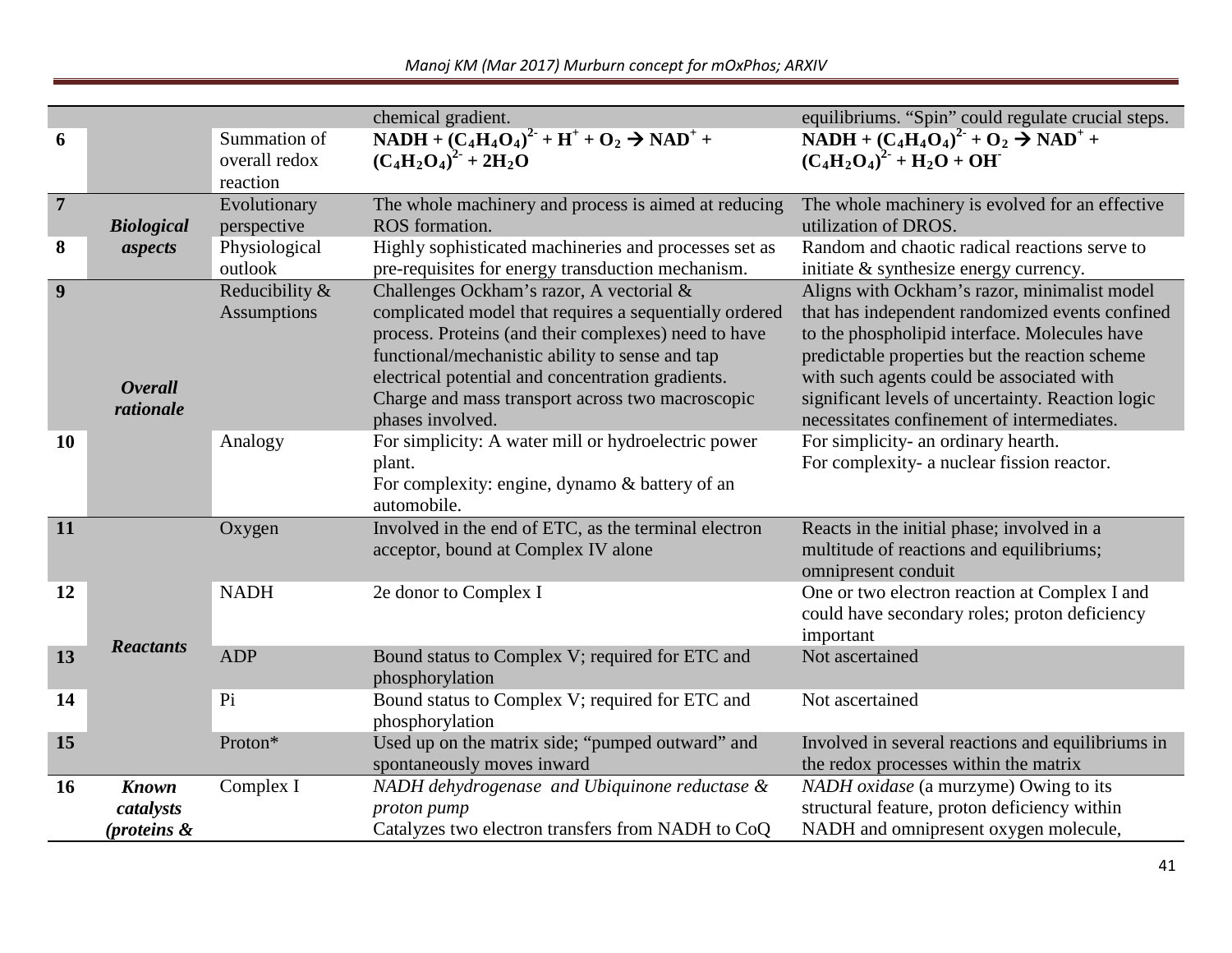| | | | | |
|---|---|---|---|---|
| | | | chemical gradient. | equilibriums. "Spin" could regulate crucial steps. |
| **6** | | Summation of overall redox reaction | $\mathbf{NADH + (C_4H_4O_4)^{2-} + H^+ + O_2 \rightarrow NAD^+ + (C_4H_2O_4)^{2-} + 2H_2O}$ | $\mathbf{NADH + (C_4H_4O_4)^{2-} + O_2 \rightarrow NAD^+ + (C_4H_2O_4)^{2-} + H_2O + OH^-}$ |
| **7** | ***Biological aspects*** | Evolutionary perspective | The whole machinery and process is aimed at reducing ROS formation. | The whole machinery is evolved for an effective utilization of DROS. |
| **8** | | Physiological outlook | Highly sophisticated machineries and processes set as pre-requisites for energy transduction mechanism. | Random and chaotic radical reactions serve to initiate & synthesize energy currency. |
| **9** | ***Overall rationale*** | Reducibility & Assumptions | Challenges Ockham's razor, A vectorial & complicated model that requires a sequentially ordered process. Proteins (and their complexes) need to have functional/mechanistic ability to sense and tap electrical potential and concentration gradients. Charge and mass transport across two macroscopic phases involved. | Aligns with Ockham's razor, minimalist model that has independent randomized events confined to the phospholipid interface. Molecules have predictable properties but the reaction scheme with such agents could be associated with significant levels of uncertainty. Reaction logic necessitates confinement of intermediates. |
| **10** | | Analogy | For simplicity: A water mill or hydroelectric power plant.<br>For complexity: engine, dynamo & battery of an automobile. | For simplicity- an ordinary hearth.<br>For complexity- a nuclear fission reactor. |
| **11** | ***Reactants*** | Oxygen | Involved in the end of ETC, as the terminal electron acceptor, bound at Complex IV alone | Reacts in the initial phase; involved in a multitude of reactions and equilibriums; omnipresent conduit |
| **12** | | NADH | 2e donor to Complex I | One or two electron reaction at Complex I and could have secondary roles; proton deficiency important |
| **13** | | ADP | Bound status to Complex V; required for ETC and phosphorylation | Not ascertained |
| **14** | | Pi | Bound status to Complex V; required for ETC and phosphorylation | Not ascertained |
| **15** | | Proton* | Used up on the matrix side; "pumped outward" and spontaneously moves inward | Involved in several reactions and equilibriums in the redox processes within the matrix |
| **16** | ***Known catalysts (proteins &*** | Complex I | *NADH dehydrogenase and Ubiquinone reductase & proton pump*<br>Catalyzes two electron transfers from NADH to CoQ | *NADH oxidase* (a murzyme) Owing to its structural feature, proton deficiency within NADH and omnipresent oxygen molecule, |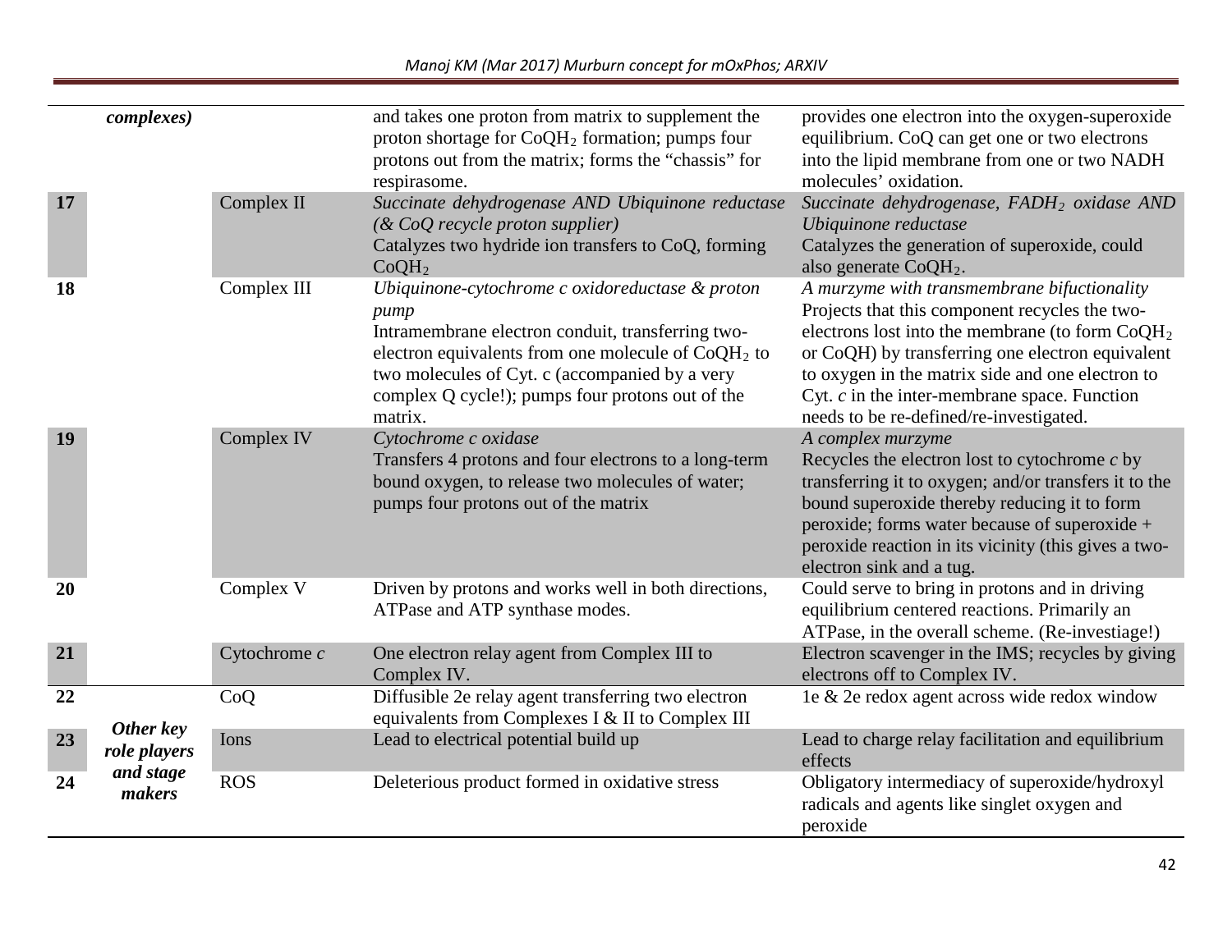| | complexes) | | and takes one proton from matrix to supplement the proton shortage for $CoQH_2$ formation; pumps four protons out from the matrix; forms the "chassis" for respirasome. | provides one electron into the oxygen-superoxide equilibrium. CoQ can get one or two electrons into the lipid membrane from one or two NADH molecules' oxidation. |
|---|---|---|---|---|
| 17 | | Complex II | *Succinate dehydrogenase AND Ubiquinone reductase (& CoQ recycle proton supplier)* Catalyzes two hydride ion transfers to CoQ, forming $CoQH_2$ | *Succinate dehydrogenase, $FADH_2$ oxidase AND Ubiquinone reductase* Catalyzes the generation of superoxide, could also generate $CoQH_2$. |
| 18 | | Complex III | *Ubiquinone-cytochrome c oxidoreductase & proton pump* Intramembrane electron conduit, transferring two-electron equivalents from one molecule of $CoQH_2$ to two molecules of Cyt. c (accompanied by a very complex Q cycle!); pumps four protons out of the matrix. | *A murzyme with transmembrane bifuctionality* Projects that this component recycles the two-electrons lost into the membrane (to form $CoQH_2$ or CoQH) by transferring one electron equivalent to oxygen in the matrix side and one electron to Cyt. *c* in the inter-membrane space. Function needs to be re-defined/re-investigated. |
| 19 | | Complex IV | *Cytochrome c oxidase* Transfers 4 protons and four electrons to a long-term bound oxygen, to release two molecules of water; pumps four protons out of the matrix | *A complex murzyme* Recycles the electron lost to cytochrome *c* by transferring it to oxygen; and/or transfers it to the bound superoxide thereby reducing it to form peroxide; forms water because of superoxide + peroxide reaction in its vicinity (this gives a two-electron sink and a tug. |
| 20 | | Complex V | Driven by protons and works well in both directions, ATPase and ATP synthase modes. | Could serve to bring in protons and in driving equilibrium centered reactions. Primarily an ATPase, in the overall scheme. (Re-investiage!) |
| 21 | | Cytochrome *c* | One electron relay agent from Complex III to Complex IV. | Electron scavenger in the IMS; recycles by giving electrons off to Complex IV. |
| 22 | ***Other key role players and stage makers*** | CoQ | Diffusible 2e relay agent transferring two electron equivalents from Complexes I & II to Complex III | 1e & 2e redox agent across wide redox window |
| 23 | | Ions | Lead to electrical potential build up | Lead to charge relay facilitation and equilibrium effects |
| 24 | | ROS | Deleterious product formed in oxidative stress | Obligatory intermediacy of superoxide/hydroxyl radicals and agents like singlet oxygen and peroxide |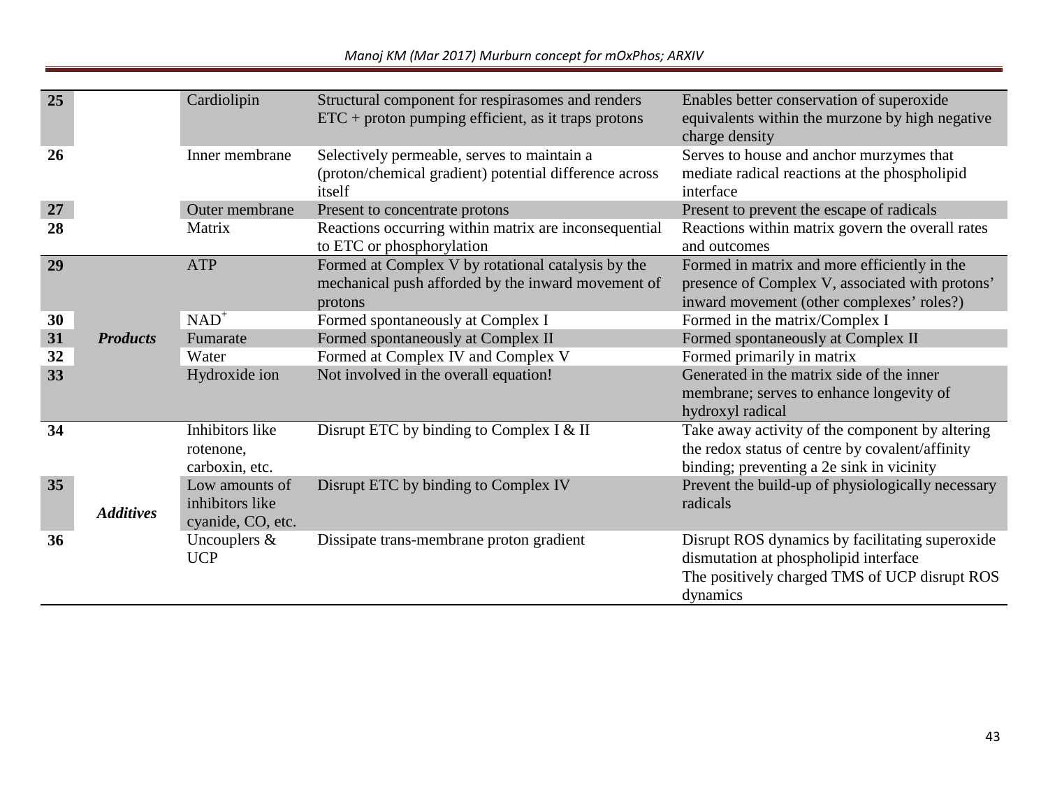| | | | | |
|---|---|---|---|---|
| **25** | | Cardiolipin | Structural component for respirasomes and renders ETC + proton pumping efficient, as it traps protons | Enables better conservation of superoxide equivalents within the murzone by high negative charge density |
| **26** | | Inner membrane | Selectively permeable, serves to maintain a (proton/chemical gradient) potential difference across itself | Serves to house and anchor murzymes that mediate radical reactions at the phospholipid interface |
| **27** | | Outer membrane | Present to concentrate protons | Present to prevent the escape of radicals |
| **28** | | Matrix | Reactions occurring within matrix are inconsequential to ETC or phosphorylation | Reactions within matrix govern the overall rates and outcomes |
| **29** | ***Products*** | ATP | Formed at Complex V by rotational catalysis by the mechanical push afforded by the inward movement of protons | Formed in matrix and more efficiently in the presence of Complex V, associated with protons' inward movement (other complexes' roles?) |
| **30** | | $NAD^+$ | Formed spontaneously at Complex I | Formed in the matrix/Complex I |
| **31** | | Fumarate | Formed spontaneously at Complex II | Formed spontaneously at Complex II |
| **32** | | Water | Formed at Complex IV and Complex V | Formed primarily in matrix |
| **33** | | Hydroxide ion | Not involved in the overall equation! | Generated in the matrix side of the inner membrane; serves to enhance longevity of hydroxyl radical |
| **34** | ***Additives*** | Inhibitors like rotenone, carboxin, etc. | Disrupt ETC by binding to Complex I & II | Take away activity of the component by altering the redox status of centre by covalent/affinity binding; preventing a 2e sink in vicinity |
| **35** | | Low amounts of inhibitors like cyanide, CO, etc. | Disrupt ETC by binding to Complex IV | Prevent the build-up of physiologically necessary radicals |
| **36** | | Uncouplers & UCP | Dissipate trans-membrane proton gradient | Disrupt ROS dynamics by facilitating superoxide dismutation at phospholipid interface<br>The positively charged TMS of UCP disrupt ROS dynamics |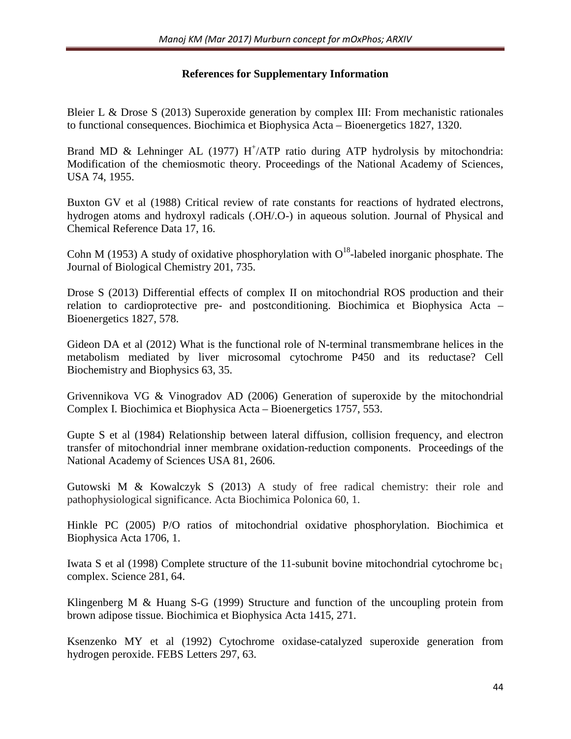### References for Supplementary Information

Bleier L & Drose S (2013) Superoxide generation by complex III: From mechanistic rationales to functional consequences. Biochimica et Biophysica Acta – Bioenergetics 1827, 1320.

Brand MD & Lehninger AL (1977) $H^+$/ATP ratio during ATP hydrolysis by mitochondria: Modification of the chemiosmotic theory. Proceedings of the National Academy of Sciences, USA 74, 1955.

Buxton GV et al (1988) Critical review of rate constants for reactions of hydrated electrons, hydrogen atoms and hydroxyl radicals (.OH/.O-) in aqueous solution. Journal of Physical and Chemical Reference Data 17, 16.

Cohn M (1953) A study of oxidative phosphorylation with $O^{18}$-labeled inorganic phosphate. The Journal of Biological Chemistry 201, 735.

Drose S (2013) Differential effects of complex II on mitochondrial ROS production and their relation to cardioprotective pre- and postconditioning. Biochimica et Biophysica Acta – Bioenergetics 1827, 578.

Gideon DA et al (2012) What is the functional role of N-terminal transmembrane helices in the metabolism mediated by liver microsomal cytochrome P450 and its reductase? Cell Biochemistry and Biophysics 63, 35.

Grivennikova VG & Vinogradov AD (2006) Generation of superoxide by the mitochondrial Complex I. Biochimica et Biophysica Acta – Bioenergetics 1757, 553.

Gupte S et al (1984) Relationship between lateral diffusion, collision frequency, and electron transfer of mitochondrial inner membrane oxidation-reduction components. Proceedings of the National Academy of Sciences USA 81, 2606.

Gutowski M & Kowalczyk S (2013) A study of free radical chemistry: their role and pathophysiological significance. Acta Biochimica Polonica 60, 1.

Hinkle PC (2005) P/O ratios of mitochondrial oxidative phosphorylation. Biochimica et Biophysica Acta 1706, 1.

Iwata S et al (1998) Complete structure of the 11-subunit bovine mitochondrial cytochrome $bc_1$ complex. Science 281, 64.

Klingenberg M & Huang S-G (1999) Structure and function of the uncoupling protein from brown adipose tissue. Biochimica et Biophysica Acta 1415, 271.

Ksenzenko MY et al (1992) Cytochrome oxidase-catalyzed superoxide generation from hydrogen peroxide. FEBS Letters 297, 63.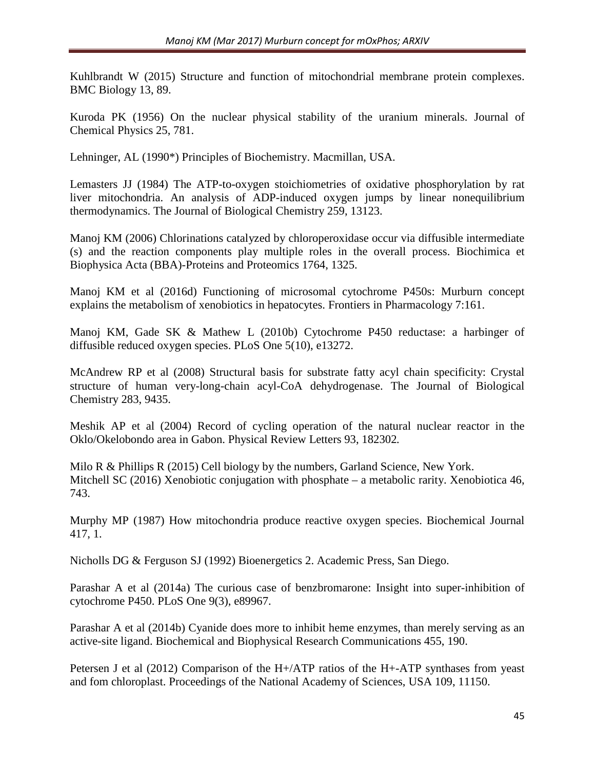Kuhlbrandt W (2015) Structure and function of mitochondrial membrane protein complexes. BMC Biology 13, 89.

Kuroda PK (1956) On the nuclear physical stability of the uranium minerals. Journal of Chemical Physics 25, 781.

Lehninger, AL (1990*) Principles of Biochemistry. Macmillan, USA.

Lemasters JJ (1984) The ATP-to-oxygen stoichiometries of oxidative phosphorylation by rat liver mitochondria. An analysis of ADP-induced oxygen jumps by linear nonequilibrium thermodynamics. The Journal of Biological Chemistry 259, 13123.

Manoj KM (2006) Chlorinations catalyzed by chloroperoxidase occur via diffusible intermediate (s) and the reaction components play multiple roles in the overall process. Biochimica et Biophysica Acta (BBA)-Proteins and Proteomics 1764, 1325.

Manoj KM et al (2016d) Functioning of microsomal cytochrome P450s: Murburn concept explains the metabolism of xenobiotics in hepatocytes. Frontiers in Pharmacology 7:161.

Manoj KM, Gade SK & Mathew L (2010b) Cytochrome P450 reductase: a harbinger of diffusible reduced oxygen species. PLoS One 5(10), e13272.

McAndrew RP et al (2008) Structural basis for substrate fatty acyl chain specificity: Crystal structure of human very-long-chain acyl-CoA dehydrogenase. The Journal of Biological Chemistry 283, 9435.

Meshik AP et al (2004) Record of cycling operation of the natural nuclear reactor in the Oklo/Okelobondo area in Gabon. Physical Review Letters 93, 182302.

Milo R & Phillips R (2015) Cell biology by the numbers, Garland Science, New York.

Mitchell SC (2016) Xenobiotic conjugation with phosphate – a metabolic rarity. Xenobiotica 46, 743.

Murphy MP (1987) How mitochondria produce reactive oxygen species. Biochemical Journal 417, 1.

Nicholls DG & Ferguson SJ (1992) Bioenergetics 2. Academic Press, San Diego.

Parashar A et al (2014a) The curious case of benzbromarone: Insight into super-inhibition of cytochrome P450. PLoS One 9(3), e89967.

Parashar A et al (2014b) Cyanide does more to inhibit heme enzymes, than merely serving as an active-site ligand. Biochemical and Biophysical Research Communications 455, 190.

Petersen J et al (2012) Comparison of the H+/ATP ratios of the H+-ATP synthases from yeast and fom chloroplast. Proceedings of the National Academy of Sciences, USA 109, 11150.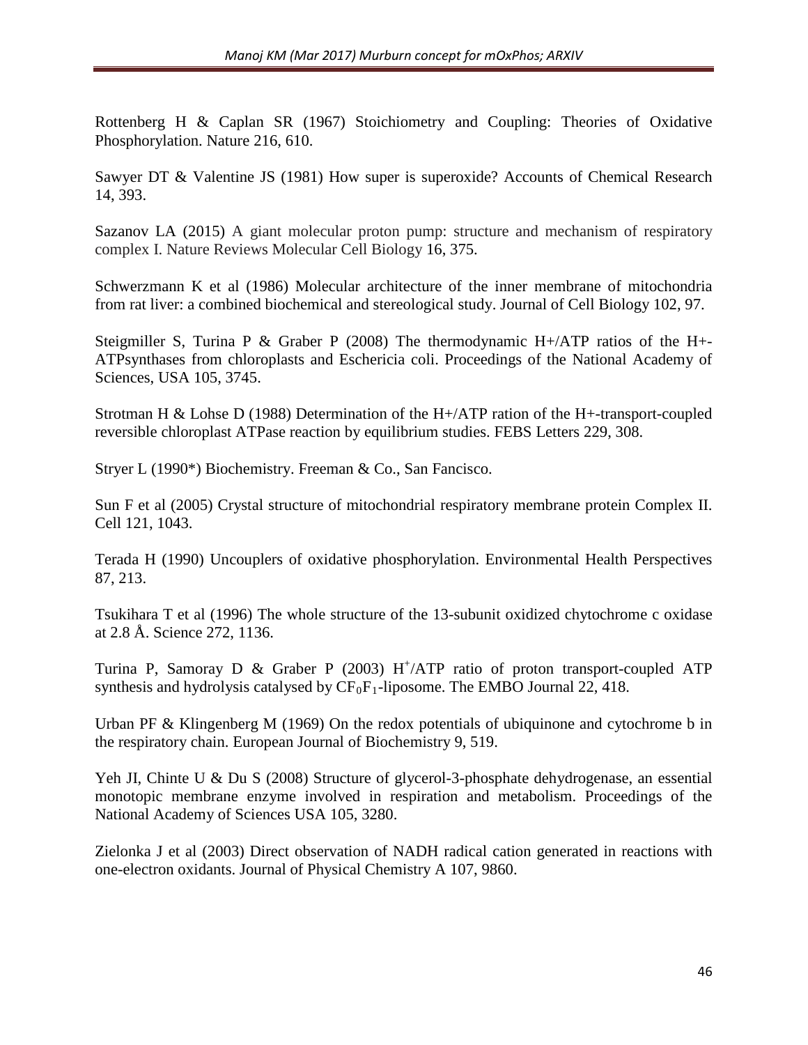Rottenberg H & Caplan SR (1967) Stoichiometry and Coupling: Theories of Oxidative Phosphorylation. Nature 216, 610.

Sawyer DT & Valentine JS (1981) How super is superoxide? Accounts of Chemical Research 14, 393.

Sazanov LA (2015) A giant molecular proton pump: structure and mechanism of respiratory complex I. Nature Reviews Molecular Cell Biology 16, 375.

Schwerzmann K et al (1986) Molecular architecture of the inner membrane of mitochondria from rat liver: a combined biochemical and stereological study. Journal of Cell Biology 102, 97.

Steigmiller S, Turina P & Graber P (2008) The thermodynamic H+/ATP ratios of the H+-ATPsynthases from chloroplasts and Eschericia coli. Proceedings of the National Academy of Sciences, USA 105, 3745.

Strotman H & Lohse D (1988) Determination of the H+/ATP ration of the H+-transport-coupled reversible chloroplast ATPase reaction by equilibrium studies. FEBS Letters 229, 308.

Stryer L (1990*) Biochemistry. Freeman & Co., San Fancisco.

Sun F et al (2005) Crystal structure of mitochondrial respiratory membrane protein Complex II. Cell 121, 1043.

Terada H (1990) Uncouplers of oxidative phosphorylation. Environmental Health Perspectives 87, 213.

Tsukihara T et al (1996) The whole structure of the 13-subunit oxidized chytochrome c oxidase at 2.8 Å. Science 272, 1136.

Turina P, Samoray D & Graber P (2003) $H^+$/ATP ratio of proton transport-coupled ATP synthesis and hydrolysis catalysed by $CF_0F_1$-liposome. The EMBO Journal 22, 418.

Urban PF & Klingenberg M (1969) On the redox potentials of ubiquinone and cytochrome b in the respiratory chain. European Journal of Biochemistry 9, 519.

Yeh JI, Chinte U & Du S (2008) Structure of glycerol-3-phosphate dehydrogenase, an essential monotopic membrane enzyme involved in respiration and metabolism. Proceedings of the National Academy of Sciences USA 105, 3280.

Zielonka J et al (2003) Direct observation of NADH radical cation generated in reactions with one-electron oxidants. Journal of Physical Chemistry A 107, 9860.